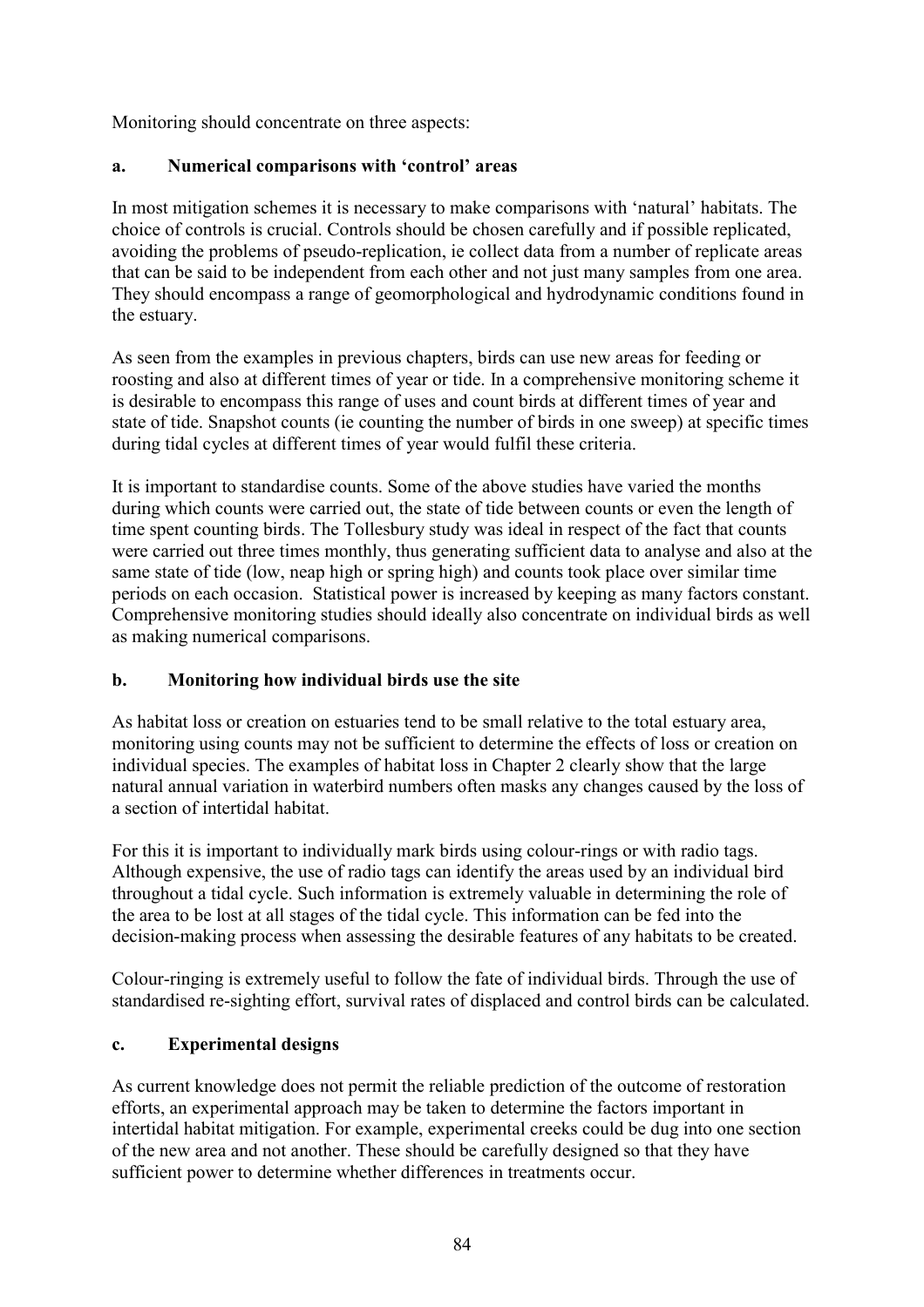Monitoring should concentrate on three aspects:

**a. Numerical comparisons with 'control' areas**

In most mitigation schemes it is necessary to make comparisons with 'natural' habitats. The choice of controls is crucial. Controls should be chosen carefully and if possible replicated, avoiding the problems of pseudo-replication, ie collect data from a number of replicate areas that can be said to be independent from each other and not just many samples from one area. They should encompass a range of geomorphological and hydrodynamic conditions found in the estuary.

As seen from the examples in previous chapters, birds can use new areas for feeding or roosting and also at different times of year or tide. In a comprehensive monitoring scheme it is desirable to encompass this range of uses and count birds at different times of year and state of tide. Snapshot counts (ie counting the number of birds in one sweep) at specific times during tidal cycles at different times of year would fulfil these criteria.

It is important to standardise counts. Some of the above studies have varied the months during which counts were carried out, the state of tide between counts or even the length of time spent counting birds. The Tollesbury study was ideal in respect of the fact that counts were carried out three times monthly, thus generating sufficient data to analyse and also at the same state of tide (low, neap high or spring high) and counts took place over similar time periods on each occasion. Statistical power is increased by keeping as many factors constant. Comprehensive monitoring studies should ideally also concentrate on individual birds as well as making numerical comparisons.

**b. Monitoring how individual birds use the site**

As habitat loss or creation on estuaries tend to be small relative to the total estuary area, monitoring using counts may not be sufficient to determine the effects of loss or creation on individual species. The examples of habitat loss in Chapter 2 clearly show that the large natural annual variation in waterbird numbers often masks any changes caused by the loss of a section of intertidal habitat.

For this it is important to individually mark birds using colour-rings or with radio tags. Although expensive, the use of radio tags can identify the areas used by an individual bird throughout a tidal cycle. Such information is extremely valuable in determining the role of the area to be lost at all stages of the tidal cycle. This information can be fed into the decision-making process when assessing the desirable features of any habitats to be created.

Colour-ringing is extremely useful to follow the fate of individual birds. Through the use of standardised re-sighting effort, survival rates of displaced and control birds can be calculated.

**c. Experimental designs**

As current knowledge does not permit the reliable prediction of the outcome of restoration efforts, an experimental approach may be taken to determine the factors important in intertidal habitat mitigation. For example, experimental creeks could be dug into one section of the new area and not another. These should be carefully designed so that they have sufficient power to determine whether differences in treatments occur.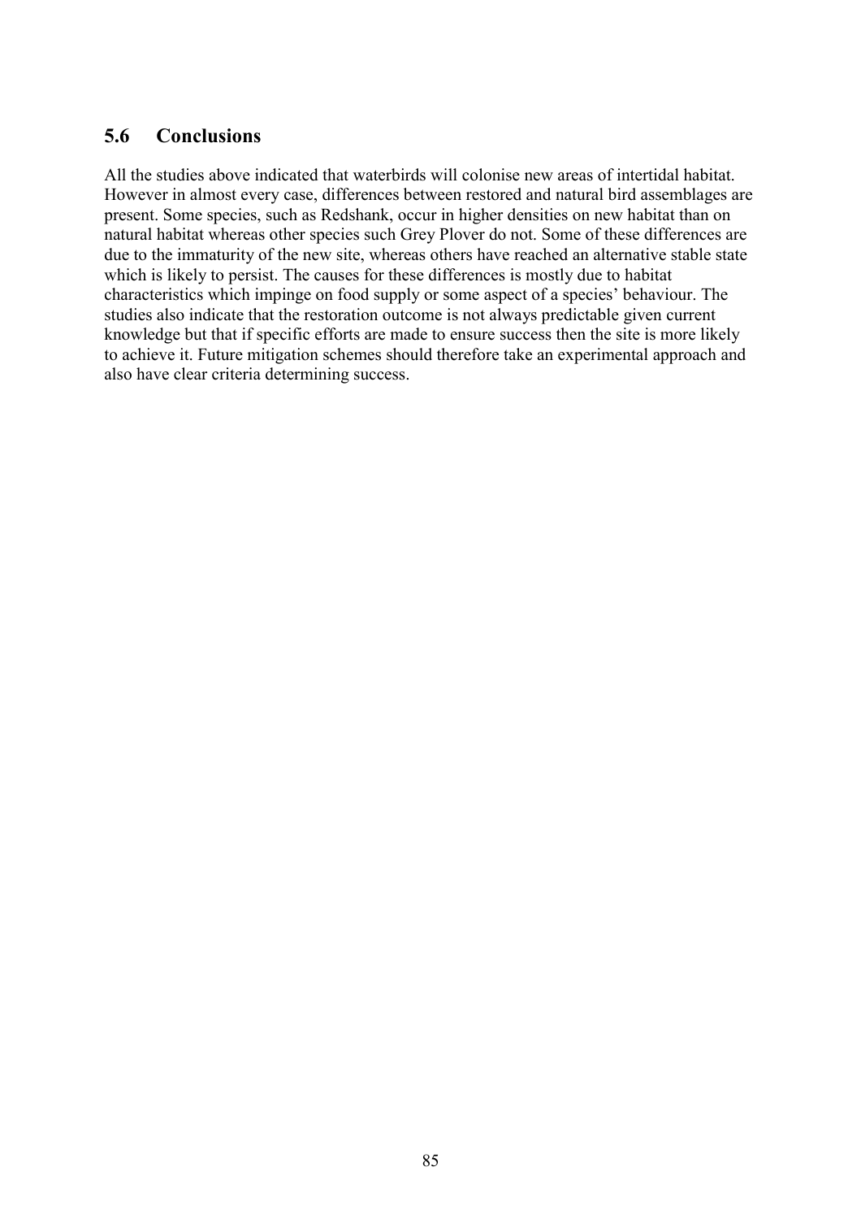## 5.6 Conclusions

All the studies above indicated that waterbirds will colonise new areas of intertidal habitat. However in almost every case, differences between restored and natural bird assemblages are present. Some species, such as Redshank, occur in higher densities on new habitat than on natural habitat whereas other species such Grey Plover do not. Some of these differences are due to the immaturity of the new site, whereas others have reached an alternative stable state which is likely to persist. The causes for these differences is mostly due to habitat characteristics which impinge on food supply or some aspect of a species' behaviour. The studies also indicate that the restoration outcome is not always predictable given current knowledge but that if specific efforts are made to ensure success then the site is more likely to achieve it. Future mitigation schemes should therefore take an experimental approach and also have clear criteria determining success.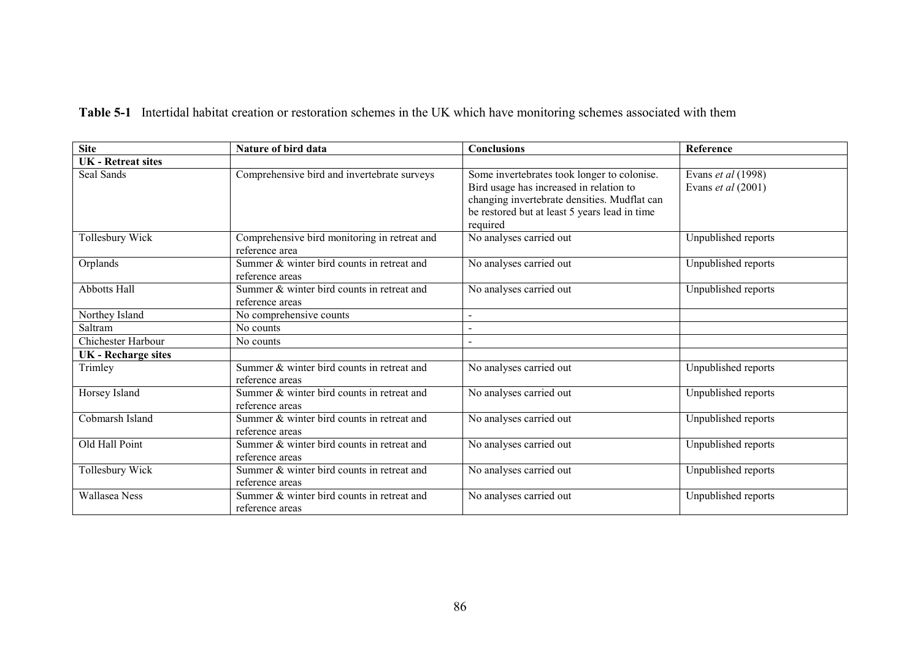**Table 5-1** Intertidal habitat creation or restoration schemes in the UK which have monitoring schemes associated with them

| Site | Nature of bird data | Conclusions | Reference |
|---|---|---|---|
| **UK - Retreat sites** | | | |
| Seal Sands | Comprehensive bird and invertebrate surveys | Some invertebrates took longer to colonise. Bird usage has increased in relation to changing invertebrate densities. Mudflat can be restored but at least 5 years lead in time required | Evans *et al* (1998)<br>Evans *et al* (2001) |
| Tollesbury Wick | Comprehensive bird monitoring in retreat and reference area | No analyses carried out | Unpublished reports |
| Orplands | Summer & winter bird counts in retreat and reference areas | No analyses carried out | Unpublished reports |
| Abbotts Hall | Summer & winter bird counts in retreat and reference areas | No analyses carried out | Unpublished reports |
| Northey Island | No comprehensive counts | - | |
| Saltram | No counts | - | |
| Chichester Harbour | No counts | - | |
| **UK - Recharge sites** | | | |
| Trimley | Summer & winter bird counts in retreat and reference areas | No analyses carried out | Unpublished reports |
| Horsey Island | Summer & winter bird counts in retreat and reference areas | No analyses carried out | Unpublished reports |
| Cobmarsh Island | Summer & winter bird counts in retreat and reference areas | No analyses carried out | Unpublished reports |
| Old Hall Point | Summer & winter bird counts in retreat and reference areas | No analyses carried out | Unpublished reports |
| Tollesbury Wick | Summer & winter bird counts in retreat and reference areas | No analyses carried out | Unpublished reports |
| Wallasea Ness | Summer & winter bird counts in retreat and reference areas | No analyses carried out | Unpublished reports |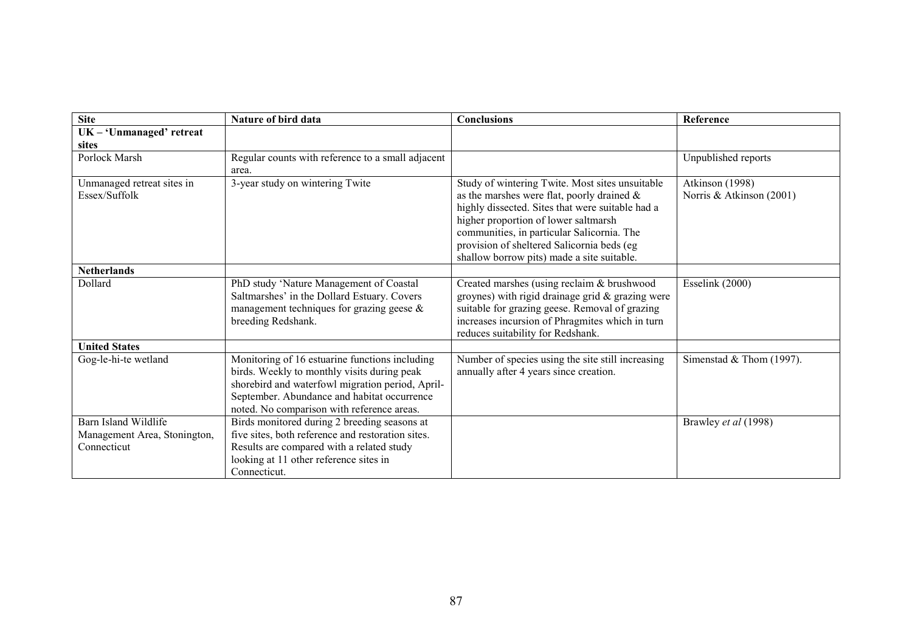| Site | Nature of bird data | Conclusions | Reference |
|---|---|---|---|
| **UK – 'Unmanaged' retreat sites** | | | |
| Porlock Marsh | Regular counts with reference to a small adjacent area. | | Unpublished reports |
| Unmanaged retreat sites in Essex/Suffolk | 3-year study on wintering Twite | Study of wintering Twite. Most sites unsuitable as the marshes were flat, poorly drained & highly dissected. Sites that were suitable had a higher proportion of lower saltmarsh communities, in particular Salicornia. The provision of sheltered Salicornia beds (eg shallow borrow pits) made a site suitable. | Atkinson (1998) Norris & Atkinson (2001) |
| **Netherlands** | | | |
| Dollard | PhD study 'Nature Management of Coastal Saltmarshes' in the Dollard Estuary. Covers management techniques for grazing geese & breeding Redshank. | Created marshes (using reclaim & brushwood groynes) with rigid drainage grid & grazing were suitable for grazing geese. Removal of grazing increases incursion of Phragmites which in turn reduces suitability for Redshank. | Esselink (2000) |
| **United States** | | | |
| Gog-le-hi-te wetland | Monitoring of 16 estuarine functions including birds. Weekly to monthly visits during peak shorebird and waterfowl migration period, April-September. Abundance and habitat occurrence noted. No comparison with reference areas. | Number of species using the site still increasing annually after 4 years since creation. | Simenstad & Thom (1997). |
| Barn Island Wildlife Management Area, Stonington, Connecticut | Birds monitored during 2 breeding seasons at five sites, both reference and restoration sites. Results are compared with a related study looking at 11 other reference sites in Connecticut. | | Brawley *et al* (1998) |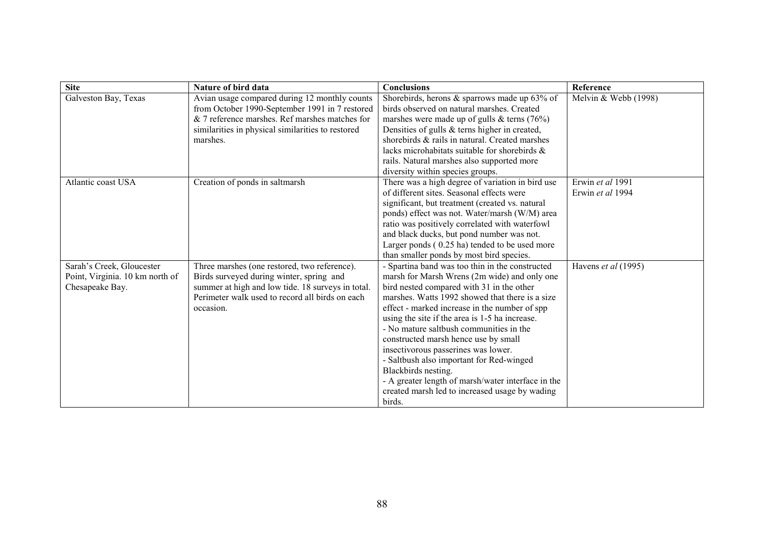| Site | Nature of bird data | Conclusions | Reference |
|---|---|---|---|
| Galveston Bay, Texas | Avian usage compared during 12 monthly counts from October 1990-September 1991 in 7 restored & 7 reference marshes. Ref marshes matches for similarities in physical similarities to restored marshes. | Shorebirds, herons & sparrows made up 63% of birds observed on natural marshes. Created marshes were made up of gulls & terns (76%) Densities of gulls & terns higher in created, shorebirds & rails in natural. Created marshes lacks microhabitats suitable for shorebirds & rails. Natural marshes also supported more diversity within species groups. | Melvin & Webb (1998) |
| Atlantic coast USA | Creation of ponds in saltmarsh | There was a high degree of variation in bird use of different sites. Seasonal effects were significant, but treatment (created vs. natural ponds) effect was not. Water/marsh (W/M) area ratio was positively correlated with waterfowl and black ducks, but pond number was not. Larger ponds ( 0.25 ha) tended to be used more than smaller ponds by most bird species. | Erwin *et al* 1991<br>Erwin *et al* 1994 |
| Sarah's Creek, Gloucester Point, Virginia. 10 km north of Chesapeake Bay. | Three marshes (one restored, two reference). Birds surveyed during winter, spring and summer at high and low tide. 18 surveys in total. Perimeter walk used to record all birds on each occasion. | - Spartina band was too thin in the constructed marsh for Marsh Wrens (2m wide) and only one bird nested compared with 31 in the other marshes. Watts 1992 showed that there is a size effect - marked increase in the number of spp using the site if the area is 1-5 ha increase.<br>- No mature saltbush communities in the constructed marsh hence use by small insectivorous passerines was lower.<br>- Saltbush also important for Red-winged Blackbirds nesting.<br>- A greater length of marsh/water interface in the created marsh led to increased usage by wading birds. | Havens *et al* (1995) |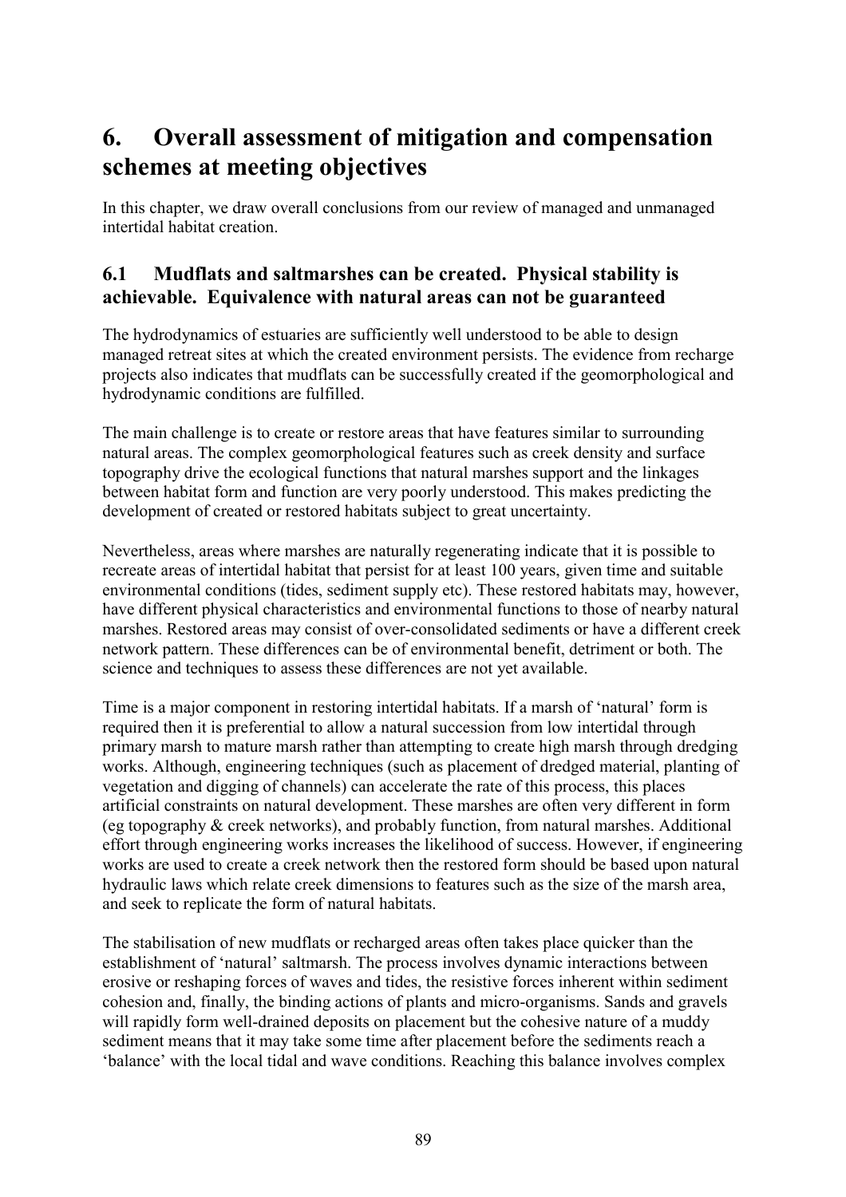# 6. Overall assessment of mitigation and compensation schemes at meeting objectives

In this chapter, we draw overall conclusions from our review of managed and unmanaged intertidal habitat creation.

## 6.1 Mudflats and saltmarshes can be created. Physical stability is achievable. Equivalence with natural areas can not be guaranteed

The hydrodynamics of estuaries are sufficiently well understood to be able to design managed retreat sites at which the created environment persists. The evidence from recharge projects also indicates that mudflats can be successfully created if the geomorphological and hydrodynamic conditions are fulfilled.

The main challenge is to create or restore areas that have features similar to surrounding natural areas. The complex geomorphological features such as creek density and surface topography drive the ecological functions that natural marshes support and the linkages between habitat form and function are very poorly understood. This makes predicting the development of created or restored habitats subject to great uncertainty.

Nevertheless, areas where marshes are naturally regenerating indicate that it is possible to recreate areas of intertidal habitat that persist for at least 100 years, given time and suitable environmental conditions (tides, sediment supply etc). These restored habitats may, however, have different physical characteristics and environmental functions to those of nearby natural marshes. Restored areas may consist of over-consolidated sediments or have a different creek network pattern. These differences can be of environmental benefit, detriment or both. The science and techniques to assess these differences are not yet available.

Time is a major component in restoring intertidal habitats. If a marsh of 'natural' form is required then it is preferential to allow a natural succession from low intertidal through primary marsh to mature marsh rather than attempting to create high marsh through dredging works. Although, engineering techniques (such as placement of dredged material, planting of vegetation and digging of channels) can accelerate the rate of this process, this places artificial constraints on natural development. These marshes are often very different in form (eg topography & creek networks), and probably function, from natural marshes. Additional effort through engineering works increases the likelihood of success. However, if engineering works are used to create a creek network then the restored form should be based upon natural hydraulic laws which relate creek dimensions to features such as the size of the marsh area, and seek to replicate the form of natural habitats.

The stabilisation of new mudflats or recharged areas often takes place quicker than the establishment of 'natural' saltmarsh. The process involves dynamic interactions between erosive or reshaping forces of waves and tides, the resistive forces inherent within sediment cohesion and, finally, the binding actions of plants and micro-organisms. Sands and gravels will rapidly form well-drained deposits on placement but the cohesive nature of a muddy sediment means that it may take some time after placement before the sediments reach a 'balance' with the local tidal and wave conditions. Reaching this balance involves complex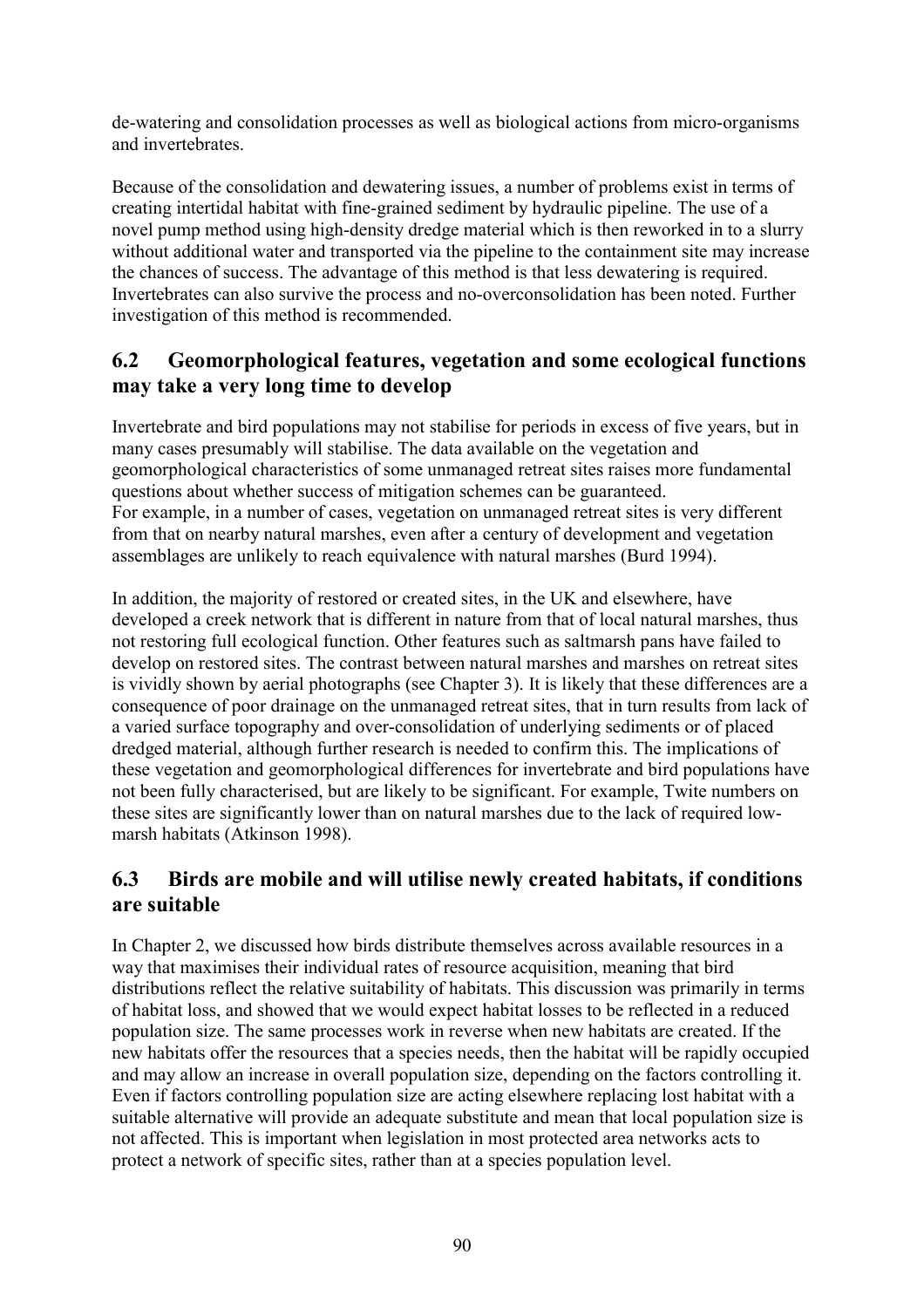de-watering and consolidation processes as well as biological actions from micro-organisms and invertebrates.

Because of the consolidation and dewatering issues, a number of problems exist in terms of creating intertidal habitat with fine-grained sediment by hydraulic pipeline. The use of a novel pump method using high-density dredge material which is then reworked in to a slurry without additional water and transported via the pipeline to the containment site may increase the chances of success. The advantage of this method is that less dewatering is required. Invertebrates can also survive the process and no-overconsolidation has been noted. Further investigation of this method is recommended.

## 6.2 Geomorphological features, vegetation and some ecological functions may take a very long time to develop

Invertebrate and bird populations may not stabilise for periods in excess of five years, but in many cases presumably will stabilise. The data available on the vegetation and geomorphological characteristics of some unmanaged retreat sites raises more fundamental questions about whether success of mitigation schemes can be guaranteed.
For example, in a number of cases, vegetation on unmanaged retreat sites is very different from that on nearby natural marshes, even after a century of development and vegetation assemblages are unlikely to reach equivalence with natural marshes (Burd 1994).

In addition, the majority of restored or created sites, in the UK and elsewhere, have developed a creek network that is different in nature from that of local natural marshes, thus not restoring full ecological function. Other features such as saltmarsh pans have failed to develop on restored sites. The contrast between natural marshes and marshes on retreat sites is vividly shown by aerial photographs (see Chapter 3). It is likely that these differences are a consequence of poor drainage on the unmanaged retreat sites, that in turn results from lack of a varied surface topography and over-consolidation of underlying sediments or of placed dredged material, although further research is needed to confirm this. The implications of these vegetation and geomorphological differences for invertebrate and bird populations have not been fully characterised, but are likely to be significant. For example, Twite numbers on these sites are significantly lower than on natural marshes due to the lack of required low-marsh habitats (Atkinson 1998).

## 6.3 Birds are mobile and will utilise newly created habitats, if conditions are suitable

In Chapter 2, we discussed how birds distribute themselves across available resources in a way that maximises their individual rates of resource acquisition, meaning that bird distributions reflect the relative suitability of habitats. This discussion was primarily in terms of habitat loss, and showed that we would expect habitat losses to be reflected in a reduced population size. The same processes work in reverse when new habitats are created. If the new habitats offer the resources that a species needs, then the habitat will be rapidly occupied and may allow an increase in overall population size, depending on the factors controlling it. Even if factors controlling population size are acting elsewhere replacing lost habitat with a suitable alternative will provide an adequate substitute and mean that local population size is not affected. This is important when legislation in most protected area networks acts to protect a network of specific sites, rather than at a species population level.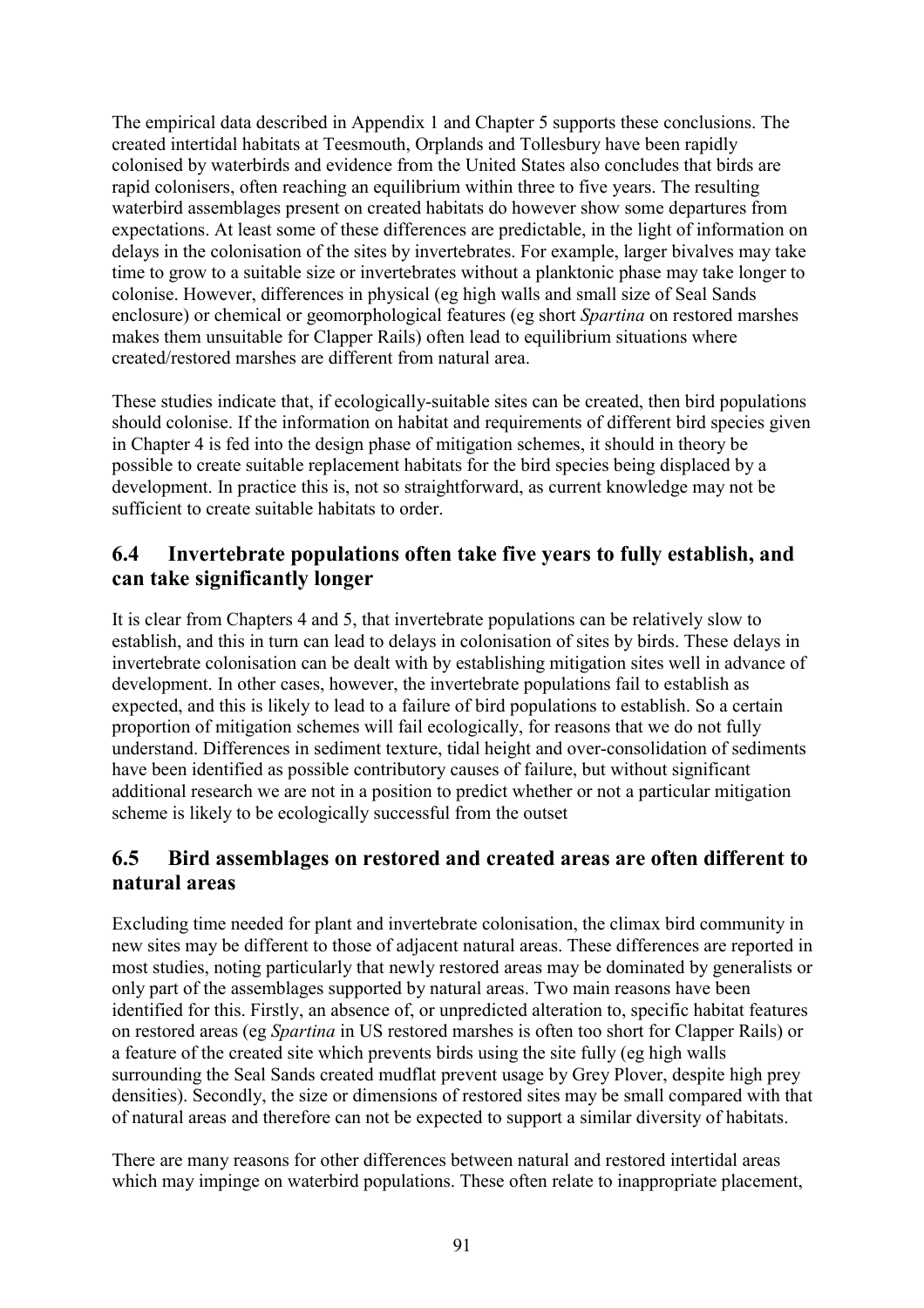The empirical data described in Appendix 1 and Chapter 5 supports these conclusions. The created intertidal habitats at Teesmouth, Orplands and Tollesbury have been rapidly colonised by waterbirds and evidence from the United States also concludes that birds are rapid colonisers, often reaching an equilibrium within three to five years. The resulting waterbird assemblages present on created habitats do however show some departures from expectations. At least some of these differences are predictable, in the light of information on delays in the colonisation of the sites by invertebrates. For example, larger bivalves may take time to grow to a suitable size or invertebrates without a planktonic phase may take longer to colonise. However, differences in physical (eg high walls and small size of Seal Sands enclosure) or chemical or geomorphological features (eg short *Spartina* on restored marshes makes them unsuitable for Clapper Rails) often lead to equilibrium situations where created/restored marshes are different from natural area.

These studies indicate that, if ecologically-suitable sites can be created, then bird populations should colonise. If the information on habitat and requirements of different bird species given in Chapter 4 is fed into the design phase of mitigation schemes, it should in theory be possible to create suitable replacement habitats for the bird species being displaced by a development. In practice this is, not so straightforward, as current knowledge may not be sufficient to create suitable habitats to order.

## 6.4 Invertebrate populations often take five years to fully establish, and can take significantly longer

It is clear from Chapters 4 and 5, that invertebrate populations can be relatively slow to establish, and this in turn can lead to delays in colonisation of sites by birds. These delays in invertebrate colonisation can be dealt with by establishing mitigation sites well in advance of development. In other cases, however, the invertebrate populations fail to establish as expected, and this is likely to lead to a failure of bird populations to establish. So a certain proportion of mitigation schemes will fail ecologically, for reasons that we do not fully understand. Differences in sediment texture, tidal height and over-consolidation of sediments have been identified as possible contributory causes of failure, but without significant additional research we are not in a position to predict whether or not a particular mitigation scheme is likely to be ecologically successful from the outset

## 6.5 Bird assemblages on restored and created areas are often different to natural areas

Excluding time needed for plant and invertebrate colonisation, the climax bird community in new sites may be different to those of adjacent natural areas. These differences are reported in most studies, noting particularly that newly restored areas may be dominated by generalists or only part of the assemblages supported by natural areas. Two main reasons have been identified for this. Firstly, an absence of, or unpredicted alteration to, specific habitat features on restored areas (eg *Spartina* in US restored marshes is often too short for Clapper Rails) or a feature of the created site which prevents birds using the site fully (eg high walls surrounding the Seal Sands created mudflat prevent usage by Grey Plover, despite high prey densities). Secondly, the size or dimensions of restored sites may be small compared with that of natural areas and therefore can not be expected to support a similar diversity of habitats.

There are many reasons for other differences between natural and restored intertidal areas which may impinge on waterbird populations. These often relate to inappropriate placement,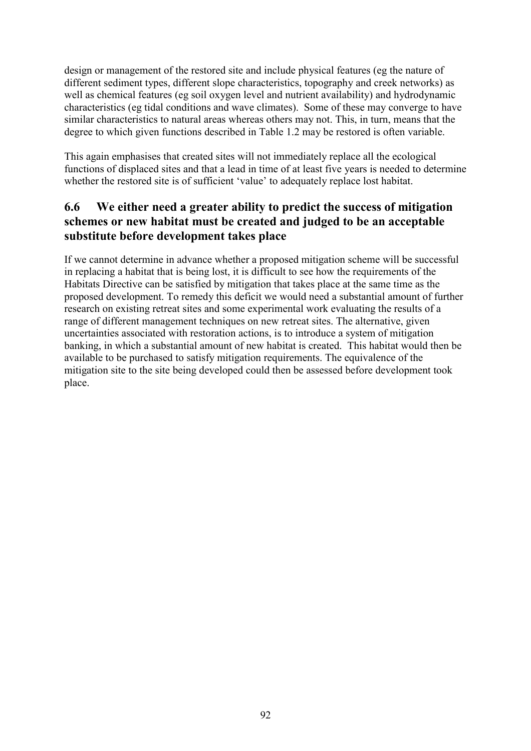design or management of the restored site and include physical features (eg the nature of different sediment types, different slope characteristics, topography and creek networks) as well as chemical features (eg soil oxygen level and nutrient availability) and hydrodynamic characteristics (eg tidal conditions and wave climates). Some of these may converge to have similar characteristics to natural areas whereas others may not. This, in turn, means that the degree to which given functions described in Table 1.2 may be restored is often variable.

This again emphasises that created sites will not immediately replace all the ecological functions of displaced sites and that a lead in time of at least five years is needed to determine whether the restored site is of sufficient 'value' to adequately replace lost habitat.

## 6.6 We either need a greater ability to predict the success of mitigation schemes or new habitat must be created and judged to be an acceptable substitute before development takes place

If we cannot determine in advance whether a proposed mitigation scheme will be successful in replacing a habitat that is being lost, it is difficult to see how the requirements of the Habitats Directive can be satisfied by mitigation that takes place at the same time as the proposed development. To remedy this deficit we would need a substantial amount of further research on existing retreat sites and some experimental work evaluating the results of a range of different management techniques on new retreat sites. The alternative, given uncertainties associated with restoration actions, is to introduce a system of mitigation banking, in which a substantial amount of new habitat is created. This habitat would then be available to be purchased to satisfy mitigation requirements. The equivalence of the mitigation site to the site being developed could then be assessed before development took place.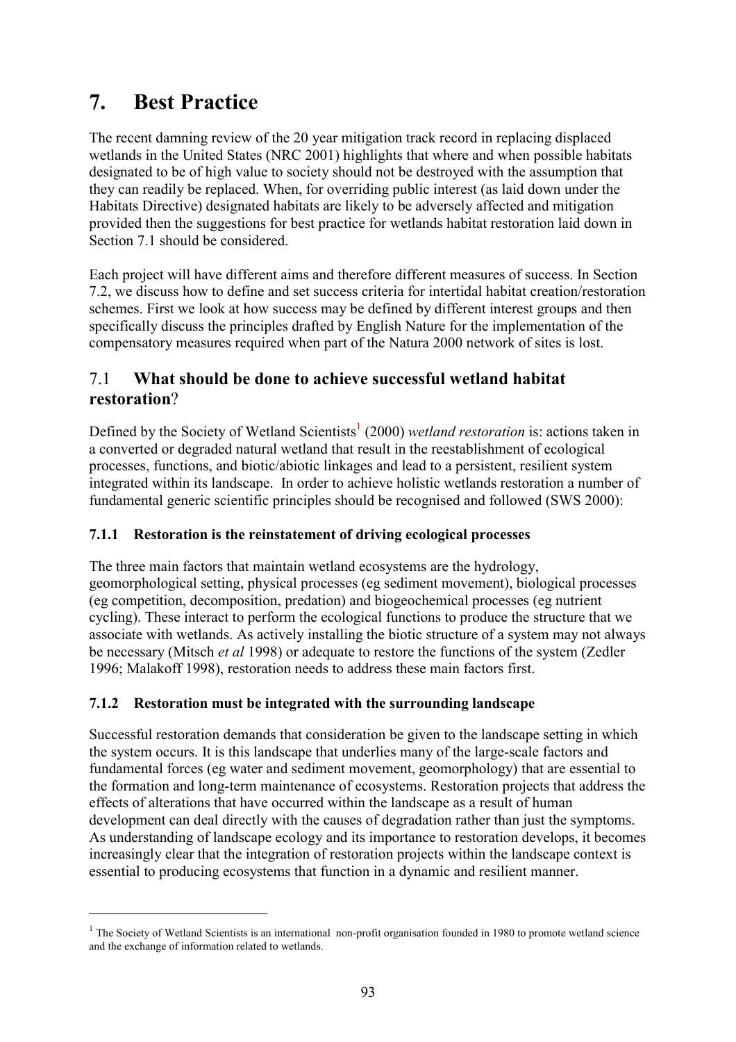# 7. Best Practice

The recent damning review of the 20 year mitigation track record in replacing displaced wetlands in the United States (NRC 2001) highlights that where and when possible habitats designated to be of high value to society should not be destroyed with the assumption that they can readily be replaced. When, for overriding public interest (as laid down under the Habitats Directive) designated habitats are likely to be adversely affected and mitigation provided then the suggestions for best practice for wetlands habitat restoration laid down in Section 7.1 should be considered.

Each project will have different aims and therefore different measures of success. In Section 7.2, we discuss how to define and set success criteria for intertidal habitat creation/restoration schemes. First we look at how success may be defined by different interest groups and then specifically discuss the principles drafted by English Nature for the implementation of the compensatory measures required when part of the Natura 2000 network of sites is lost.

## 7.1 **What should be done to achieve successful wetland habitat restoration**?

Defined by the Society of Wetland Scientists[1] (2000) *wetland restoration* is: actions taken in a converted or degraded natural wetland that result in the reestablishment of ecological processes, functions, and biotic/abiotic linkages and lead to a persistent, resilient system integrated within its landscape. In order to achieve holistic wetlands restoration a number of fundamental generic scientific principles should be recognised and followed (SWS 2000):

### 7.1.1 Restoration is the reinstatement of driving ecological processes

The three main factors that maintain wetland ecosystems are the hydrology, geomorphological setting, physical processes (eg sediment movement), biological processes (eg competition, decomposition, predation) and biogeochemical processes (eg nutrient cycling). These interact to perform the ecological functions to produce the structure that we associate with wetlands. As actively installing the biotic structure of a system may not always be necessary (Mitsch *et al* 1998) or adequate to restore the functions of the system (Zedler 1996; Malakoff 1998), restoration needs to address these main factors first.

### 7.1.2 Restoration must be integrated with the surrounding landscape

Successful restoration demands that consideration be given to the landscape setting in which the system occurs. It is this landscape that underlies many of the large-scale factors and fundamental forces (eg water and sediment movement, geomorphology) that are essential to the formation and long-term maintenance of ecosystems. Restoration projects that address the effects of alterations that have occurred within the landscape as a result of human development can deal directly with the causes of degradation rather than just the symptoms. As understanding of landscape ecology and its importance to restoration develops, it becomes increasingly clear that the integration of restoration projects within the landscape context is essential to producing ecosystems that function in a dynamic and resilient manner.

---

[1] The Society of Wetland Scientists is an international non-profit organisation founded in 1980 to promote wetland science and the exchange of information related to wetlands.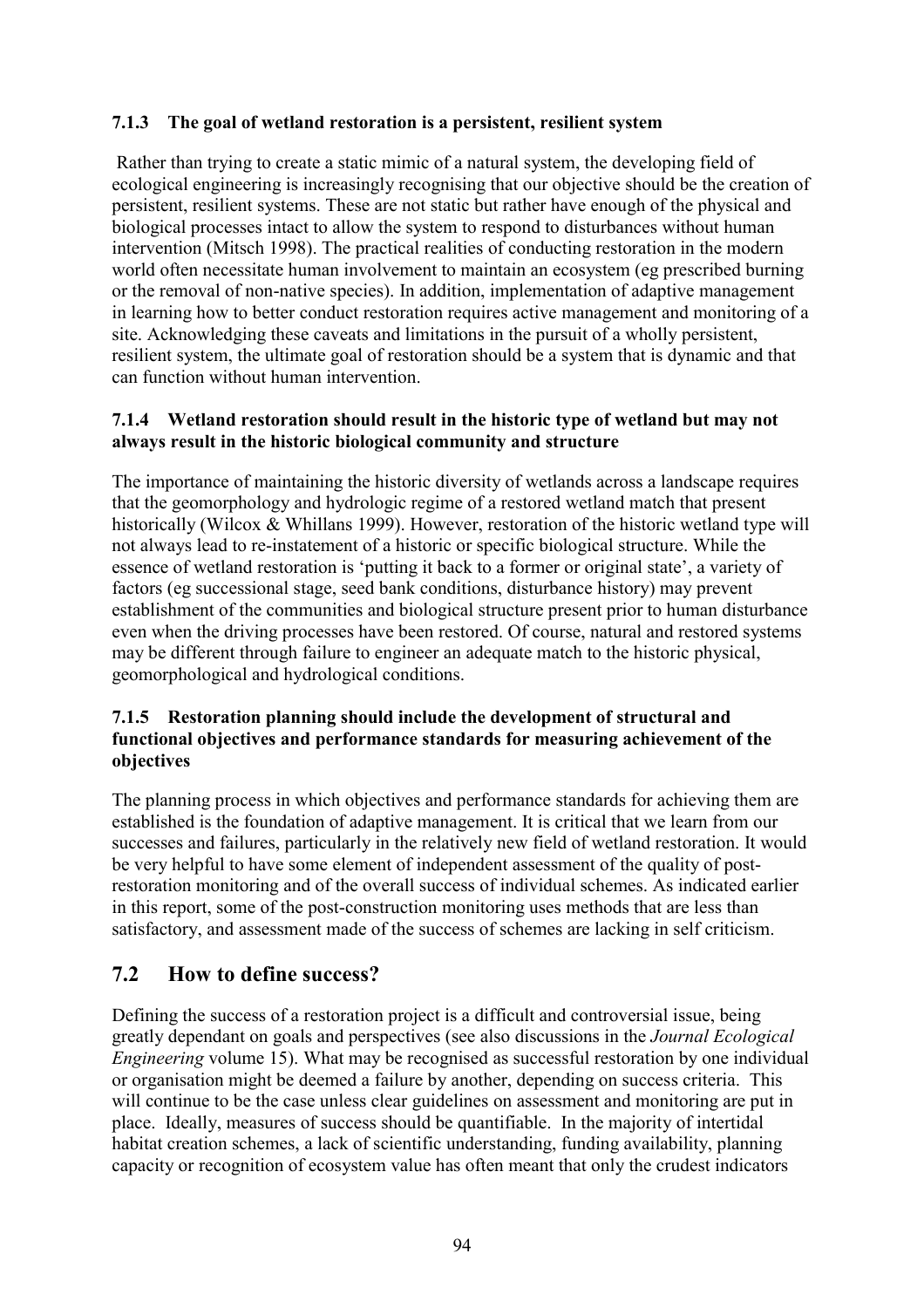#### 7.1.3 The goal of wetland restoration is a persistent, resilient system

Rather than trying to create a static mimic of a natural system, the developing field of ecological engineering is increasingly recognising that our objective should be the creation of persistent, resilient systems. These are not static but rather have enough of the physical and biological processes intact to allow the system to respond to disturbances without human intervention (Mitsch 1998). The practical realities of conducting restoration in the modern world often necessitate human involvement to maintain an ecosystem (eg prescribed burning or the removal of non-native species). In addition, implementation of adaptive management in learning how to better conduct restoration requires active management and monitoring of a site. Acknowledging these caveats and limitations in the pursuit of a wholly persistent, resilient system, the ultimate goal of restoration should be a system that is dynamic and that can function without human intervention.

#### 7.1.4 Wetland restoration should result in the historic type of wetland but may not always result in the historic biological community and structure

The importance of maintaining the historic diversity of wetlands across a landscape requires that the geomorphology and hydrologic regime of a restored wetland match that present historically (Wilcox & Whillans 1999). However, restoration of the historic wetland type will not always lead to re-instatement of a historic or specific biological structure. While the essence of wetland restoration is 'putting it back to a former or original state', a variety of factors (eg successional stage, seed bank conditions, disturbance history) may prevent establishment of the communities and biological structure present prior to human disturbance even when the driving processes have been restored. Of course, natural and restored systems may be different through failure to engineer an adequate match to the historic physical, geomorphological and hydrological conditions.

#### 7.1.5 Restoration planning should include the development of structural and functional objectives and performance standards for measuring achievement of the objectives

The planning process in which objectives and performance standards for achieving them are established is the foundation of adaptive management. It is critical that we learn from our successes and failures, particularly in the relatively new field of wetland restoration. It would be very helpful to have some element of independent assessment of the quality of post-restoration monitoring and of the overall success of individual schemes. As indicated earlier in this report, some of the post-construction monitoring uses methods that are less than satisfactory, and assessment made of the success of schemes are lacking in self criticism.

## 7.2 How to define success?

Defining the success of a restoration project is a difficult and controversial issue, being greatly dependant on goals and perspectives (see also discussions in the *Journal Ecological Engineering* volume 15). What may be recognised as successful restoration by one individual or organisation might be deemed a failure by another, depending on success criteria. This will continue to be the case unless clear guidelines on assessment and monitoring are put in place. Ideally, measures of success should be quantifiable. In the majority of intertidal habitat creation schemes, a lack of scientific understanding, funding availability, planning capacity or recognition of ecosystem value has often meant that only the crudest indicators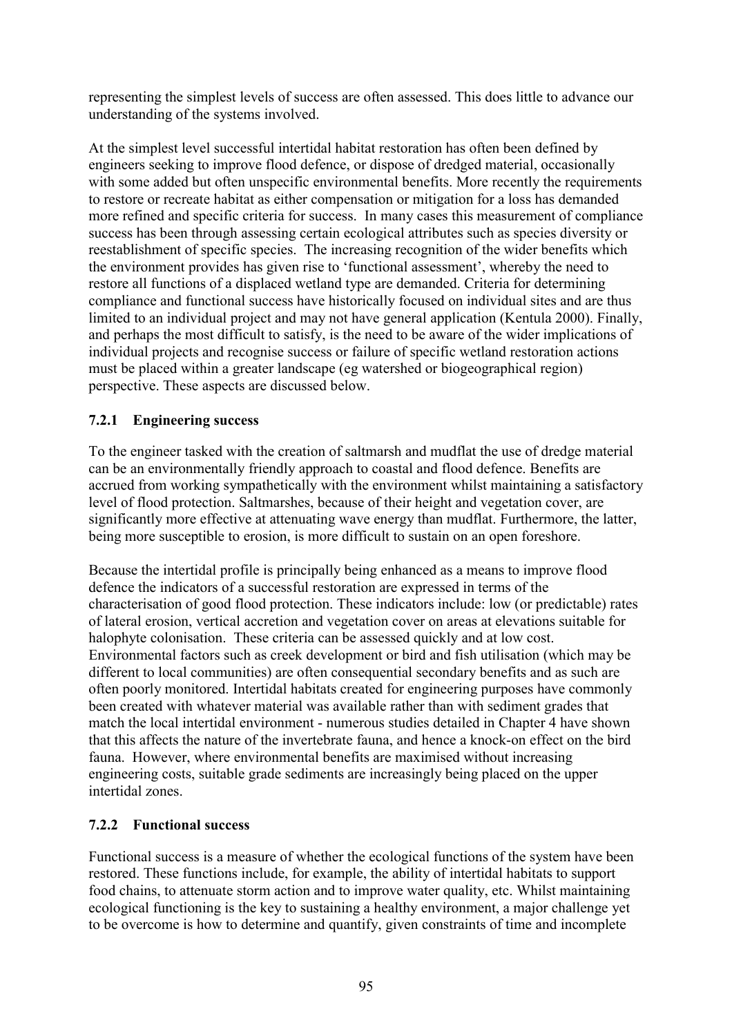representing the simplest levels of success are often assessed. This does little to advance our understanding of the systems involved.

At the simplest level successful intertidal habitat restoration has often been defined by engineers seeking to improve flood defence, or dispose of dredged material, occasionally with some added but often unspecific environmental benefits. More recently the requirements to restore or recreate habitat as either compensation or mitigation for a loss has demanded more refined and specific criteria for success. In many cases this measurement of compliance success has been through assessing certain ecological attributes such as species diversity or reestablishment of specific species. The increasing recognition of the wider benefits which the environment provides has given rise to 'functional assessment', whereby the need to restore all functions of a displaced wetland type are demanded. Criteria for determining compliance and functional success have historically focused on individual sites and are thus limited to an individual project and may not have general application (Kentula 2000). Finally, and perhaps the most difficult to satisfy, is the need to be aware of the wider implications of individual projects and recognise success or failure of specific wetland restoration actions must be placed within a greater landscape (eg watershed or biogeographical region) perspective. These aspects are discussed below.

### 7.2.1 Engineering success

To the engineer tasked with the creation of saltmarsh and mudflat the use of dredge material can be an environmentally friendly approach to coastal and flood defence. Benefits are accrued from working sympathetically with the environment whilst maintaining a satisfactory level of flood protection. Saltmarshes, because of their height and vegetation cover, are significantly more effective at attenuating wave energy than mudflat. Furthermore, the latter, being more susceptible to erosion, is more difficult to sustain on an open foreshore.

Because the intertidal profile is principally being enhanced as a means to improve flood defence the indicators of a successful restoration are expressed in terms of the characterisation of good flood protection. These indicators include: low (or predictable) rates of lateral erosion, vertical accretion and vegetation cover on areas at elevations suitable for halophyte colonisation. These criteria can be assessed quickly and at low cost. Environmental factors such as creek development or bird and fish utilisation (which may be different to local communities) are often consequential secondary benefits and as such are often poorly monitored. Intertidal habitats created for engineering purposes have commonly been created with whatever material was available rather than with sediment grades that match the local intertidal environment - numerous studies detailed in Chapter 4 have shown that this affects the nature of the invertebrate fauna, and hence a knock-on effect on the bird fauna. However, where environmental benefits are maximised without increasing engineering costs, suitable grade sediments are increasingly being placed on the upper intertidal zones.

### 7.2.2 Functional success

Functional success is a measure of whether the ecological functions of the system have been restored. These functions include, for example, the ability of intertidal habitats to support food chains, to attenuate storm action and to improve water quality, etc. Whilst maintaining ecological functioning is the key to sustaining a healthy environment, a major challenge yet to be overcome is how to determine and quantify, given constraints of time and incomplete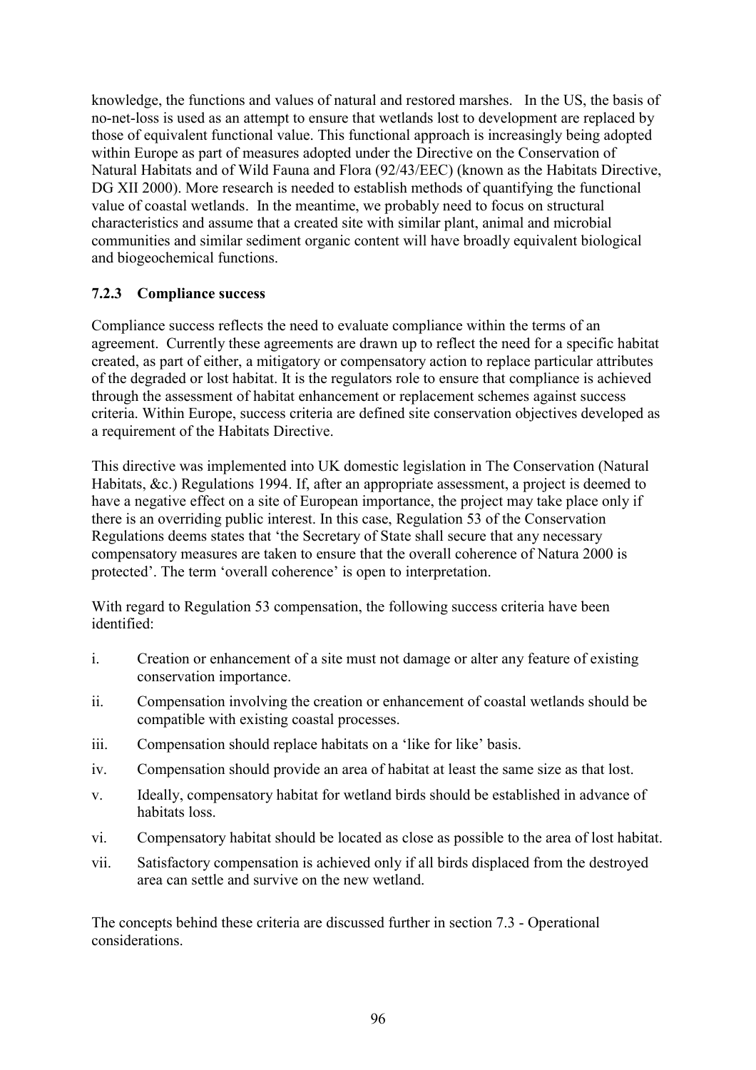knowledge, the functions and values of natural and restored marshes. In the US, the basis of no-net-loss is used as an attempt to ensure that wetlands lost to development are replaced by those of equivalent functional value. This functional approach is increasingly being adopted within Europe as part of measures adopted under the Directive on the Conservation of Natural Habitats and of Wild Fauna and Flora (92/43/EEC) (known as the Habitats Directive, DG XII 2000). More research is needed to establish methods of quantifying the functional value of coastal wetlands. In the meantime, we probably need to focus on structural characteristics and assume that a created site with similar plant, animal and microbial communities and similar sediment organic content will have broadly equivalent biological and biogeochemical functions.

### 7.2.3 Compliance success

Compliance success reflects the need to evaluate compliance within the terms of an agreement. Currently these agreements are drawn up to reflect the need for a specific habitat created, as part of either, a mitigatory or compensatory action to replace particular attributes of the degraded or lost habitat. It is the regulators role to ensure that compliance is achieved through the assessment of habitat enhancement or replacement schemes against success criteria. Within Europe, success criteria are defined site conservation objectives developed as a requirement of the Habitats Directive.

This directive was implemented into UK domestic legislation in The Conservation (Natural Habitats, &c.) Regulations 1994. If, after an appropriate assessment, a project is deemed to have a negative effect on a site of European importance, the project may take place only if there is an overriding public interest. In this case, Regulation 53 of the Conservation Regulations deems states that 'the Secretary of State shall secure that any necessary compensatory measures are taken to ensure that the overall coherence of Natura 2000 is protected'. The term 'overall coherence' is open to interpretation.

With regard to Regulation 53 compensation, the following success criteria have been identified:

i. Creation or enhancement of a site must not damage or alter any feature of existing conservation importance.

ii. Compensation involving the creation or enhancement of coastal wetlands should be compatible with existing coastal processes.

iii. Compensation should replace habitats on a 'like for like' basis.

iv. Compensation should provide an area of habitat at least the same size as that lost.

v. Ideally, compensatory habitat for wetland birds should be established in advance of habitats loss.

vi. Compensatory habitat should be located as close as possible to the area of lost habitat.

vii. Satisfactory compensation is achieved only if all birds displaced from the destroyed area can settle and survive on the new wetland.

The concepts behind these criteria are discussed further in section 7.3 - Operational considerations.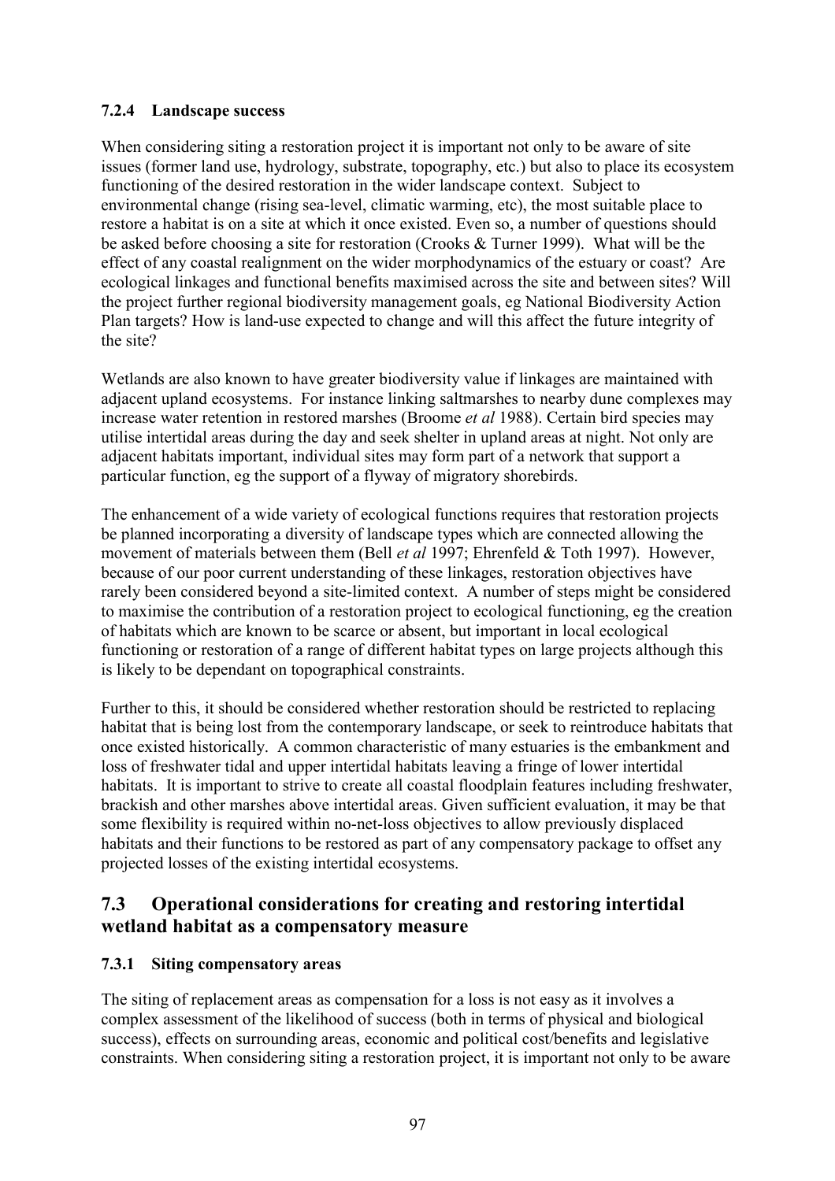### 7.2.4 Landscape success

When considering siting a restoration project it is important not only to be aware of site issues (former land use, hydrology, substrate, topography, etc.) but also to place its ecosystem functioning of the desired restoration in the wider landscape context. Subject to environmental change (rising sea-level, climatic warming, etc), the most suitable place to restore a habitat is on a site at which it once existed. Even so, a number of questions should be asked before choosing a site for restoration (Crooks & Turner 1999). What will be the effect of any coastal realignment on the wider morphodynamics of the estuary or coast? Are ecological linkages and functional benefits maximised across the site and between sites? Will the project further regional biodiversity management goals, eg National Biodiversity Action Plan targets? How is land-use expected to change and will this affect the future integrity of the site?

Wetlands are also known to have greater biodiversity value if linkages are maintained with adjacent upland ecosystems. For instance linking saltmarshes to nearby dune complexes may increase water retention in restored marshes (Broome *et al* 1988). Certain bird species may utilise intertidal areas during the day and seek shelter in upland areas at night. Not only are adjacent habitats important, individual sites may form part of a network that support a particular function, eg the support of a flyway of migratory shorebirds.

The enhancement of a wide variety of ecological functions requires that restoration projects be planned incorporating a diversity of landscape types which are connected allowing the movement of materials between them (Bell *et al* 1997; Ehrenfeld & Toth 1997). However, because of our poor current understanding of these linkages, restoration objectives have rarely been considered beyond a site-limited context. A number of steps might be considered to maximise the contribution of a restoration project to ecological functioning, eg the creation of habitats which are known to be scarce or absent, but important in local ecological functioning or restoration of a range of different habitat types on large projects although this is likely to be dependant on topographical constraints.

Further to this, it should be considered whether restoration should be restricted to replacing habitat that is being lost from the contemporary landscape, or seek to reintroduce habitats that once existed historically. A common characteristic of many estuaries is the embankment and loss of freshwater tidal and upper intertidal habitats leaving a fringe of lower intertidal habitats. It is important to strive to create all coastal floodplain features including freshwater, brackish and other marshes above intertidal areas. Given sufficient evaluation, it may be that some flexibility is required within no-net-loss objectives to allow previously displaced habitats and their functions to be restored as part of any compensatory package to offset any projected losses of the existing intertidal ecosystems.

## 7.3 Operational considerations for creating and restoring intertidal wetland habitat as a compensatory measure

### 7.3.1 Siting compensatory areas

The siting of replacement areas as compensation for a loss is not easy as it involves a complex assessment of the likelihood of success (both in terms of physical and biological success), effects on surrounding areas, economic and political cost/benefits and legislative constraints. When considering siting a restoration project, it is important not only to be aware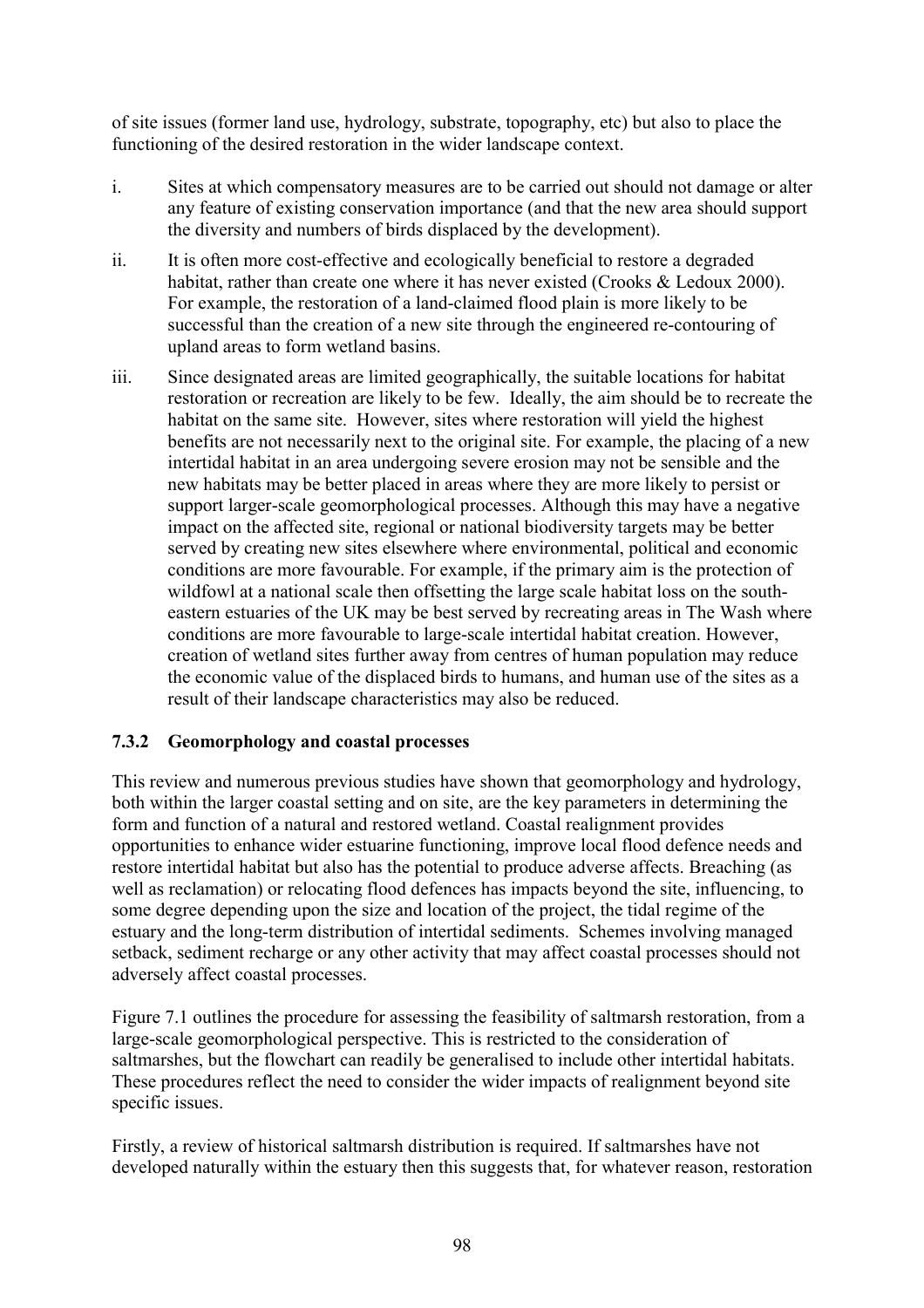of site issues (former land use, hydrology, substrate, topography, etc) but also to place the functioning of the desired restoration in the wider landscape context.

i. Sites at which compensatory measures are to be carried out should not damage or alter any feature of existing conservation importance (and that the new area should support the diversity and numbers of birds displaced by the development).

ii. It is often more cost-effective and ecologically beneficial to restore a degraded habitat, rather than create one where it has never existed (Crooks & Ledoux 2000). For example, the restoration of a land-claimed flood plain is more likely to be successful than the creation of a new site through the engineered re-contouring of upland areas to form wetland basins.

iii. Since designated areas are limited geographically, the suitable locations for habitat restoration or recreation are likely to be few. Ideally, the aim should be to recreate the habitat on the same site. However, sites where restoration will yield the highest benefits are not necessarily next to the original site. For example, the placing of a new intertidal habitat in an area undergoing severe erosion may not be sensible and the new habitats may be better placed in areas where they are more likely to persist or support larger-scale geomorphological processes. Although this may have a negative impact on the affected site, regional or national biodiversity targets may be better served by creating new sites elsewhere where environmental, political and economic conditions are more favourable. For example, if the primary aim is the protection of wildfowl at a national scale then offsetting the large scale habitat loss on the south-eastern estuaries of the UK may be best served by recreating areas in The Wash where conditions are more favourable to large-scale intertidal habitat creation. However, creation of wetland sites further away from centres of human population may reduce the economic value of the displaced birds to humans, and human use of the sites as a result of their landscape characteristics may also be reduced.

### 7.3.2 Geomorphology and coastal processes

This review and numerous previous studies have shown that geomorphology and hydrology, both within the larger coastal setting and on site, are the key parameters in determining the form and function of a natural and restored wetland. Coastal realignment provides opportunities to enhance wider estuarine functioning, improve local flood defence needs and restore intertidal habitat but also has the potential to produce adverse affects. Breaching (as well as reclamation) or relocating flood defences has impacts beyond the site, influencing, to some degree depending upon the size and location of the project, the tidal regime of the estuary and the long-term distribution of intertidal sediments. Schemes involving managed setback, sediment recharge or any other activity that may affect coastal processes should not adversely affect coastal processes.

Figure 7.1 outlines the procedure for assessing the feasibility of saltmarsh restoration, from a large-scale geomorphological perspective. This is restricted to the consideration of saltmarshes, but the flowchart can readily be generalised to include other intertidal habitats. These procedures reflect the need to consider the wider impacts of realignment beyond site specific issues.

Firstly, a review of historical saltmarsh distribution is required. If saltmarshes have not developed naturally within the estuary then this suggests that, for whatever reason, restoration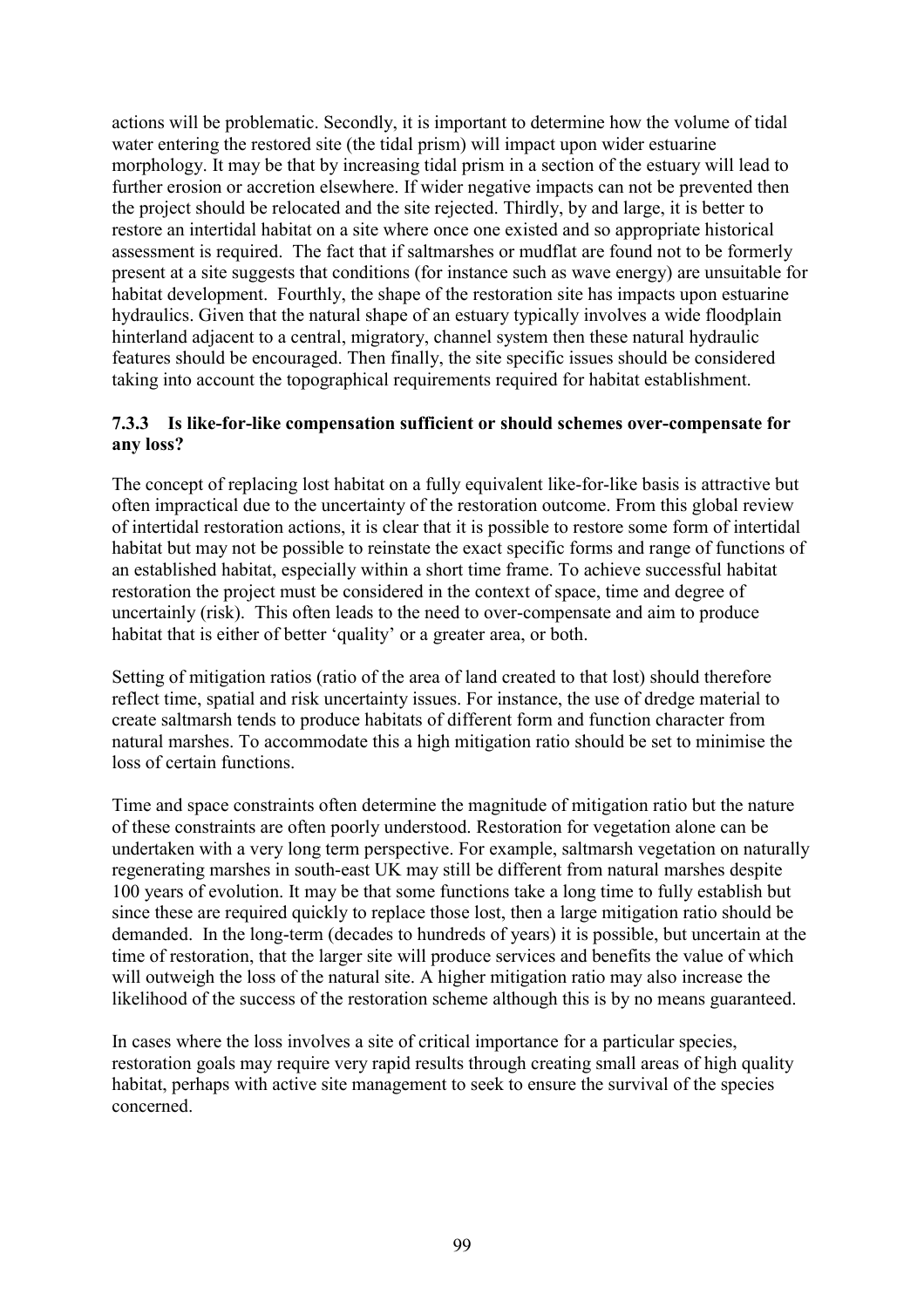actions will be problematic. Secondly, it is important to determine how the volume of tidal water entering the restored site (the tidal prism) will impact upon wider estuarine morphology. It may be that by increasing tidal prism in a section of the estuary will lead to further erosion or accretion elsewhere. If wider negative impacts can not be prevented then the project should be relocated and the site rejected. Thirdly, by and large, it is better to restore an intertidal habitat on a site where once one existed and so appropriate historical assessment is required. The fact that if saltmarshes or mudflat are found not to be formerly present at a site suggests that conditions (for instance such as wave energy) are unsuitable for habitat development. Fourthly, the shape of the restoration site has impacts upon estuarine hydraulics. Given that the natural shape of an estuary typically involves a wide floodplain hinterland adjacent to a central, migratory, channel system then these natural hydraulic features should be encouraged. Then finally, the site specific issues should be considered taking into account the topographical requirements required for habitat establishment.

### 7.3.3 Is like-for-like compensation sufficient or should schemes over-compensate for any loss?

The concept of replacing lost habitat on a fully equivalent like-for-like basis is attractive but often impractical due to the uncertainty of the restoration outcome. From this global review of intertidal restoration actions, it is clear that it is possible to restore some form of intertidal habitat but may not be possible to reinstate the exact specific forms and range of functions of an established habitat, especially within a short time frame. To achieve successful habitat restoration the project must be considered in the context of space, time and degree of uncertainly (risk). This often leads to the need to over-compensate and aim to produce habitat that is either of better 'quality' or a greater area, or both.

Setting of mitigation ratios (ratio of the area of land created to that lost) should therefore reflect time, spatial and risk uncertainty issues. For instance, the use of dredge material to create saltmarsh tends to produce habitats of different form and function character from natural marshes. To accommodate this a high mitigation ratio should be set to minimise the loss of certain functions.

Time and space constraints often determine the magnitude of mitigation ratio but the nature of these constraints are often poorly understood. Restoration for vegetation alone can be undertaken with a very long term perspective. For example, saltmarsh vegetation on naturally regenerating marshes in south-east UK may still be different from natural marshes despite 100 years of evolution. It may be that some functions take a long time to fully establish but since these are required quickly to replace those lost, then a large mitigation ratio should be demanded. In the long-term (decades to hundreds of years) it is possible, but uncertain at the time of restoration, that the larger site will produce services and benefits the value of which will outweigh the loss of the natural site. A higher mitigation ratio may also increase the likelihood of the success of the restoration scheme although this is by no means guaranteed.

In cases where the loss involves a site of critical importance for a particular species, restoration goals may require very rapid results through creating small areas of high quality habitat, perhaps with active site management to seek to ensure the survival of the species concerned.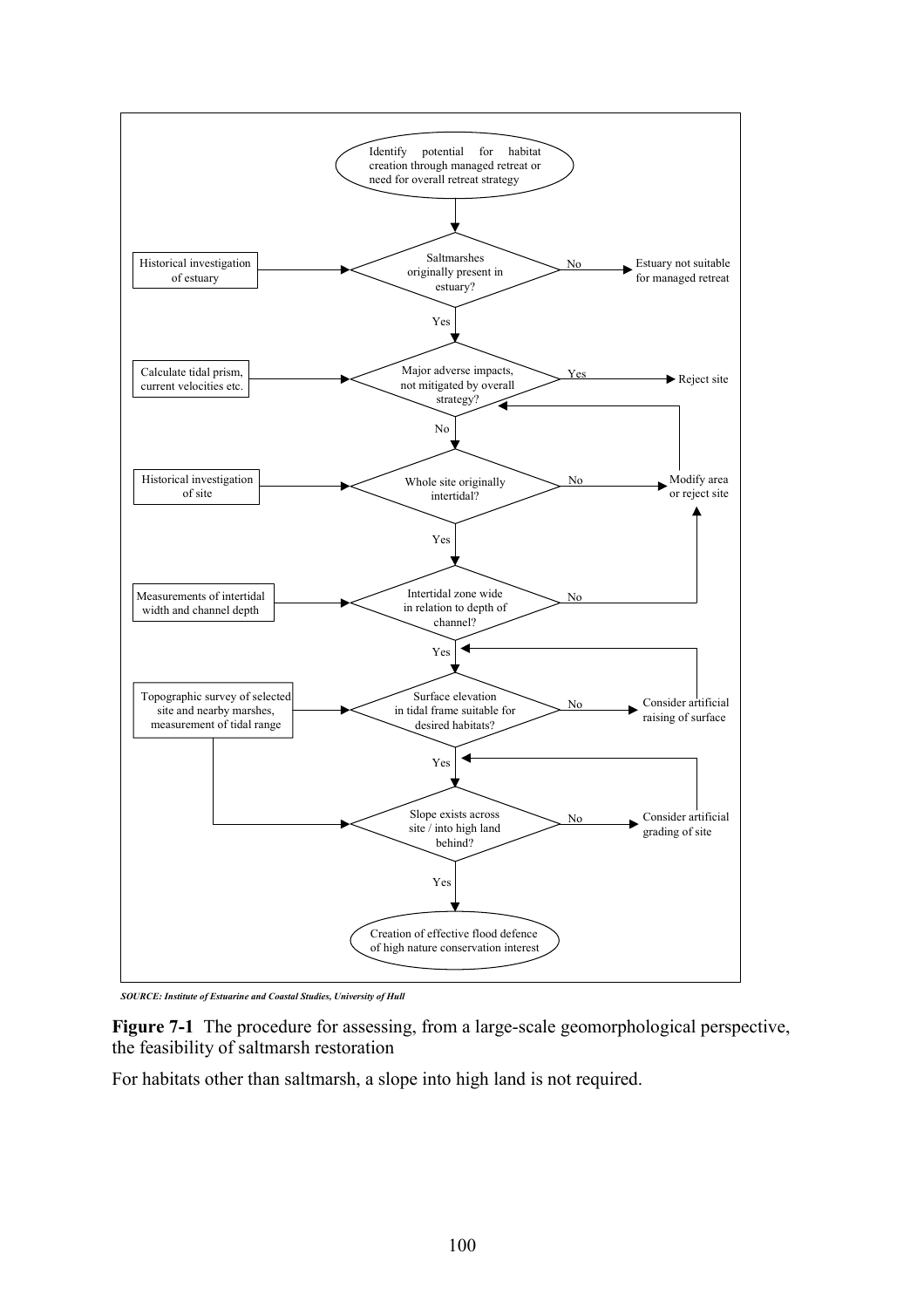Identify potential for habitat creation through managed retreat or need for overall retreat strategy

- Historical investigation of estuary → **Saltmarshes originally present in estuary?**
  - No → Estuary not suitable for managed retreat
  - Yes ↓
- Calculate tidal prism, current velocities etc. → **Major adverse impacts, not mitigated by overall strategy?**
  - Yes → Reject site
  - No ↓
- Historical investigation of site → **Whole site originally intertidal?**
  - No → Modify area or reject site
  - Yes ↓
- Measurements of intertidal width and channel depth → **Intertidal zone wide in relation to depth of channel?**
  - No → Modify area or reject site
  - Yes ↓
- Topographic survey of selected site and nearby marshes, measurement of tidal range → **Surface elevation in tidal frame suitable for desired habitats?**
  - No → Consider artificial raising of surface
  - Yes ↓
- Topographic survey of selected site and nearby marshes, measurement of tidal range → **Slope exists across site / into high land behind?**
  - No → Consider artificial grading of site
  - Yes ↓

Creation of effective flood defence of high nature conservation interest

*SOURCE: Institute of Estuarine and Coastal Studies, University of Hull*

**Figure 7-1** The procedure for assessing, from a large-scale geomorphological perspective, the feasibility of saltmarsh restoration

For habitats other than saltmarsh, a slope into high land is not required.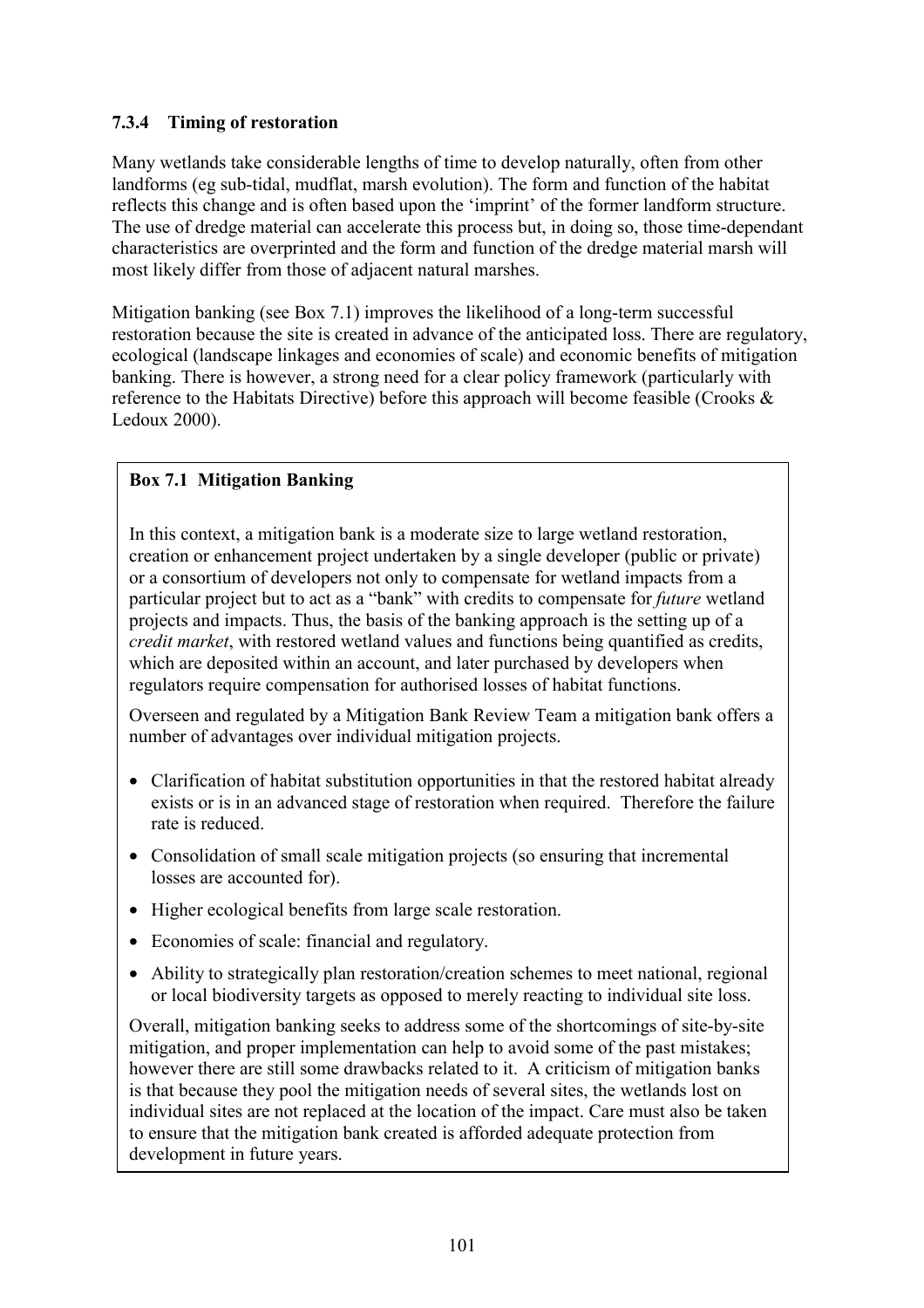### 7.3.4 Timing of restoration

Many wetlands take considerable lengths of time to develop naturally, often from other landforms (eg sub-tidal, mudflat, marsh evolution). The form and function of the habitat reflects this change and is often based upon the 'imprint' of the former landform structure. The use of dredge material can accelerate this process but, in doing so, those time-dependant characteristics are overprinted and the form and function of the dredge material marsh will most likely differ from those of adjacent natural marshes.

Mitigation banking (see Box 7.1) improves the likelihood of a long-term successful restoration because the site is created in advance of the anticipated loss. There are regulatory, ecological (landscape linkages and economies of scale) and economic benefits of mitigation banking. There is however, a strong need for a clear policy framework (particularly with reference to the Habitats Directive) before this approach will become feasible (Crooks & Ledoux 2000).

**Box 7.1 Mitigation Banking**

In this context, a mitigation bank is a moderate size to large wetland restoration, creation or enhancement project undertaken by a single developer (public or private) or a consortium of developers not only to compensate for wetland impacts from a particular project but to act as a "bank" with credits to compensate for *future* wetland projects and impacts. Thus, the basis of the banking approach is the setting up of a *credit market*, with restored wetland values and functions being quantified as credits, which are deposited within an account, and later purchased by developers when regulators require compensation for authorised losses of habitat functions.

Overseen and regulated by a Mitigation Bank Review Team a mitigation bank offers a number of advantages over individual mitigation projects.

- Clarification of habitat substitution opportunities in that the restored habitat already exists or is in an advanced stage of restoration when required. Therefore the failure rate is reduced.
- Consolidation of small scale mitigation projects (so ensuring that incremental losses are accounted for).
- Higher ecological benefits from large scale restoration.
- Economies of scale: financial and regulatory.
- Ability to strategically plan restoration/creation schemes to meet national, regional or local biodiversity targets as opposed to merely reacting to individual site loss.

Overall, mitigation banking seeks to address some of the shortcomings of site-by-site mitigation, and proper implementation can help to avoid some of the past mistakes; however there are still some drawbacks related to it. A criticism of mitigation banks is that because they pool the mitigation needs of several sites, the wetlands lost on individual sites are not replaced at the location of the impact. Care must also be taken to ensure that the mitigation bank created is afforded adequate protection from development in future years.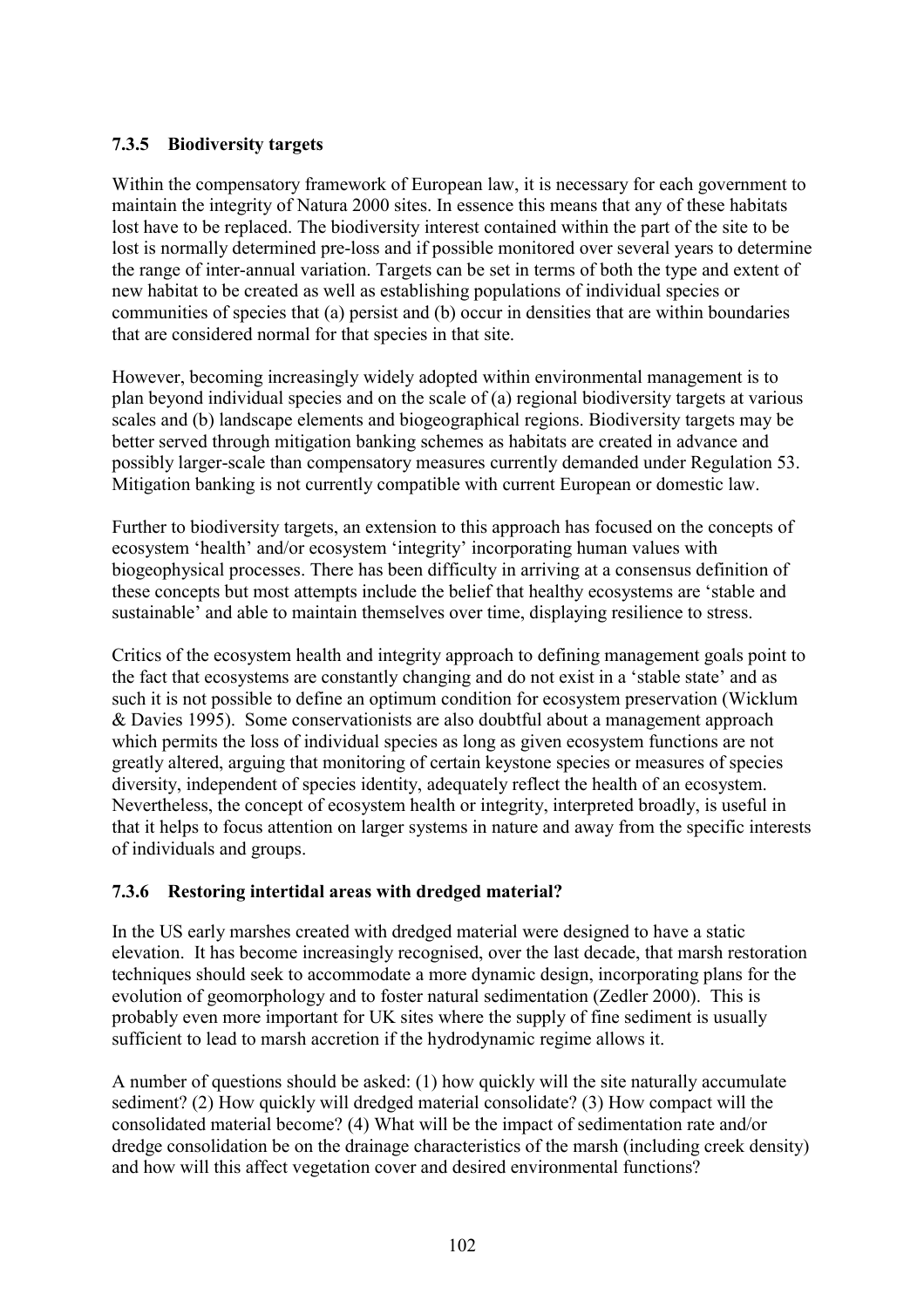### 7.3.5 Biodiversity targets

Within the compensatory framework of European law, it is necessary for each government to maintain the integrity of Natura 2000 sites. In essence this means that any of these habitats lost have to be replaced. The biodiversity interest contained within the part of the site to be lost is normally determined pre-loss and if possible monitored over several years to determine the range of inter-annual variation. Targets can be set in terms of both the type and extent of new habitat to be created as well as establishing populations of individual species or communities of species that (a) persist and (b) occur in densities that are within boundaries that are considered normal for that species in that site.

However, becoming increasingly widely adopted within environmental management is to plan beyond individual species and on the scale of (a) regional biodiversity targets at various scales and (b) landscape elements and biogeographical regions. Biodiversity targets may be better served through mitigation banking schemes as habitats are created in advance and possibly larger-scale than compensatory measures currently demanded under Regulation 53. Mitigation banking is not currently compatible with current European or domestic law.

Further to biodiversity targets, an extension to this approach has focused on the concepts of ecosystem 'health' and/or ecosystem 'integrity' incorporating human values with biogeophysical processes. There has been difficulty in arriving at a consensus definition of these concepts but most attempts include the belief that healthy ecosystems are 'stable and sustainable' and able to maintain themselves over time, displaying resilience to stress.

Critics of the ecosystem health and integrity approach to defining management goals point to the fact that ecosystems are constantly changing and do not exist in a 'stable state' and as such it is not possible to define an optimum condition for ecosystem preservation (Wicklum & Davies 1995). Some conservationists are also doubtful about a management approach which permits the loss of individual species as long as given ecosystem functions are not greatly altered, arguing that monitoring of certain keystone species or measures of species diversity, independent of species identity, adequately reflect the health of an ecosystem. Nevertheless, the concept of ecosystem health or integrity, interpreted broadly, is useful in that it helps to focus attention on larger systems in nature and away from the specific interests of individuals and groups.

### 7.3.6 Restoring intertidal areas with dredged material?

In the US early marshes created with dredged material were designed to have a static elevation. It has become increasingly recognised, over the last decade, that marsh restoration techniques should seek to accommodate a more dynamic design, incorporating plans for the evolution of geomorphology and to foster natural sedimentation (Zedler 2000). This is probably even more important for UK sites where the supply of fine sediment is usually sufficient to lead to marsh accretion if the hydrodynamic regime allows it.

A number of questions should be asked: (1) how quickly will the site naturally accumulate sediment? (2) How quickly will dredged material consolidate? (3) How compact will the consolidated material become? (4) What will be the impact of sedimentation rate and/or dredge consolidation be on the drainage characteristics of the marsh (including creek density) and how will this affect vegetation cover and desired environmental functions?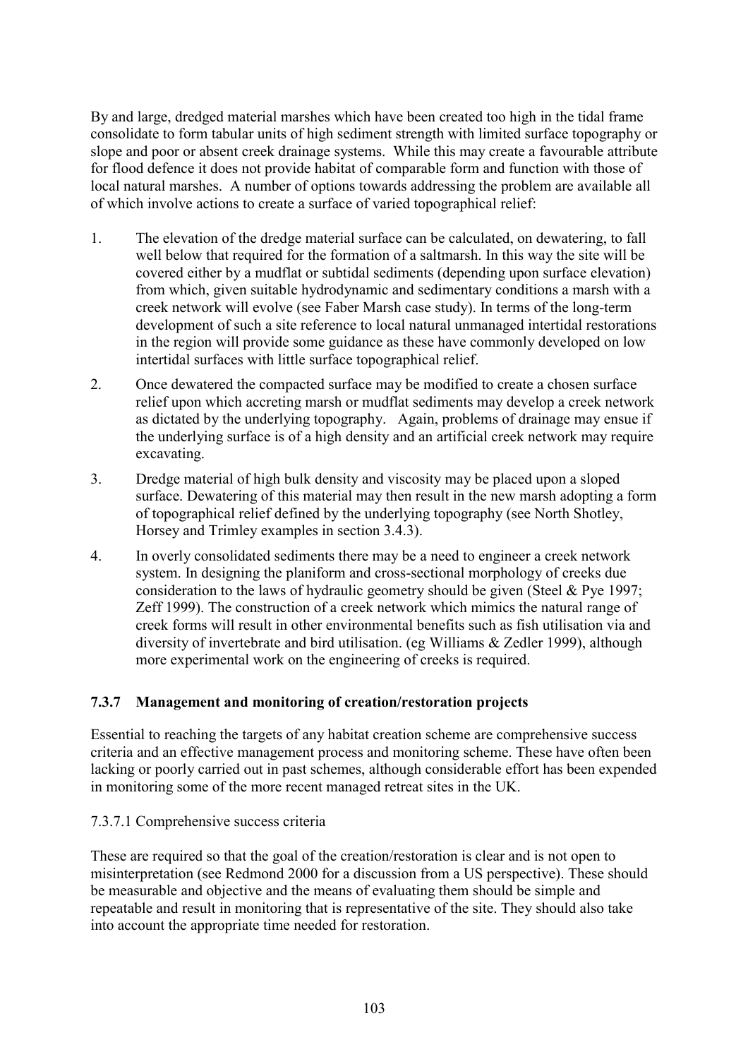By and large, dredged material marshes which have been created too high in the tidal frame consolidate to form tabular units of high sediment strength with limited surface topography or slope and poor or absent creek drainage systems. While this may create a favourable attribute for flood defence it does not provide habitat of comparable form and function with those of local natural marshes. A number of options towards addressing the problem are available all of which involve actions to create a surface of varied topographical relief:

1. The elevation of the dredge material surface can be calculated, on dewatering, to fall well below that required for the formation of a saltmarsh. In this way the site will be covered either by a mudflat or subtidal sediments (depending upon surface elevation) from which, given suitable hydrodynamic and sedimentary conditions a marsh with a creek network will evolve (see Faber Marsh case study). In terms of the long-term development of such a site reference to local natural unmanaged intertidal restorations in the region will provide some guidance as these have commonly developed on low intertidal surfaces with little surface topographical relief.
2. Once dewatered the compacted surface may be modified to create a chosen surface relief upon which accreting marsh or mudflat sediments may develop a creek network as dictated by the underlying topography. Again, problems of drainage may ensue if the underlying surface is of a high density and an artificial creek network may require excavating.
3. Dredge material of high bulk density and viscosity may be placed upon a sloped surface. Dewatering of this material may then result in the new marsh adopting a form of topographical relief defined by the underlying topography (see North Shotley, Horsey and Trimley examples in section 3.4.3).
4. In overly consolidated sediments there may be a need to engineer a creek network system. In designing the planiform and cross-sectional morphology of creeks due consideration to the laws of hydraulic geometry should be given (Steel & Pye 1997; Zeff 1999). The construction of a creek network which mimics the natural range of creek forms will result in other environmental benefits such as fish utilisation via and diversity of invertebrate and bird utilisation. (eg Williams & Zedler 1999), although more experimental work on the engineering of creeks is required.

### 7.3.7 Management and monitoring of creation/restoration projects

Essential to reaching the targets of any habitat creation scheme are comprehensive success criteria and an effective management process and monitoring scheme. These have often been lacking or poorly carried out in past schemes, although considerable effort has been expended in monitoring some of the more recent managed retreat sites in the UK.

#### 7.3.7.1 Comprehensive success criteria

These are required so that the goal of the creation/restoration is clear and is not open to misinterpretation (see Redmond 2000 for a discussion from a US perspective). These should be measurable and objective and the means of evaluating them should be simple and repeatable and result in monitoring that is representative of the site. They should also take into account the appropriate time needed for restoration.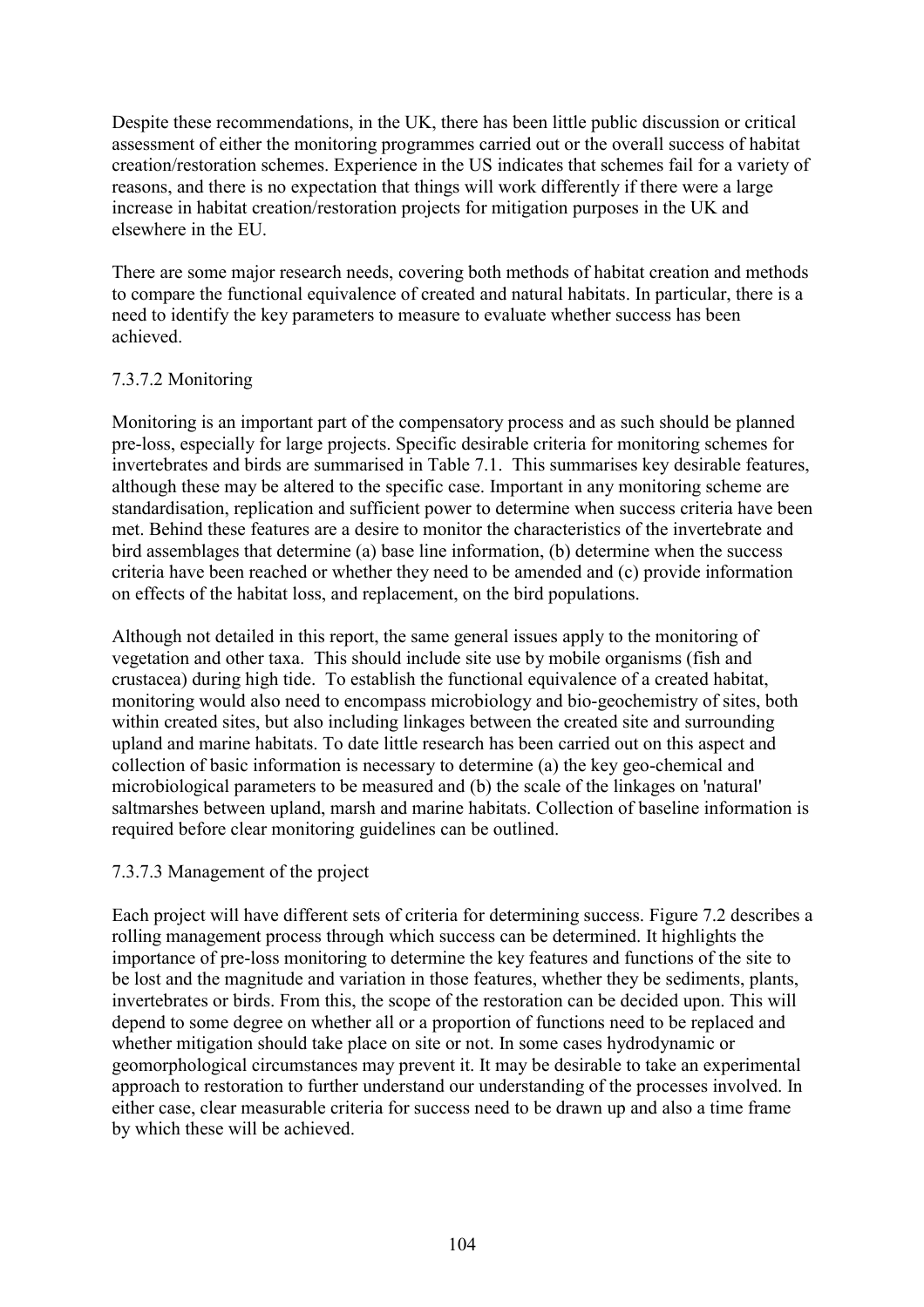Despite these recommendations, in the UK, there has been little public discussion or critical assessment of either the monitoring programmes carried out or the overall success of habitat creation/restoration schemes. Experience in the US indicates that schemes fail for a variety of reasons, and there is no expectation that things will work differently if there were a large increase in habitat creation/restoration projects for mitigation purposes in the UK and elsewhere in the EU.

There are some major research needs, covering both methods of habitat creation and methods to compare the functional equivalence of created and natural habitats. In particular, there is a need to identify the key parameters to measure to evaluate whether success has been achieved.

#### 7.3.7.2 Monitoring

Monitoring is an important part of the compensatory process and as such should be planned pre-loss, especially for large projects. Specific desirable criteria for monitoring schemes for invertebrates and birds are summarised in Table 7.1. This summarises key desirable features, although these may be altered to the specific case. Important in any monitoring scheme are standardisation, replication and sufficient power to determine when success criteria have been met. Behind these features are a desire to monitor the characteristics of the invertebrate and bird assemblages that determine (a) base line information, (b) determine when the success criteria have been reached or whether they need to be amended and (c) provide information on effects of the habitat loss, and replacement, on the bird populations.

Although not detailed in this report, the same general issues apply to the monitoring of vegetation and other taxa. This should include site use by mobile organisms (fish and crustacea) during high tide. To establish the functional equivalence of a created habitat, monitoring would also need to encompass microbiology and bio-geochemistry of sites, both within created sites, but also including linkages between the created site and surrounding upland and marine habitats. To date little research has been carried out on this aspect and collection of basic information is necessary to determine (a) the key geo-chemical and microbiological parameters to be measured and (b) the scale of the linkages on 'natural' saltmarshes between upland, marsh and marine habitats. Collection of baseline information is required before clear monitoring guidelines can be outlined.

#### 7.3.7.3 Management of the project

Each project will have different sets of criteria for determining success. Figure 7.2 describes a rolling management process through which success can be determined. It highlights the importance of pre-loss monitoring to determine the key features and functions of the site to be lost and the magnitude and variation in those features, whether they be sediments, plants, invertebrates or birds. From this, the scope of the restoration can be decided upon. This will depend to some degree on whether all or a proportion of functions need to be replaced and whether mitigation should take place on site or not. In some cases hydrodynamic or geomorphological circumstances may prevent it. It may be desirable to take an experimental approach to restoration to further understand our understanding of the processes involved. In either case, clear measurable criteria for success need to be drawn up and also a time frame by which these will be achieved.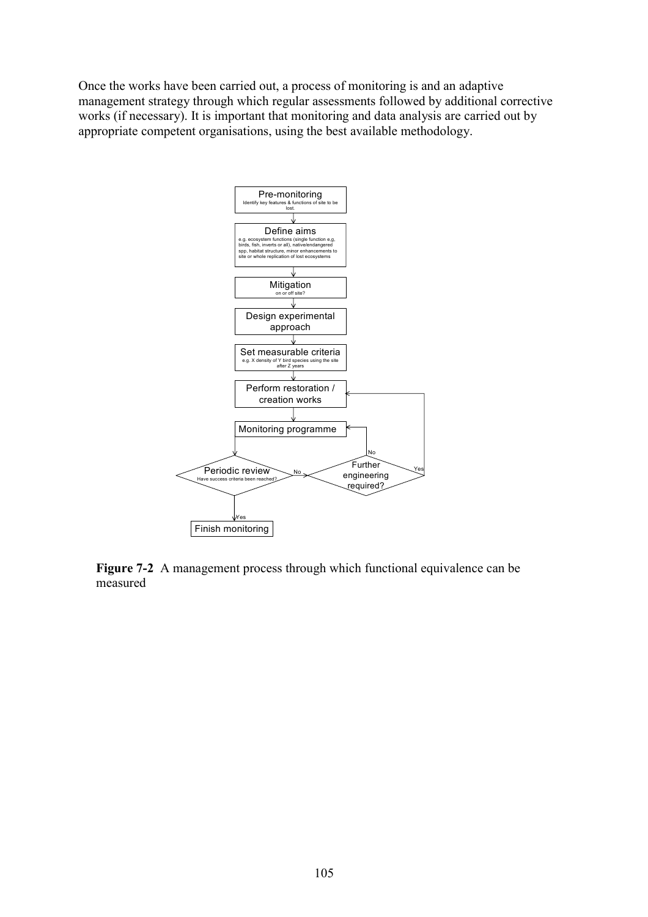Once the works have been carried out, a process of monitoring is and an adaptive management strategy through which regular assessments followed by additional corrective works (if necessary). It is important that monitoring and data analysis are carried out by appropriate competent organisations, using the best available methodology.

Pre-monitoring
Identify key features & functions of site to be lost.

Define aims
e.g. ecosystem functions (single function e.g. birds, fish, inverts or all), native/endangered spp, habitat structure, minor enhancements to site or whole replication of lost ecosystems

Mitigation
on or off site?

Design experimental approach

Set measurable criteria
e.g. X density of Y bird species using the site after Z years

Perform restoration / creation works

Monitoring programme

Periodic review
Have success criteria been reached?

No

Further engineering required?

No

Yes

Yes

Finish monitoring

**Figure 7-2** A management process through which functional equivalence can be measured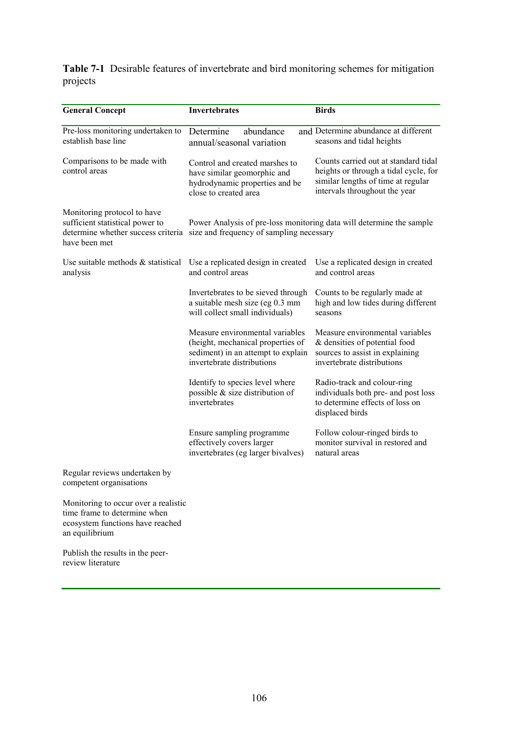**Table 7-1** Desirable features of invertebrate and bird monitoring schemes for mitigation projects

| General Concept | Invertebrates | Birds |
|---|---|---|
| Pre-loss monitoring undertaken to establish base line | Determine abundance and annual/seasonal variation | Determine abundance at different seasons and tidal heights |
| Comparisons to be made with control areas | Control and created marshes to have similar geomorphic and hydrodynamic properties and be close to created area | Counts carried out at standard tidal heights or through a tidal cycle, for similar lengths of time at regular intervals throughout the year |
| Monitoring protocol to have sufficient statistical power to determine whether success criteria have been met | Power Analysis of pre-loss monitoring data will determine the sample size and frequency of sampling necessary | |
| Use suitable methods & statistical analysis | Use a replicated design in created and control areas | Use a replicated design in created and control areas |
| | Invertebrates to be sieved through a suitable mesh size (eg 0.3 mm will collect small individuals) | Counts to be regularly made at high and low tides during different seasons |
| | Measure environmental variables (height, mechanical properties of sediment) in an attempt to explain invertebrate distributions | Measure environmental variables & densities of potential food sources to assist in explaining invertebrate distributions |
| | Identify to species level where possible & size distribution of invertebrates | Radio-track and colour-ring individuals both pre- and post loss to determine effects of loss on displaced birds |
| | Ensure sampling programme effectively covers larger invertebrates (eg larger bivalves) | Follow colour-ringed birds to monitor survival in restored and natural areas |
| Regular reviews undertaken by competent organisations | | |
| Monitoring to occur over a realistic time frame to determine when ecosystem functions have reached an equilibrium | | |
| Publish the results in the peer-review literature | | |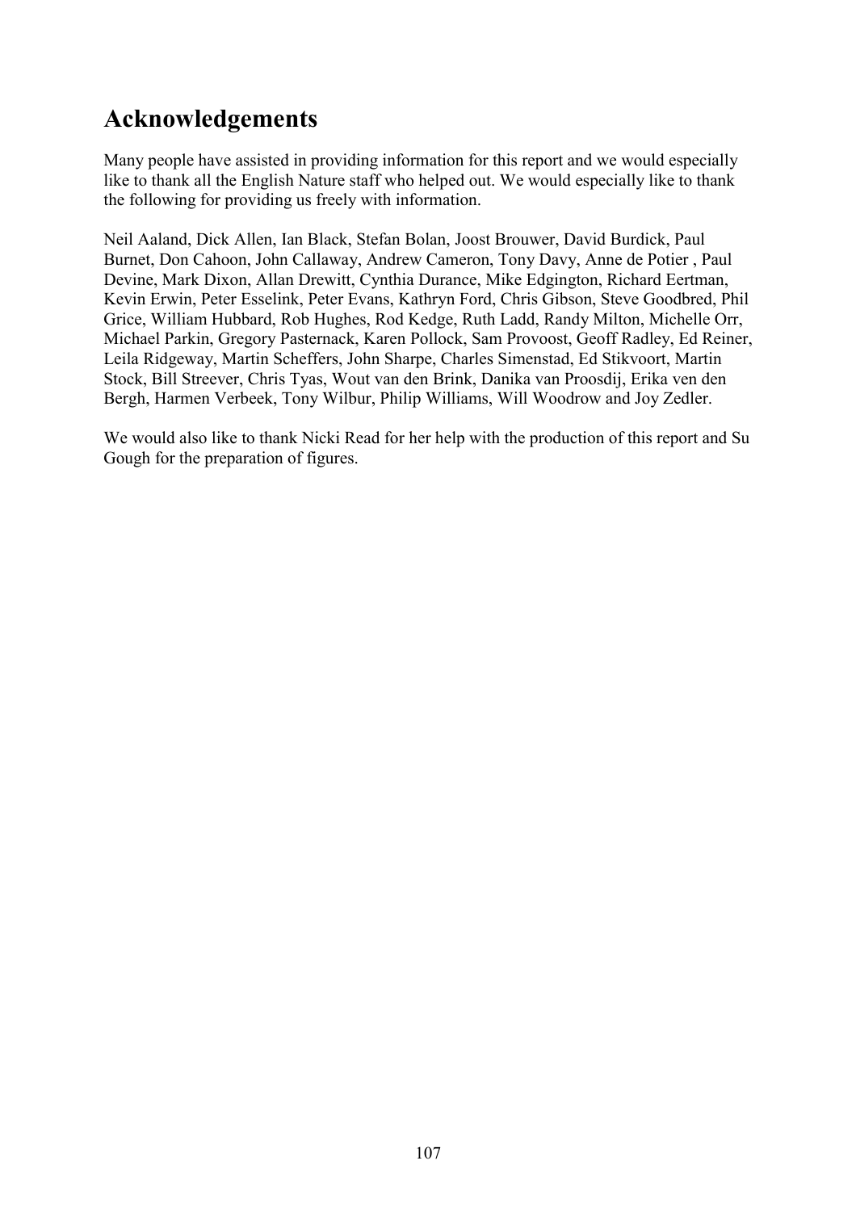# Acknowledgements

Many people have assisted in providing information for this report and we would especially like to thank all the English Nature staff who helped out. We would especially like to thank the following for providing us freely with information.

Neil Aaland, Dick Allen, Ian Black, Stefan Bolan, Joost Brouwer, David Burdick, Paul Burnet, Don Cahoon, John Callaway, Andrew Cameron, Tony Davy, Anne de Potier , Paul Devine, Mark Dixon, Allan Drewitt, Cynthia Durance, Mike Edgington, Richard Eertman, Kevin Erwin, Peter Esselink, Peter Evans, Kathryn Ford, Chris Gibson, Steve Goodbred, Phil Grice, William Hubbard, Rob Hughes, Rod Kedge, Ruth Ladd, Randy Milton, Michelle Orr, Michael Parkin, Gregory Pasternack, Karen Pollock, Sam Provoost, Geoff Radley, Ed Reiner, Leila Ridgeway, Martin Scheffers, John Sharpe, Charles Simenstad, Ed Stikvoort, Martin Stock, Bill Streever, Chris Tyas, Wout van den Brink, Danika van Proosdij, Erika ven den Bergh, Harmen Verbeek, Tony Wilbur, Philip Williams, Will Woodrow and Joy Zedler.

We would also like to thank Nicki Read for her help with the production of this report and Su Gough for the preparation of figures.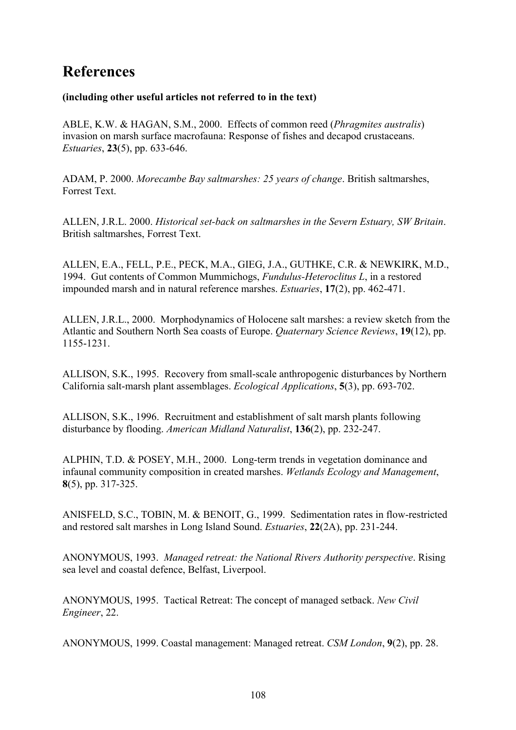# References

**(including other useful articles not referred to in the text)**

ABLE, K.W. & HAGAN, S.M., 2000. Effects of common reed (*Phragmites australis*) invasion on marsh surface macrofauna: Response of fishes and decapod crustaceans. *Estuaries*, **23**(5), pp. 633-646.

ADAM, P. 2000. *Morecambe Bay saltmarshes: 25 years of change*. British saltmarshes, Forrest Text.

ALLEN, J.R.L. 2000. *Historical set-back on saltmarshes in the Severn Estuary, SW Britain*. British saltmarshes, Forrest Text.

ALLEN, E.A., FELL, P.E., PECK, M.A., GIEG, J.A., GUTHKE, C.R. & NEWKIRK, M.D., 1994. Gut contents of Common Mummichogs, *Fundulus-Heteroclitus L*, in a restored impounded marsh and in natural reference marshes. *Estuaries*, **17**(2), pp. 462-471.

ALLEN, J.R.L., 2000. Morphodynamics of Holocene salt marshes: a review sketch from the Atlantic and Southern North Sea coasts of Europe. *Quaternary Science Reviews*, **19**(12), pp. 1155-1231.

ALLISON, S.K., 1995. Recovery from small-scale anthropogenic disturbances by Northern California salt-marsh plant assemblages. *Ecological Applications*, **5**(3), pp. 693-702.

ALLISON, S.K., 1996. Recruitment and establishment of salt marsh plants following disturbance by flooding. *American Midland Naturalist*, **136**(2), pp. 232-247.

ALPHIN, T.D. & POSEY, M.H., 2000. Long-term trends in vegetation dominance and infaunal community composition in created marshes. *Wetlands Ecology and Management*, **8**(5), pp. 317-325.

ANISFELD, S.C., TOBIN, M. & BENOIT, G., 1999. Sedimentation rates in flow-restricted and restored salt marshes in Long Island Sound. *Estuaries*, **22**(2A), pp. 231-244.

ANONYMOUS, 1993. *Managed retreat: the National Rivers Authority perspective*. Rising sea level and coastal defence, Belfast, Liverpool.

ANONYMOUS, 1995. Tactical Retreat: The concept of managed setback. *New Civil Engineer*, 22.

ANONYMOUS, 1999. Coastal management: Managed retreat. *CSM London*, **9**(2), pp. 28.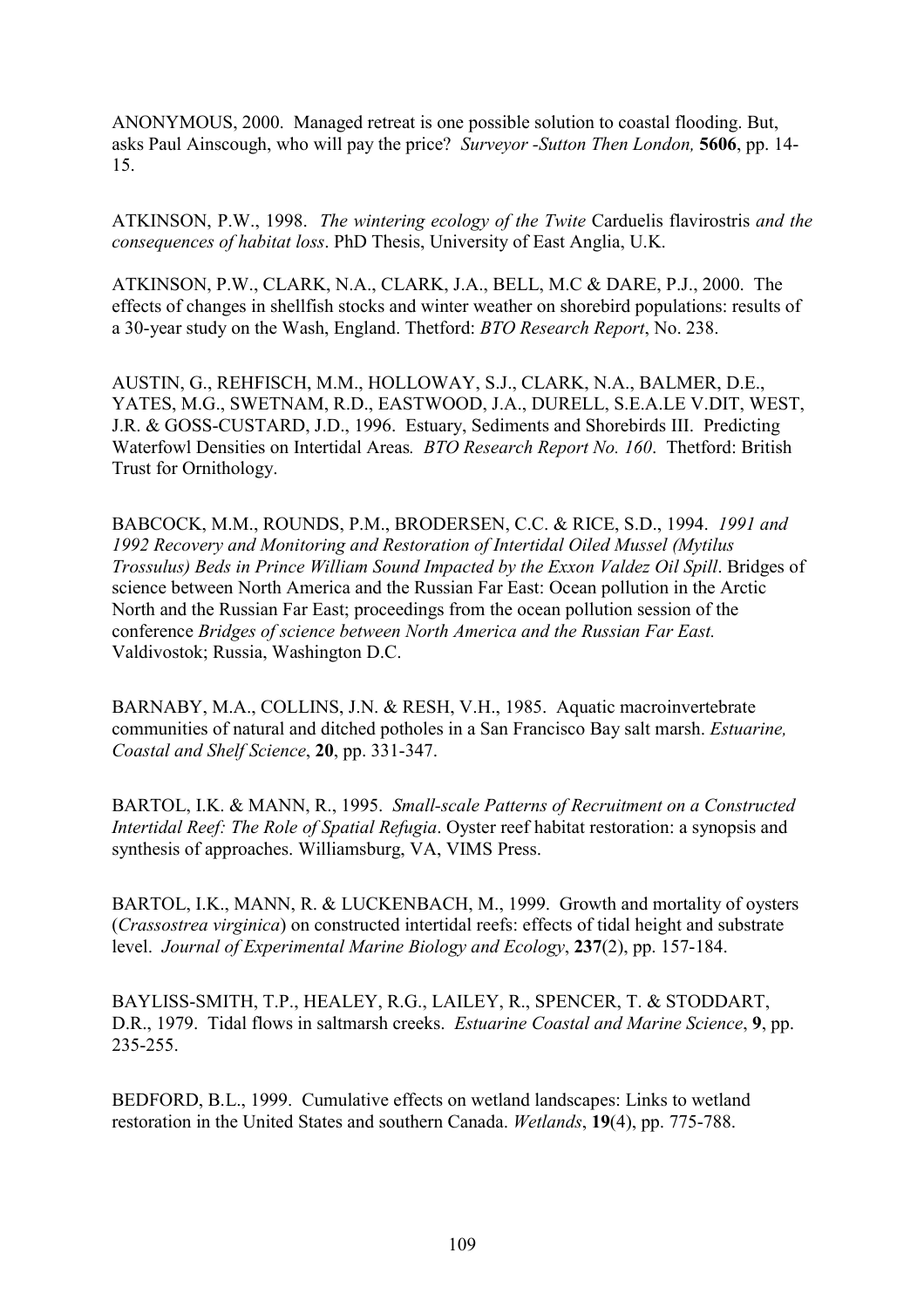ANONYMOUS, 2000. Managed retreat is one possible solution to coastal flooding. But, asks Paul Ainscough, who will pay the price? *Surveyor -Sutton Then London,* **5606**, pp. 14-15.

ATKINSON, P.W., 1998. *The wintering ecology of the Twite* Carduelis flavirostris *and the consequences of habitat loss*. PhD Thesis, University of East Anglia, U.K.

ATKINSON, P.W., CLARK, N.A., CLARK, J.A., BELL, M.C & DARE, P.J., 2000. The effects of changes in shellfish stocks and winter weather on shorebird populations: results of a 30-year study on the Wash, England. Thetford: *BTO Research Report*, No. 238.

AUSTIN, G., REHFISCH, M.M., HOLLOWAY, S.J., CLARK, N.A., BALMER, D.E., YATES, M.G., SWETNAM, R.D., EASTWOOD, J.A., DURELL, S.E.A.LE V.DIT, WEST, J.R. & GOSS-CUSTARD, J.D., 1996. Estuary, Sediments and Shorebirds III. Predicting Waterfowl Densities on Intertidal Areas*. BTO Research Report No. 160*. Thetford: British Trust for Ornithology.

BABCOCK, M.M., ROUNDS, P.M., BRODERSEN, C.C. & RICE, S.D., 1994. *1991 and 1992 Recovery and Monitoring and Restoration of Intertidal Oiled Mussel (Mytilus Trossulus) Beds in Prince William Sound Impacted by the Exxon Valdez Oil Spill*. Bridges of science between North America and the Russian Far East: Ocean pollution in the Arctic North and the Russian Far East; proceedings from the ocean pollution session of the conference *Bridges of science between North America and the Russian Far East.* Valdivostok; Russia, Washington D.C.

BARNABY, M.A., COLLINS, J.N. & RESH, V.H., 1985. Aquatic macroinvertebrate communities of natural and ditched potholes in a San Francisco Bay salt marsh. *Estuarine, Coastal and Shelf Science*, **20**, pp. 331-347.

BARTOL, I.K. & MANN, R., 1995. *Small-scale Patterns of Recruitment on a Constructed Intertidal Reef: The Role of Spatial Refugia*. Oyster reef habitat restoration: a synopsis and synthesis of approaches. Williamsburg, VA, VIMS Press.

BARTOL, I.K., MANN, R. & LUCKENBACH, M., 1999. Growth and mortality of oysters (*Crassostrea virginica*) on constructed intertidal reefs: effects of tidal height and substrate level. *Journal of Experimental Marine Biology and Ecology*, **237**(2), pp. 157-184.

BAYLISS-SMITH, T.P., HEALEY, R.G., LAILEY, R., SPENCER, T. & STODDART, D.R., 1979. Tidal flows in saltmarsh creeks. *Estuarine Coastal and Marine Science*, **9**, pp. 235-255.

BEDFORD, B.L., 1999. Cumulative effects on wetland landscapes: Links to wetland restoration in the United States and southern Canada. *Wetlands*, **19**(4), pp. 775-788.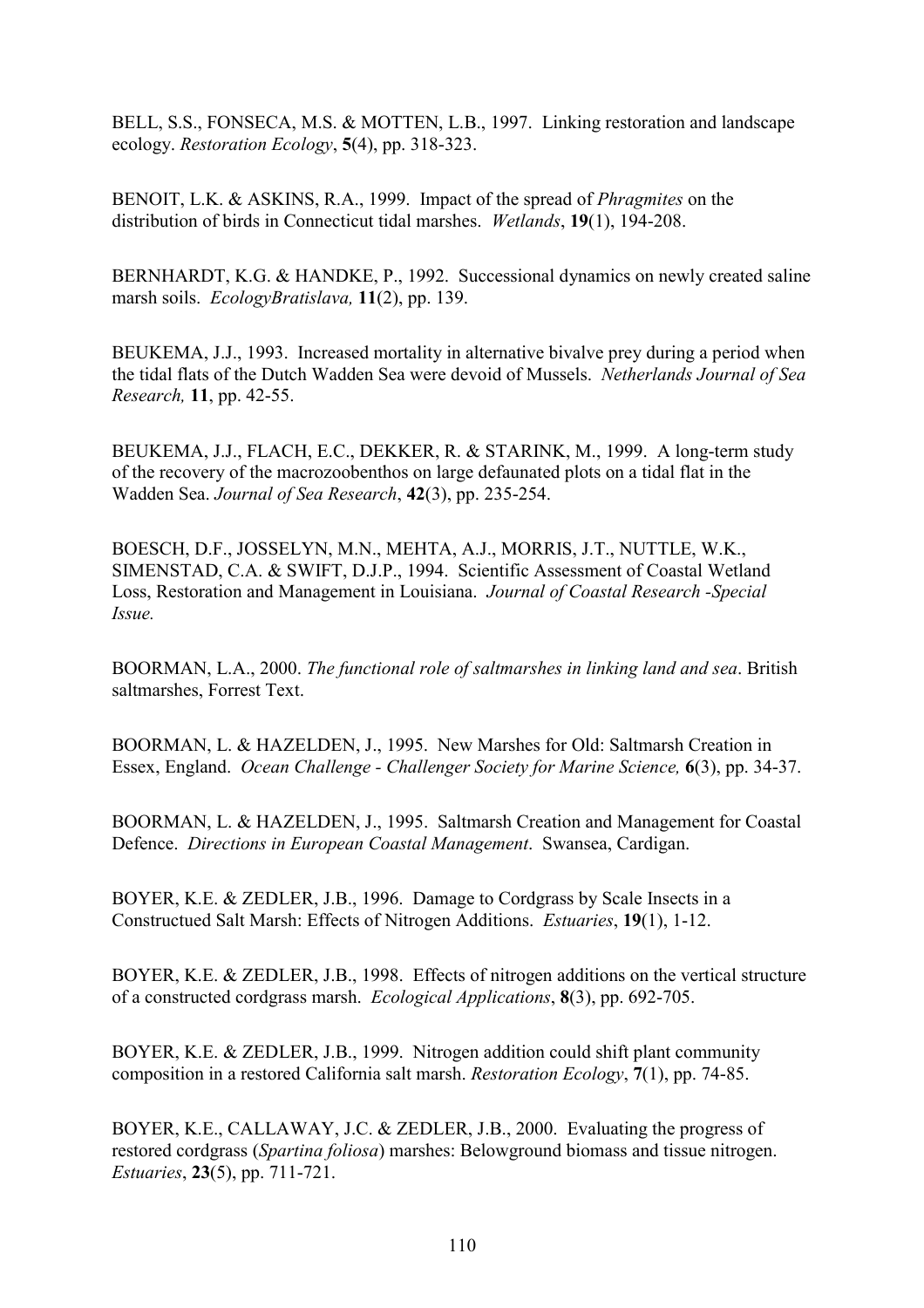BELL, S.S., FONSECA, M.S. & MOTTEN, L.B., 1997. Linking restoration and landscape ecology. *Restoration Ecology*, **5**(4), pp. 318-323.

BENOIT, L.K. & ASKINS, R.A., 1999. Impact of the spread of *Phragmites* on the distribution of birds in Connecticut tidal marshes. *Wetlands*, **19**(1), 194-208.

BERNHARDT, K.G. & HANDKE, P., 1992. Successional dynamics on newly created saline marsh soils. *EcologyBratislava,* **11**(2), pp. 139.

BEUKEMA, J.J., 1993. Increased mortality in alternative bivalve prey during a period when the tidal flats of the Dutch Wadden Sea were devoid of Mussels. *Netherlands Journal of Sea Research,* **11**, pp. 42-55.

BEUKEMA, J.J., FLACH, E.C., DEKKER, R. & STARINK, M., 1999. A long-term study of the recovery of the macrozoobenthos on large defaunated plots on a tidal flat in the Wadden Sea. *Journal of Sea Research*, **42**(3), pp. 235-254.

BOESCH, D.F., JOSSELYN, M.N., MEHTA, A.J., MORRIS, J.T., NUTTLE, W.K., SIMENSTAD, C.A. & SWIFT, D.J.P., 1994. Scientific Assessment of Coastal Wetland Loss, Restoration and Management in Louisiana. *Journal of Coastal Research -Special Issue.*

BOORMAN, L.A., 2000. *The functional role of saltmarshes in linking land and sea*. British saltmarshes, Forrest Text.

BOORMAN, L. & HAZELDEN, J., 1995. New Marshes for Old: Saltmarsh Creation in Essex, England. *Ocean Challenge - Challenger Society for Marine Science,* **6**(3), pp. 34-37.

BOORMAN, L. & HAZELDEN, J., 1995. Saltmarsh Creation and Management for Coastal Defence. *Directions in European Coastal Management*. Swansea, Cardigan.

BOYER, K.E. & ZEDLER, J.B., 1996. Damage to Cordgrass by Scale Insects in a Constructued Salt Marsh: Effects of Nitrogen Additions. *Estuaries*, **19**(1), 1-12.

BOYER, K.E. & ZEDLER, J.B., 1998. Effects of nitrogen additions on the vertical structure of a constructed cordgrass marsh. *Ecological Applications*, **8**(3), pp. 692-705.

BOYER, K.E. & ZEDLER, J.B., 1999. Nitrogen addition could shift plant community composition in a restored California salt marsh. *Restoration Ecology*, **7**(1), pp. 74-85.

BOYER, K.E., CALLAWAY, J.C. & ZEDLER, J.B., 2000. Evaluating the progress of restored cordgrass (*Spartina foliosa*) marshes: Belowground biomass and tissue nitrogen. *Estuaries*, **23**(5), pp. 711-721.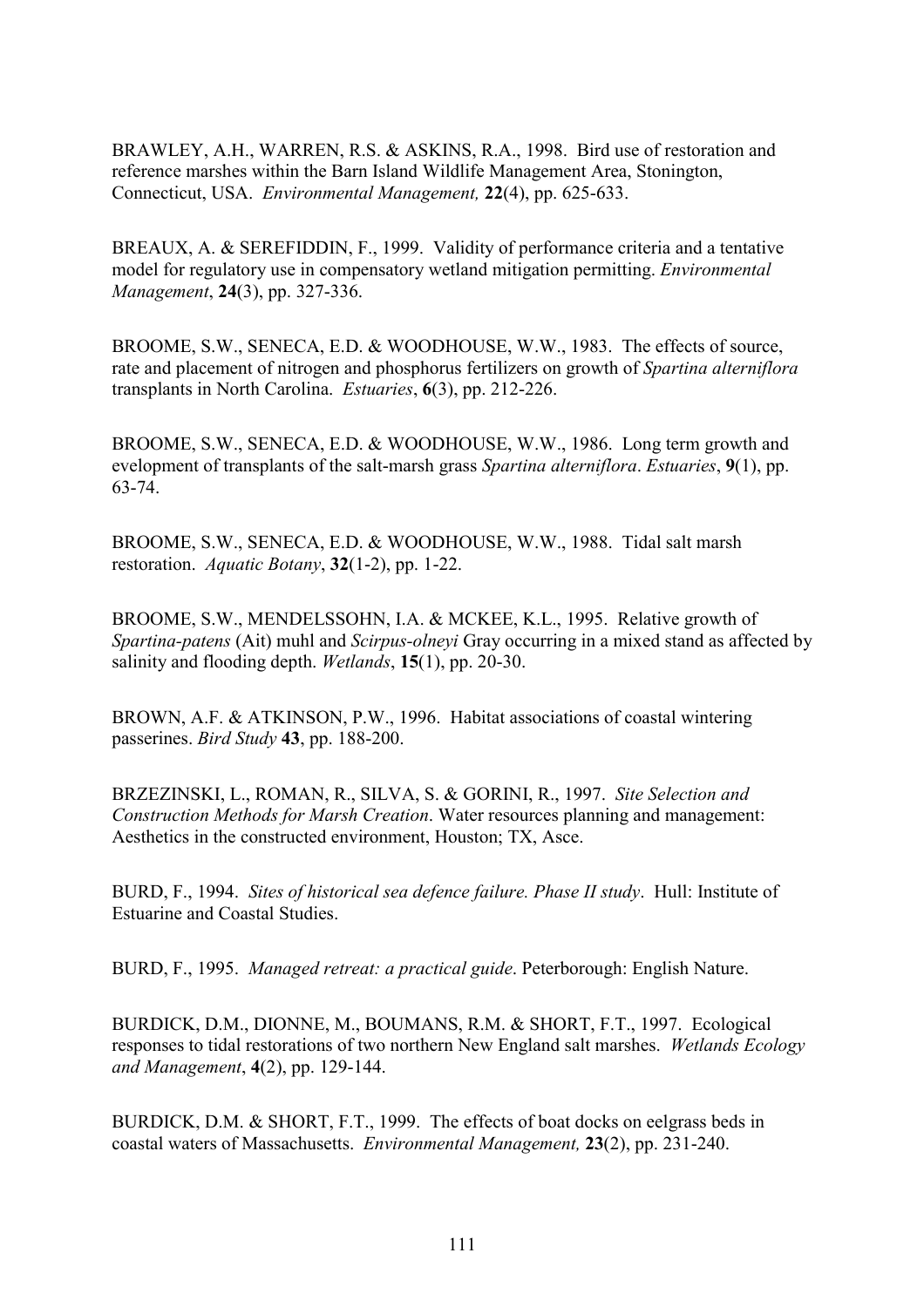BRAWLEY, A.H., WARREN, R.S. & ASKINS, R.A., 1998. Bird use of restoration and reference marshes within the Barn Island Wildlife Management Area, Stonington, Connecticut, USA. *Environmental Management,* **22**(4), pp. 625-633.

BREAUX, A. & SEREFIDDIN, F., 1999. Validity of performance criteria and a tentative model for regulatory use in compensatory wetland mitigation permitting. *Environmental Management*, **24**(3), pp. 327-336.

BROOME, S.W., SENECA, E.D. & WOODHOUSE, W.W., 1983. The effects of source, rate and placement of nitrogen and phosphorus fertilizers on growth of *Spartina alterniflora* transplants in North Carolina. *Estuaries*, **6**(3), pp. 212-226.

BROOME, S.W., SENECA, E.D. & WOODHOUSE, W.W., 1986. Long term growth and evelopment of transplants of the salt-marsh grass *Spartina alterniflora*. *Estuaries*, **9**(1), pp. 63-74.

BROOME, S.W., SENECA, E.D. & WOODHOUSE, W.W., 1988. Tidal salt marsh restoration. *Aquatic Botany*, **32**(1-2), pp. 1-22.

BROOME, S.W., MENDELSSOHN, I.A. & MCKEE, K.L., 1995. Relative growth of *Spartina-patens* (Ait) muhl and *Scirpus-olneyi* Gray occurring in a mixed stand as affected by salinity and flooding depth. *Wetlands*, **15**(1), pp. 20-30.

BROWN, A.F. & ATKINSON, P.W., 1996. Habitat associations of coastal wintering passerines. *Bird Study* **43**, pp. 188-200.

BRZEZINSKI, L., ROMAN, R., SILVA, S. & GORINI, R., 1997. *Site Selection and Construction Methods for Marsh Creation*. Water resources planning and management: Aesthetics in the constructed environment, Houston; TX, Asce.

BURD, F., 1994. *Sites of historical sea defence failure. Phase II study*. Hull: Institute of Estuarine and Coastal Studies.

BURD, F., 1995. *Managed retreat: a practical guide*. Peterborough: English Nature.

BURDICK, D.M., DIONNE, M., BOUMANS, R.M. & SHORT, F.T., 1997. Ecological responses to tidal restorations of two northern New England salt marshes. *Wetlands Ecology and Management*, **4**(2), pp. 129-144.

BURDICK, D.M. & SHORT, F.T., 1999. The effects of boat docks on eelgrass beds in coastal waters of Massachusetts. *Environmental Management,* **23**(2), pp. 231-240.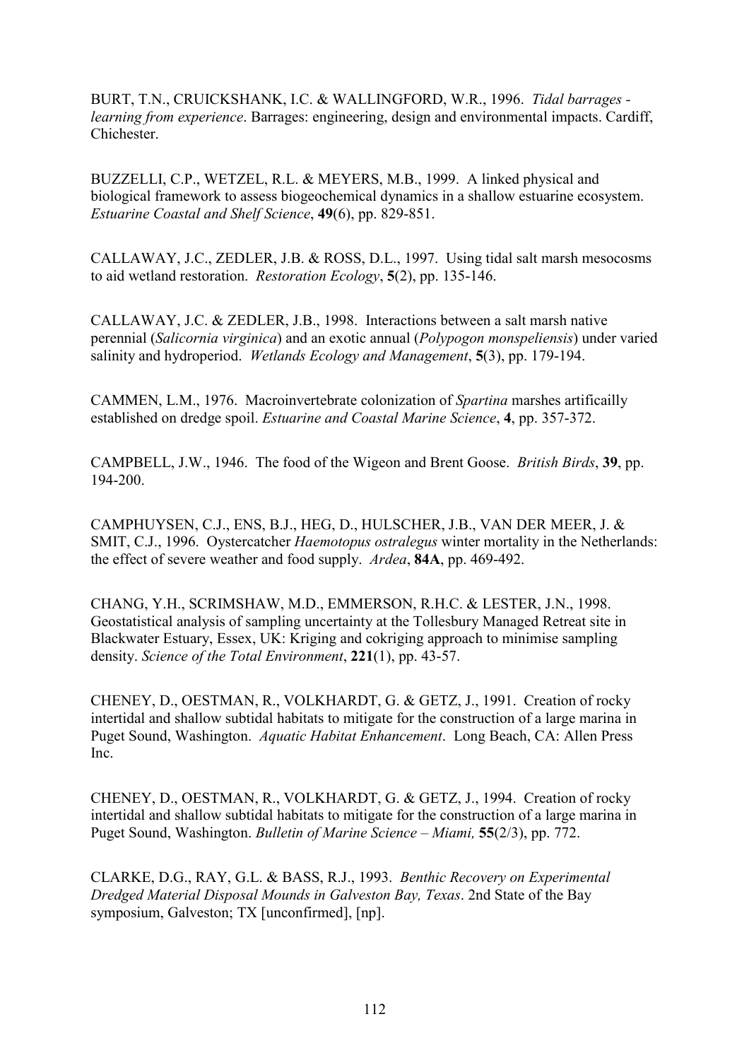BURT, T.N., CRUICKSHANK, I.C. & WALLINGFORD, W.R., 1996. *Tidal barrages - learning from experience*. Barrages: engineering, design and environmental impacts. Cardiff, Chichester.

BUZZELLI, C.P., WETZEL, R.L. & MEYERS, M.B., 1999. A linked physical and biological framework to assess biogeochemical dynamics in a shallow estuarine ecosystem. *Estuarine Coastal and Shelf Science*, **49**(6), pp. 829-851.

CALLAWAY, J.C., ZEDLER, J.B. & ROSS, D.L., 1997. Using tidal salt marsh mesocosms to aid wetland restoration. *Restoration Ecology*, **5**(2), pp. 135-146.

CALLAWAY, J.C. & ZEDLER, J.B., 1998. Interactions between a salt marsh native perennial (*Salicornia virginica*) and an exotic annual (*Polypogon monspeliensis*) under varied salinity and hydroperiod. *Wetlands Ecology and Management*, **5**(3), pp. 179-194.

CAMMEN, L.M., 1976. Macroinvertebrate colonization of *Spartina* marshes artificailly established on dredge spoil. *Estuarine and Coastal Marine Science*, **4**, pp. 357-372.

CAMPBELL, J.W., 1946. The food of the Wigeon and Brent Goose. *British Birds*, **39**, pp. 194-200.

CAMPHUYSEN, C.J., ENS, B.J., HEG, D., HULSCHER, J.B., VAN DER MEER, J. & SMIT, C.J., 1996. Oystercatcher *Haemotopus ostralegus* winter mortality in the Netherlands: the effect of severe weather and food supply. *Ardea*, **84A**, pp. 469-492.

CHANG, Y.H., SCRIMSHAW, M.D., EMMERSON, R.H.C. & LESTER, J.N., 1998. Geostatistical analysis of sampling uncertainty at the Tollesbury Managed Retreat site in Blackwater Estuary, Essex, UK: Kriging and cokriging approach to minimise sampling density. *Science of the Total Environment*, **221**(1), pp. 43-57.

CHENEY, D., OESTMAN, R., VOLKHARDT, G. & GETZ, J., 1991. Creation of rocky intertidal and shallow subtidal habitats to mitigate for the construction of a large marina in Puget Sound, Washington. *Aquatic Habitat Enhancement*. Long Beach, CA: Allen Press Inc.

CHENEY, D., OESTMAN, R., VOLKHARDT, G. & GETZ, J., 1994. Creation of rocky intertidal and shallow subtidal habitats to mitigate for the construction of a large marina in Puget Sound, Washington. *Bulletin of Marine Science – Miami,* **55**(2/3), pp. 772.

CLARKE, D.G., RAY, G.L. & BASS, R.J., 1993. *Benthic Recovery on Experimental Dredged Material Disposal Mounds in Galveston Bay, Texas*. 2nd State of the Bay symposium, Galveston; TX [unconfirmed], [np].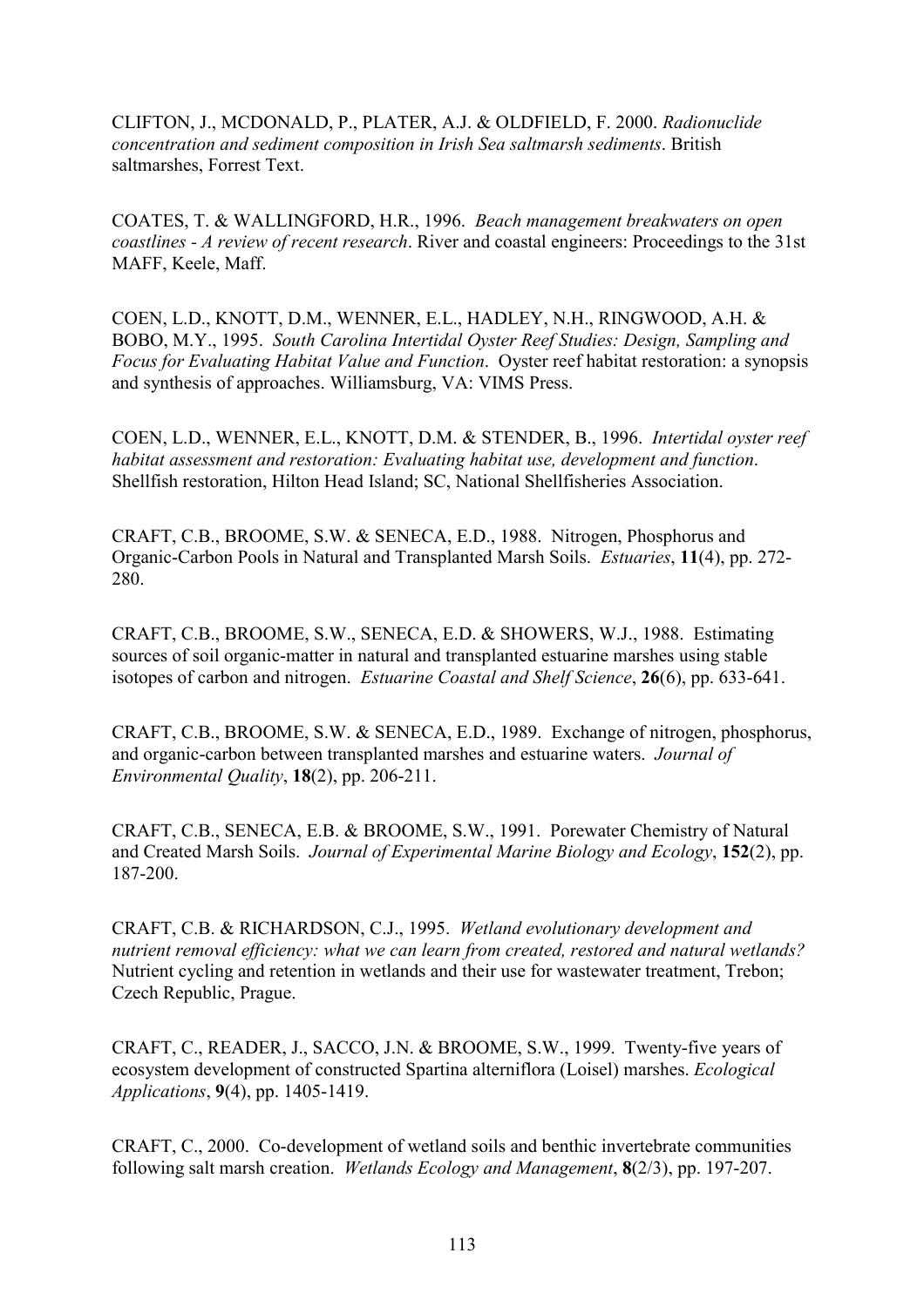CLIFTON, J., MCDONALD, P., PLATER, A.J. & OLDFIELD, F. 2000. *Radionuclide concentration and sediment composition in Irish Sea saltmarsh sediments*. British saltmarshes, Forrest Text.

COATES, T. & WALLINGFORD, H.R., 1996. *Beach management breakwaters on open coastlines - A review of recent research*. River and coastal engineers: Proceedings to the 31st MAFF, Keele, Maff.

COEN, L.D., KNOTT, D.M., WENNER, E.L., HADLEY, N.H., RINGWOOD, A.H. & BOBO, M.Y., 1995. *South Carolina Intertidal Oyster Reef Studies: Design, Sampling and Focus for Evaluating Habitat Value and Function*. Oyster reef habitat restoration: a synopsis and synthesis of approaches. Williamsburg, VA: VIMS Press.

COEN, L.D., WENNER, E.L., KNOTT, D.M. & STENDER, B., 1996. *Intertidal oyster reef habitat assessment and restoration: Evaluating habitat use, development and function*. Shellfish restoration, Hilton Head Island; SC, National Shellfisheries Association.

CRAFT, C.B., BROOME, S.W. & SENECA, E.D., 1988. Nitrogen, Phosphorus and Organic-Carbon Pools in Natural and Transplanted Marsh Soils. *Estuaries*, **11**(4), pp. 272-280.

CRAFT, C.B., BROOME, S.W., SENECA, E.D. & SHOWERS, W.J., 1988. Estimating sources of soil organic-matter in natural and transplanted estuarine marshes using stable isotopes of carbon and nitrogen. *Estuarine Coastal and Shelf Science*, **26**(6), pp. 633-641.

CRAFT, C.B., BROOME, S.W. & SENECA, E.D., 1989. Exchange of nitrogen, phosphorus, and organic-carbon between transplanted marshes and estuarine waters. *Journal of Environmental Quality*, **18**(2), pp. 206-211.

CRAFT, C.B., SENECA, E.B. & BROOME, S.W., 1991. Porewater Chemistry of Natural and Created Marsh Soils. *Journal of Experimental Marine Biology and Ecology*, **152**(2), pp. 187-200.

CRAFT, C.B. & RICHARDSON, C.J., 1995. *Wetland evolutionary development and nutrient removal efficiency: what we can learn from created, restored and natural wetlands?* Nutrient cycling and retention in wetlands and their use for wastewater treatment, Trebon; Czech Republic, Prague.

CRAFT, C., READER, J., SACCO, J.N. & BROOME, S.W., 1999. Twenty-five years of ecosystem development of constructed Spartina alterniflora (Loisel) marshes. *Ecological Applications*, **9**(4), pp. 1405-1419.

CRAFT, C., 2000. Co-development of wetland soils and benthic invertebrate communities following salt marsh creation. *Wetlands Ecology and Management*, **8**(2/3), pp. 197-207.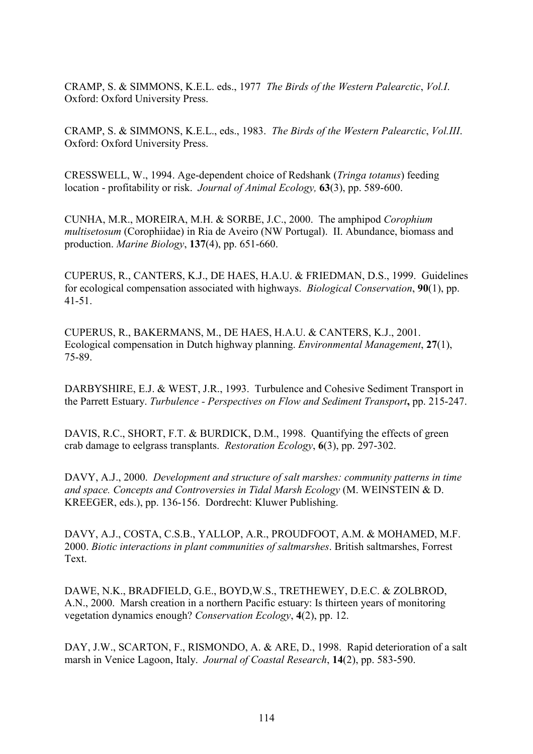CRAMP, S. & SIMMONS, K.E.L. eds., 1977 *The Birds of the Western Palearctic*, *Vol.I*. Oxford: Oxford University Press.

CRAMP, S. & SIMMONS, K.E.L., eds., 1983. *The Birds of the Western Palearctic*, *Vol.III*. Oxford: Oxford University Press.

CRESSWELL, W., 1994. Age-dependent choice of Redshank (*Tringa totanus*) feeding location - profitability or risk. *Journal of Animal Ecology,* **63**(3), pp. 589-600.

CUNHA, M.R., MOREIRA, M.H. & SORBE, J.C., 2000. The amphipod *Corophium multisetosum* (Corophiidae) in Ria de Aveiro (NW Portugal). II. Abundance, biomass and production. *Marine Biology*, **137**(4), pp. 651-660.

CUPERUS, R., CANTERS, K.J., DE HAES, H.A.U. & FRIEDMAN, D.S., 1999. Guidelines for ecological compensation associated with highways. *Biological Conservation*, **90**(1), pp. 41-51.

CUPERUS, R., BAKERMANS, M., DE HAES, H.A.U. & CANTERS, K.J., 2001. Ecological compensation in Dutch highway planning. *Environmental Management*, **27**(1), 75-89.

DARBYSHIRE, E.J. & WEST, J.R., 1993. Turbulence and Cohesive Sediment Transport in the Parrett Estuary. *Turbulence - Perspectives on Flow and Sediment Transport***,** pp. 215-247.

DAVIS, R.C., SHORT, F.T. & BURDICK, D.M., 1998. Quantifying the effects of green crab damage to eelgrass transplants. *Restoration Ecology*, **6**(3), pp. 297-302.

DAVY, A.J., 2000. *Development and structure of salt marshes: community patterns in time and space. Concepts and Controversies in Tidal Marsh Ecology* (M. WEINSTEIN & D. KREEGER, eds.), pp. 136-156. Dordrecht: Kluwer Publishing.

DAVY, A.J., COSTA, C.S.B., YALLOP, A.R., PROUDFOOT, A.M. & MOHAMED, M.F. 2000. *Biotic interactions in plant communities of saltmarshes*. British saltmarshes, Forrest Text.

DAWE, N.K., BRADFIELD, G.E., BOYD,W.S., TRETHEWEY, D.E.C. & ZOLBROD, A.N., 2000. Marsh creation in a northern Pacific estuary: Is thirteen years of monitoring vegetation dynamics enough? *Conservation Ecology*, **4**(2), pp. 12.

DAY, J.W., SCARTON, F., RISMONDO, A. & ARE, D., 1998. Rapid deterioration of a salt marsh in Venice Lagoon, Italy. *Journal of Coastal Research*, **14**(2), pp. 583-590.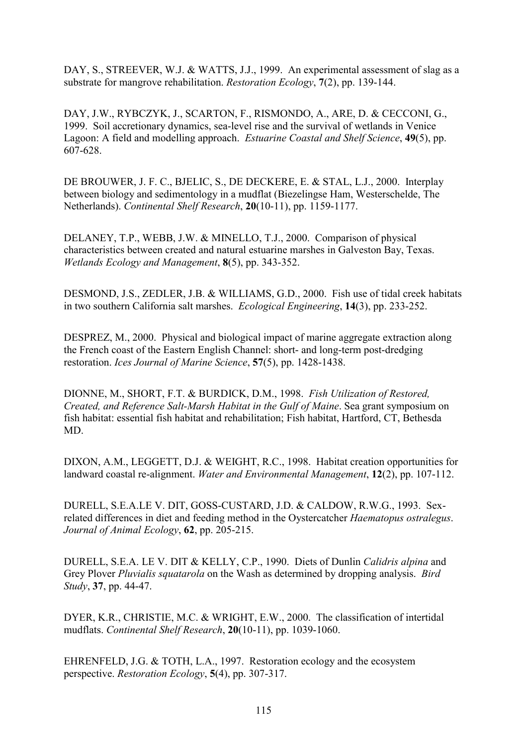DAY, S., STREEVER, W.J. & WATTS, J.J., 1999. An experimental assessment of slag as a substrate for mangrove rehabilitation. *Restoration Ecology*, **7**(2), pp. 139-144.

DAY, J.W., RYBCZYK, J., SCARTON, F., RISMONDO, A., ARE, D. & CECCONI, G., 1999. Soil accretionary dynamics, sea-level rise and the survival of wetlands in Venice Lagoon: A field and modelling approach. *Estuarine Coastal and Shelf Science*, **49**(5), pp. 607-628.

DE BROUWER, J. F. C., BJELIC, S., DE DECKERE, E. & STAL, L.J., 2000. Interplay between biology and sedimentology in a mudflat (Biezelingse Ham, Westerschelde, The Netherlands). *Continental Shelf Research*, **20**(10-11), pp. 1159-1177.

DELANEY, T.P., WEBB, J.W. & MINELLO, T.J., 2000. Comparison of physical characteristics between created and natural estuarine marshes in Galveston Bay, Texas. *Wetlands Ecology and Management*, **8**(5), pp. 343-352.

DESMOND, J.S., ZEDLER, J.B. & WILLIAMS, G.D., 2000. Fish use of tidal creek habitats in two southern California salt marshes. *Ecological Engineering*, **14**(3), pp. 233-252.

DESPREZ, M., 2000. Physical and biological impact of marine aggregate extraction along the French coast of the Eastern English Channel: short- and long-term post-dredging restoration. *Ices Journal of Marine Science*, **57**(5), pp. 1428-1438.

DIONNE, M., SHORT, F.T. & BURDICK, D.M., 1998. *Fish Utilization of Restored, Created, and Reference Salt-Marsh Habitat in the Gulf of Maine*. Sea grant symposium on fish habitat: essential fish habitat and rehabilitation; Fish habitat, Hartford, CT, Bethesda MD.

DIXON, A.M., LEGGETT, D.J. & WEIGHT, R.C., 1998. Habitat creation opportunities for landward coastal re-alignment. *Water and Environmental Management*, **12**(2), pp. 107-112.

DURELL, S.E.A.LE V. DIT, GOSS-CUSTARD, J.D. & CALDOW, R.W.G., 1993. Sex-related differences in diet and feeding method in the Oystercatcher *Haematopus ostralegus*. *Journal of Animal Ecology*, **62**, pp. 205-215.

DURELL, S.E.A. LE V. DIT & KELLY, C.P., 1990. Diets of Dunlin *Calidris alpina* and Grey Plover *Pluvialis squatarola* on the Wash as determined by dropping analysis. *Bird Study*, **37**, pp. 44-47.

DYER, K.R., CHRISTIE, M.C. & WRIGHT, E.W., 2000. The classification of intertidal mudflats. *Continental Shelf Research*, **20**(10-11), pp. 1039-1060.

EHRENFELD, J.G. & TOTH, L.A., 1997. Restoration ecology and the ecosystem perspective. *Restoration Ecology*, **5**(4), pp. 307-317.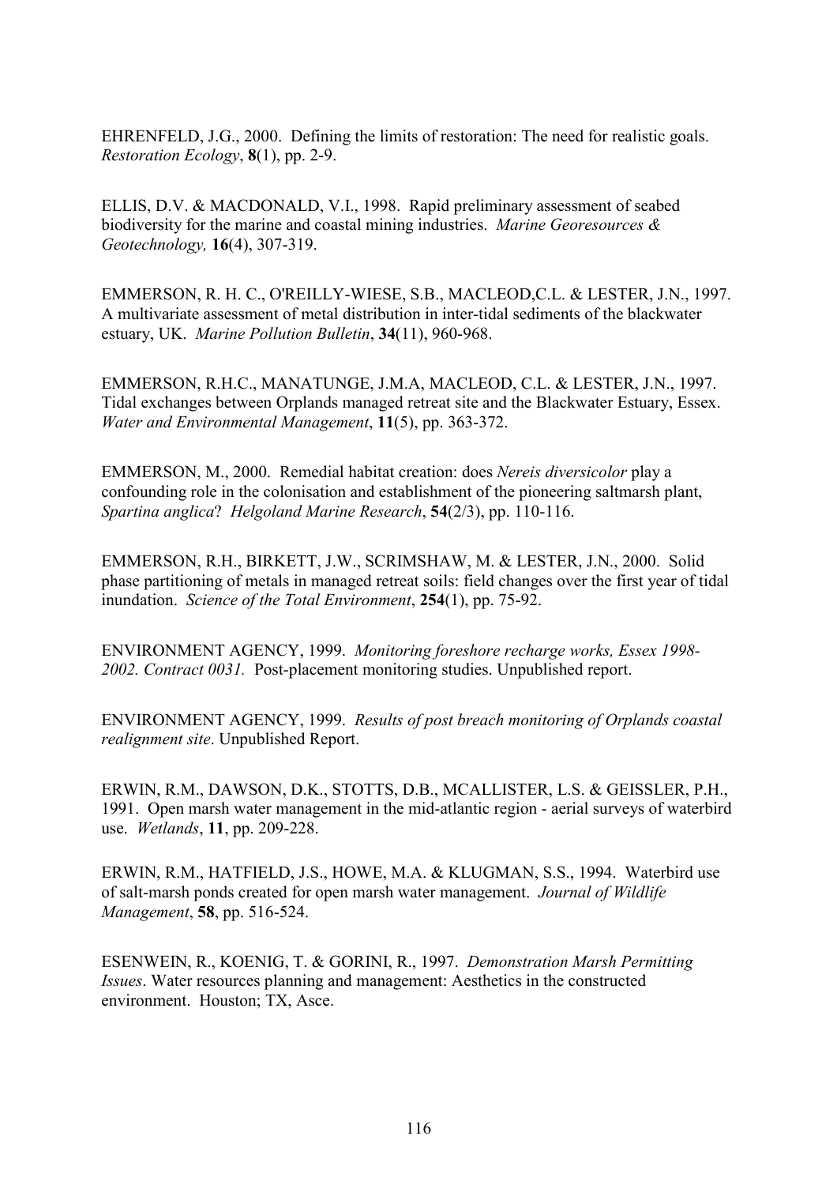EHRENFELD, J.G., 2000. Defining the limits of restoration: The need for realistic goals. *Restoration Ecology*, **8**(1), pp. 2-9.

ELLIS, D.V. & MACDONALD, V.I., 1998. Rapid preliminary assessment of seabed biodiversity for the marine and coastal mining industries. *Marine Georesources & Geotechnology,* **16**(4), 307-319.

EMMERSON, R. H. C., O'REILLY-WIESE, S.B., MACLEOD,C.L. & LESTER, J.N., 1997. A multivariate assessment of metal distribution in inter-tidal sediments of the blackwater estuary, UK. *Marine Pollution Bulletin*, **34**(11), 960-968.

EMMERSON, R.H.C., MANATUNGE, J.M.A, MACLEOD, C.L. & LESTER, J.N., 1997. Tidal exchanges between Orplands managed retreat site and the Blackwater Estuary, Essex. *Water and Environmental Management*, **11**(5), pp. 363-372.

EMMERSON, M., 2000. Remedial habitat creation: does *Nereis diversicolor* play a confounding role in the colonisation and establishment of the pioneering saltmarsh plant, *Spartina anglica*? *Helgoland Marine Research*, **54**(2/3), pp. 110-116.

EMMERSON, R.H., BIRKETT, J.W., SCRIMSHAW, M. & LESTER, J.N., 2000. Solid phase partitioning of metals in managed retreat soils: field changes over the first year of tidal inundation. *Science of the Total Environment*, **254**(1), pp. 75-92.

ENVIRONMENT AGENCY, 1999. *Monitoring foreshore recharge works, Essex 1998-2002. Contract 0031.* Post-placement monitoring studies. Unpublished report.

ENVIRONMENT AGENCY, 1999. *Results of post breach monitoring of Orplands coastal realignment site*. Unpublished Report.

ERWIN, R.M., DAWSON, D.K., STOTTS, D.B., MCALLISTER, L.S. & GEISSLER, P.H., 1991. Open marsh water management in the mid-atlantic region - aerial surveys of waterbird use. *Wetlands*, **11**, pp. 209-228.

ERWIN, R.M., HATFIELD, J.S., HOWE, M.A. & KLUGMAN, S.S., 1994. Waterbird use of salt-marsh ponds created for open marsh water management. *Journal of Wildlife Management*, **58**, pp. 516-524.

ESENWEIN, R., KOENIG, T. & GORINI, R., 1997. *Demonstration Marsh Permitting Issues*. Water resources planning and management: Aesthetics in the constructed environment. Houston; TX, Asce.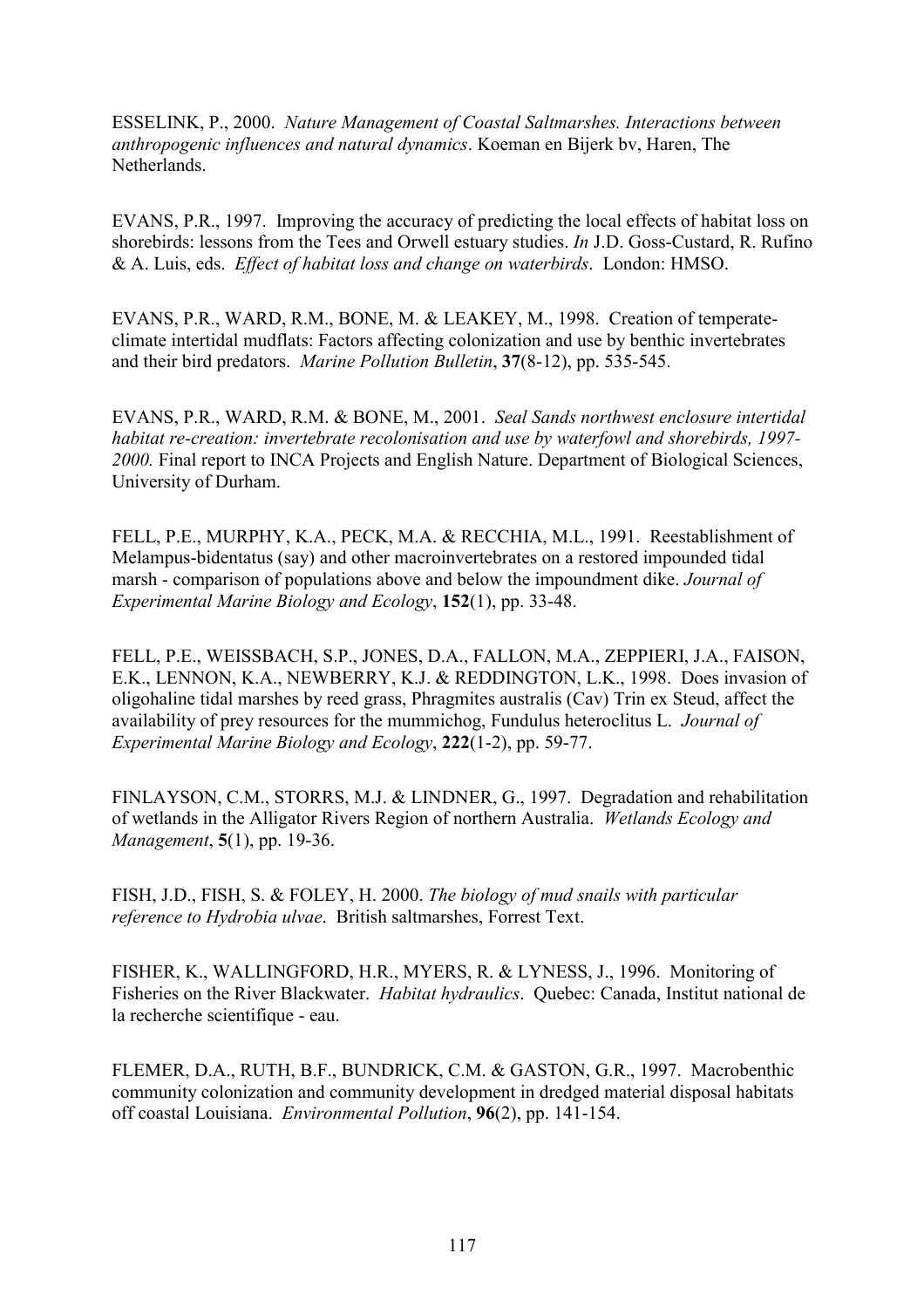ESSELINK, P., 2000. *Nature Management of Coastal Saltmarshes. Interactions between anthropogenic influences and natural dynamics*. Koeman en Bijerk bv, Haren, The Netherlands.

EVANS, P.R., 1997. Improving the accuracy of predicting the local effects of habitat loss on shorebirds: lessons from the Tees and Orwell estuary studies. *In* J.D. Goss-Custard, R. Rufino & A. Luis, eds. *Effect of habitat loss and change on waterbirds*. London: HMSO.

EVANS, P.R., WARD, R.M., BONE, M. & LEAKEY, M., 1998. Creation of temperate-climate intertidal mudflats: Factors affecting colonization and use by benthic invertebrates and their bird predators. *Marine Pollution Bulletin*, **37**(8-12), pp. 535-545.

EVANS, P.R., WARD, R.M. & BONE, M., 2001. *Seal Sands northwest enclosure intertidal habitat re-creation: invertebrate recolonisation and use by waterfowl and shorebirds, 1997-2000.* Final report to INCA Projects and English Nature. Department of Biological Sciences, University of Durham.

FELL, P.E., MURPHY, K.A., PECK, M.A. & RECCHIA, M.L., 1991. Reestablishment of Melampus-bidentatus (say) and other macroinvertebrates on a restored impounded tidal marsh - comparison of populations above and below the impoundment dike. *Journal of Experimental Marine Biology and Ecology*, **152**(1), pp. 33-48.

FELL, P.E., WEISSBACH, S.P., JONES, D.A., FALLON, M.A., ZEPPIERI, J.A., FAISON, E.K., LENNON, K.A., NEWBERRY, K.J. & REDDINGTON, L.K., 1998. Does invasion of oligohaline tidal marshes by reed grass, Phragmites australis (Cav) Trin ex Steud, affect the availability of prey resources for the mummichog, Fundulus heteroclitus L. *Journal of Experimental Marine Biology and Ecology*, **222**(1-2), pp. 59-77.

FINLAYSON, C.M., STORRS, M.J. & LINDNER, G., 1997. Degradation and rehabilitation of wetlands in the Alligator Rivers Region of northern Australia. *Wetlands Ecology and Management*, **5**(1), pp. 19-36.

FISH, J.D., FISH, S. & FOLEY, H. 2000. *The biology of mud snails with particular reference to Hydrobia ulvae*. British saltmarshes, Forrest Text.

FISHER, K., WALLINGFORD, H.R., MYERS, R. & LYNESS, J., 1996. Monitoring of Fisheries on the River Blackwater. *Habitat hydraulics*. Quebec: Canada, Institut national de la recherche scientifique - eau.

FLEMER, D.A., RUTH, B.F., BUNDRICK, C.M. & GASTON, G.R., 1997. Macrobenthic community colonization and community development in dredged material disposal habitats off coastal Louisiana. *Environmental Pollution*, **96**(2), pp. 141-154.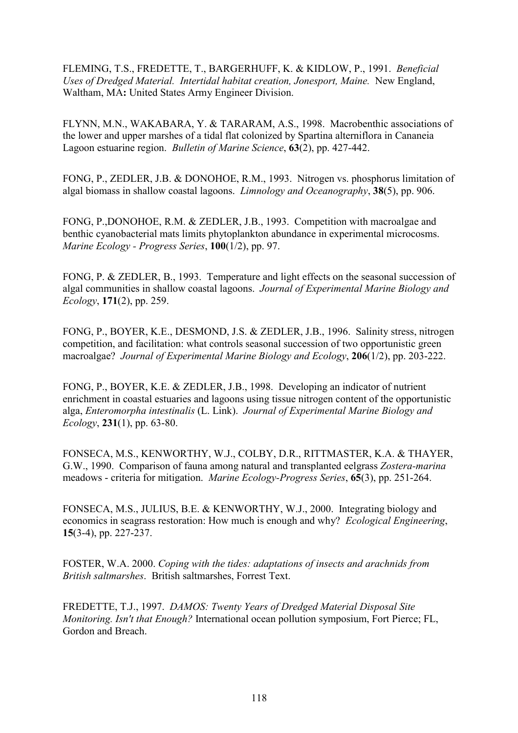FLEMING, T.S., FREDETTE, T., BARGERHUFF, K. & KIDLOW, P., 1991. *Beneficial Uses of Dredged Material. Intertidal habitat creation, Jonesport, Maine.* New England, Waltham, MA**:** United States Army Engineer Division.

FLYNN, M.N., WAKABARA, Y. & TARARAM, A.S., 1998. Macrobenthic associations of the lower and upper marshes of a tidal flat colonized by Spartina alterniflora in Cananeia Lagoon estuarine region. *Bulletin of Marine Science*, **63**(2), pp. 427-442.

FONG, P., ZEDLER, J.B. & DONOHOE, R.M., 1993. Nitrogen vs. phosphorus limitation of algal biomass in shallow coastal lagoons. *Limnology and Oceanography*, **38**(5), pp. 906.

FONG, P.,DONOHOE, R.M. & ZEDLER, J.B., 1993. Competition with macroalgae and benthic cyanobacterial mats limits phytoplankton abundance in experimental microcosms. *Marine Ecology - Progress Series*, **100**(1/2), pp. 97.

FONG, P. & ZEDLER, B., 1993. Temperature and light effects on the seasonal succession of algal communities in shallow coastal lagoons. *Journal of Experimental Marine Biology and Ecology*, **171**(2), pp. 259.

FONG, P., BOYER, K.E., DESMOND, J.S. & ZEDLER, J.B., 1996. Salinity stress, nitrogen competition, and facilitation: what controls seasonal succession of two opportunistic green macroalgae? *Journal of Experimental Marine Biology and Ecology*, **206**(1/2), pp. 203-222.

FONG, P., BOYER, K.E. & ZEDLER, J.B., 1998. Developing an indicator of nutrient enrichment in coastal estuaries and lagoons using tissue nitrogen content of the opportunistic alga, *Enteromorpha intestinalis* (L. Link). *Journal of Experimental Marine Biology and Ecology*, **231**(1), pp. 63-80.

FONSECA, M.S., KENWORTHY, W.J., COLBY, D.R., RITTMASTER, K.A. & THAYER, G.W., 1990. Comparison of fauna among natural and transplanted eelgrass *Zostera-marina* meadows - criteria for mitigation. *Marine Ecology-Progress Series*, **65**(3), pp. 251-264.

FONSECA, M.S., JULIUS, B.E. & KENWORTHY, W.J., 2000. Integrating biology and economics in seagrass restoration: How much is enough and why? *Ecological Engineering*, **15**(3-4), pp. 227-237.

FOSTER, W.A. 2000. *Coping with the tides: adaptations of insects and arachnids from British saltmarshes*. British saltmarshes, Forrest Text.

FREDETTE, T.J., 1997. *DAMOS: Twenty Years of Dredged Material Disposal Site Monitoring. Isn't that Enough?* International ocean pollution symposium, Fort Pierce; FL, Gordon and Breach.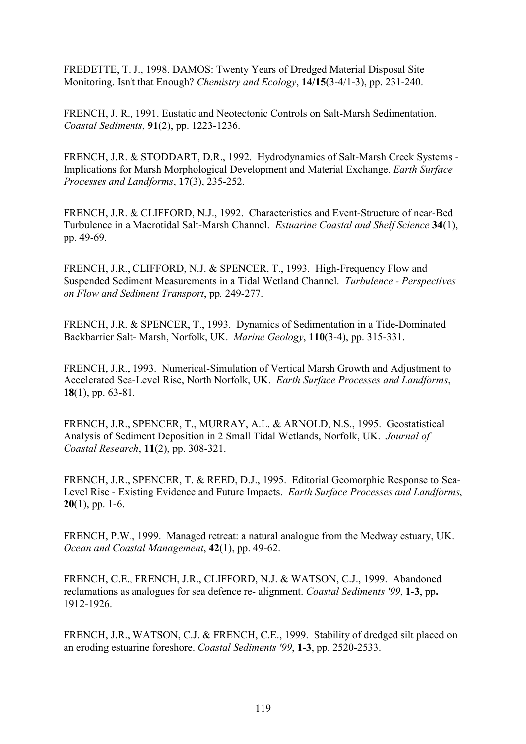FREDETTE, T. J., 1998. DAMOS: Twenty Years of Dredged Material Disposal Site Monitoring. Isn't that Enough? *Chemistry and Ecology*, **14/15**(3-4/1-3), pp. 231-240.

FRENCH, J. R., 1991. Eustatic and Neotectonic Controls on Salt-Marsh Sedimentation. *Coastal Sediments*, **91**(2), pp. 1223-1236.

FRENCH, J.R. & STODDART, D.R., 1992. Hydrodynamics of Salt-Marsh Creek Systems - Implications for Marsh Morphological Development and Material Exchange. *Earth Surface Processes and Landforms*, **17**(3), 235-252.

FRENCH, J.R. & CLIFFORD, N.J., 1992. Characteristics and Event-Structure of near-Bed Turbulence in a Macrotidal Salt-Marsh Channel. *Estuarine Coastal and Shelf Science* **34**(1), pp. 49-69.

FRENCH, J.R., CLIFFORD, N.J. & SPENCER, T., 1993. High-Frequency Flow and Suspended Sediment Measurements in a Tidal Wetland Channel. *Turbulence - Perspectives on Flow and Sediment Transport*, pp. 249-277.

FRENCH, J.R. & SPENCER, T., 1993. Dynamics of Sedimentation in a Tide-Dominated Backbarrier Salt- Marsh, Norfolk, UK. *Marine Geology*, **110**(3-4), pp. 315-331.

FRENCH, J.R., 1993. Numerical-Simulation of Vertical Marsh Growth and Adjustment to Accelerated Sea-Level Rise, North Norfolk, UK. *Earth Surface Processes and Landforms*, **18**(1), pp. 63-81.

FRENCH, J.R., SPENCER, T., MURRAY, A.L. & ARNOLD, N.S., 1995. Geostatistical Analysis of Sediment Deposition in 2 Small Tidal Wetlands, Norfolk, UK. *Journal of Coastal Research*, **11**(2), pp. 308-321.

FRENCH, J.R., SPENCER, T. & REED, D.J., 1995. Editorial Geomorphic Response to Sea-Level Rise - Existing Evidence and Future Impacts. *Earth Surface Processes and Landforms*, **20**(1), pp. 1-6.

FRENCH, P.W., 1999. Managed retreat: a natural analogue from the Medway estuary, UK. *Ocean and Coastal Management*, **42**(1), pp. 49-62.

FRENCH, C.E., FRENCH, J.R., CLIFFORD, N.J. & WATSON, C.J., 1999. Abandoned reclamations as analogues for sea defence re- alignment. *Coastal Sediments '99*, **1-3**, pp**.** 1912-1926.

FRENCH, J.R., WATSON, C.J. & FRENCH, C.E., 1999. Stability of dredged silt placed on an eroding estuarine foreshore. *Coastal Sediments '99*, **1-3**, pp. 2520-2533.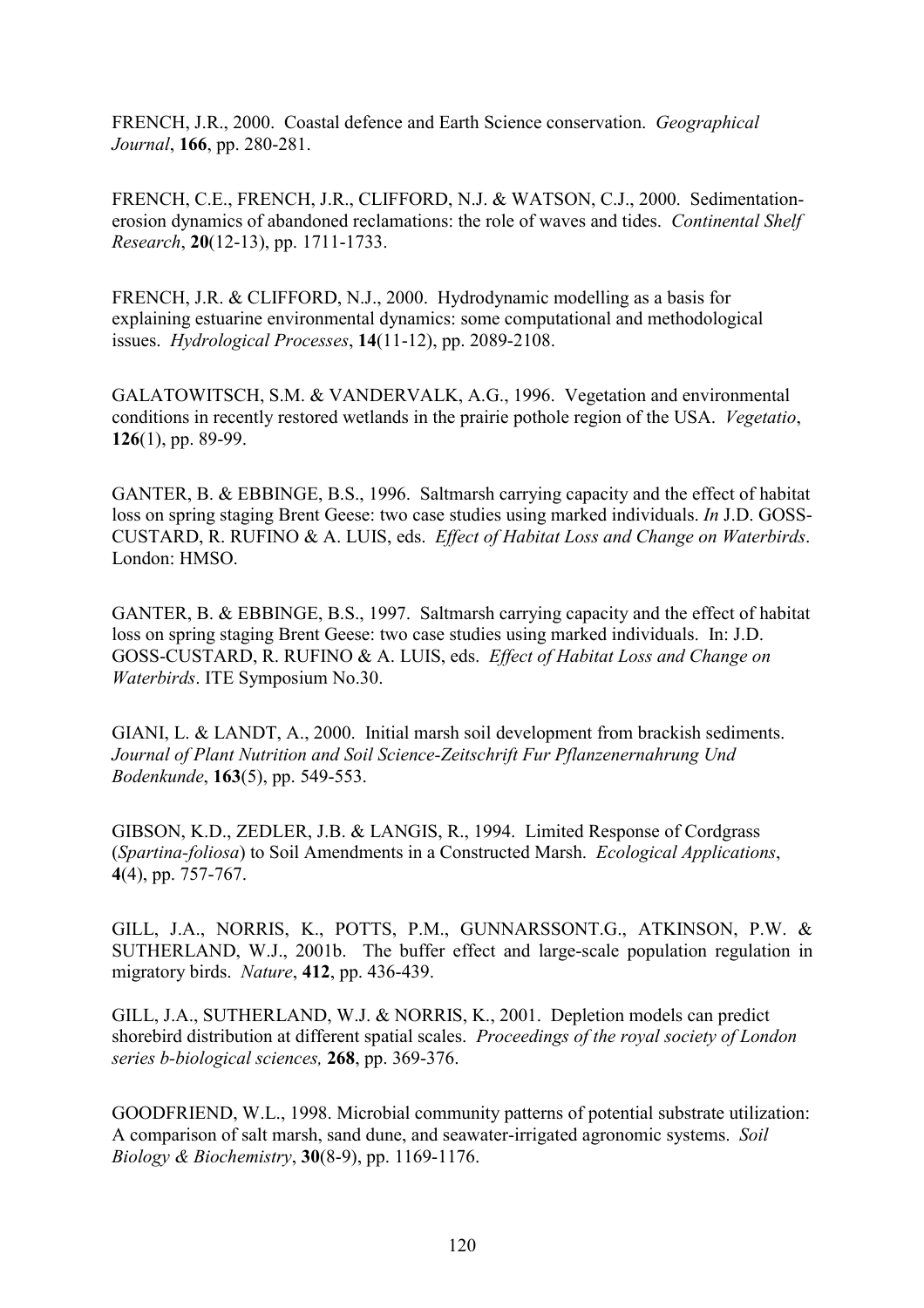FRENCH, J.R., 2000. Coastal defence and Earth Science conservation. *Geographical Journal*, **166**, pp. 280-281.

FRENCH, C.E., FRENCH, J.R., CLIFFORD, N.J. & WATSON, C.J., 2000. Sedimentation-erosion dynamics of abandoned reclamations: the role of waves and tides. *Continental Shelf Research*, **20**(12-13), pp. 1711-1733.

FRENCH, J.R. & CLIFFORD, N.J., 2000. Hydrodynamic modelling as a basis for explaining estuarine environmental dynamics: some computational and methodological issues. *Hydrological Processes*, **14**(11-12), pp. 2089-2108.

GALATOWITSCH, S.M. & VANDERVALK, A.G., 1996. Vegetation and environmental conditions in recently restored wetlands in the prairie pothole region of the USA. *Vegetatio*, **126**(1), pp. 89-99.

GANTER, B. & EBBINGE, B.S., 1996. Saltmarsh carrying capacity and the effect of habitat loss on spring staging Brent Geese: two case studies using marked individuals. *In* J.D. GOSS-CUSTARD, R. RUFINO & A. LUIS, eds. *Effect of Habitat Loss and Change on Waterbirds*. London: HMSO.

GANTER, B. & EBBINGE, B.S., 1997. Saltmarsh carrying capacity and the effect of habitat loss on spring staging Brent Geese: two case studies using marked individuals. In: J.D. GOSS-CUSTARD, R. RUFINO & A. LUIS, eds. *Effect of Habitat Loss and Change on Waterbirds*. ITE Symposium No.30.

GIANI, L. & LANDT, A., 2000. Initial marsh soil development from brackish sediments. *Journal of Plant Nutrition and Soil Science-Zeitschrift Fur Pflanzenernahrung Und Bodenkunde*, **163**(5), pp. 549-553.

GIBSON, K.D., ZEDLER, J.B. & LANGIS, R., 1994. Limited Response of Cordgrass (*Spartina-foliosa*) to Soil Amendments in a Constructed Marsh. *Ecological Applications*, **4**(4), pp. 757-767.

GILL, J.A., NORRIS, K., POTTS, P.M., GUNNARSSONT.G., ATKINSON, P.W. & SUTHERLAND, W.J., 2001b. The buffer effect and large-scale population regulation in migratory birds. *Nature*, **412**, pp. 436-439.

GILL, J.A., SUTHERLAND, W.J. & NORRIS, K., 2001. Depletion models can predict shorebird distribution at different spatial scales. *Proceedings of the royal society of London series b-biological sciences,* **268**, pp. 369-376.

GOODFRIEND, W.L., 1998. Microbial community patterns of potential substrate utilization: A comparison of salt marsh, sand dune, and seawater-irrigated agronomic systems. *Soil Biology & Biochemistry*, **30**(8-9), pp. 1169-1176.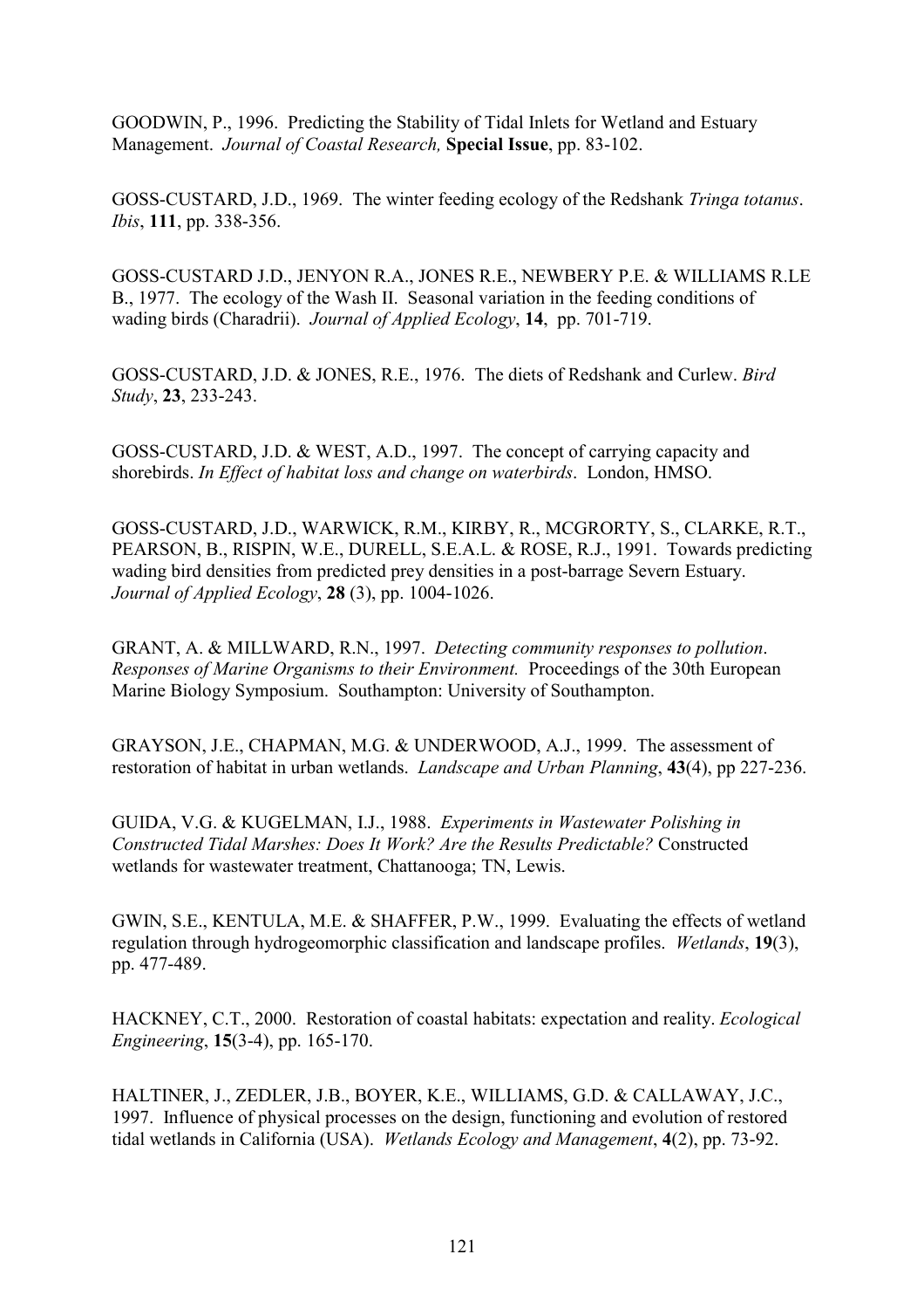GOODWIN, P., 1996. Predicting the Stability of Tidal Inlets for Wetland and Estuary Management. *Journal of Coastal Research,* **Special Issue**, pp. 83-102.

GOSS-CUSTARD, J.D., 1969. The winter feeding ecology of the Redshank *Tringa totanus*. *Ibis*, **111**, pp. 338-356.

GOSS-CUSTARD J.D., JENYON R.A., JONES R.E., NEWBERY P.E. & WILLIAMS R.LE B., 1977. The ecology of the Wash II. Seasonal variation in the feeding conditions of wading birds (Charadrii). *Journal of Applied Ecology*, **14**, pp. 701-719.

GOSS-CUSTARD, J.D. & JONES, R.E., 1976. The diets of Redshank and Curlew. *Bird Study*, **23**, 233-243.

GOSS-CUSTARD, J.D. & WEST, A.D., 1997. The concept of carrying capacity and shorebirds. *In Effect of habitat loss and change on waterbirds*. London, HMSO.

GOSS-CUSTARD, J.D., WARWICK, R.M., KIRBY, R., MCGRORTY, S., CLARKE, R.T., PEARSON, B., RISPIN, W.E., DURELL, S.E.A.L. & ROSE, R.J., 1991. Towards predicting wading bird densities from predicted prey densities in a post-barrage Severn Estuary. *Journal of Applied Ecology*, **28** (3), pp. 1004-1026.

GRANT, A. & MILLWARD, R.N., 1997. *Detecting community responses to pollution*. *Responses of Marine Organisms to their Environment.* Proceedings of the 30th European Marine Biology Symposium. Southampton: University of Southampton.

GRAYSON, J.E., CHAPMAN, M.G. & UNDERWOOD, A.J., 1999. The assessment of restoration of habitat in urban wetlands. *Landscape and Urban Planning*, **43**(4), pp 227-236.

GUIDA, V.G. & KUGELMAN, I.J., 1988. *Experiments in Wastewater Polishing in Constructed Tidal Marshes: Does It Work? Are the Results Predictable?* Constructed wetlands for wastewater treatment, Chattanooga; TN, Lewis.

GWIN, S.E., KENTULA, M.E. & SHAFFER, P.W., 1999. Evaluating the effects of wetland regulation through hydrogeomorphic classification and landscape profiles. *Wetlands*, **19**(3), pp. 477-489.

HACKNEY, C.T., 2000. Restoration of coastal habitats: expectation and reality. *Ecological Engineering*, **15**(3-4), pp. 165-170.

HALTINER, J., ZEDLER, J.B., BOYER, K.E., WILLIAMS, G.D. & CALLAWAY, J.C., 1997. Influence of physical processes on the design, functioning and evolution of restored tidal wetlands in California (USA). *Wetlands Ecology and Management*, **4**(2), pp. 73-92.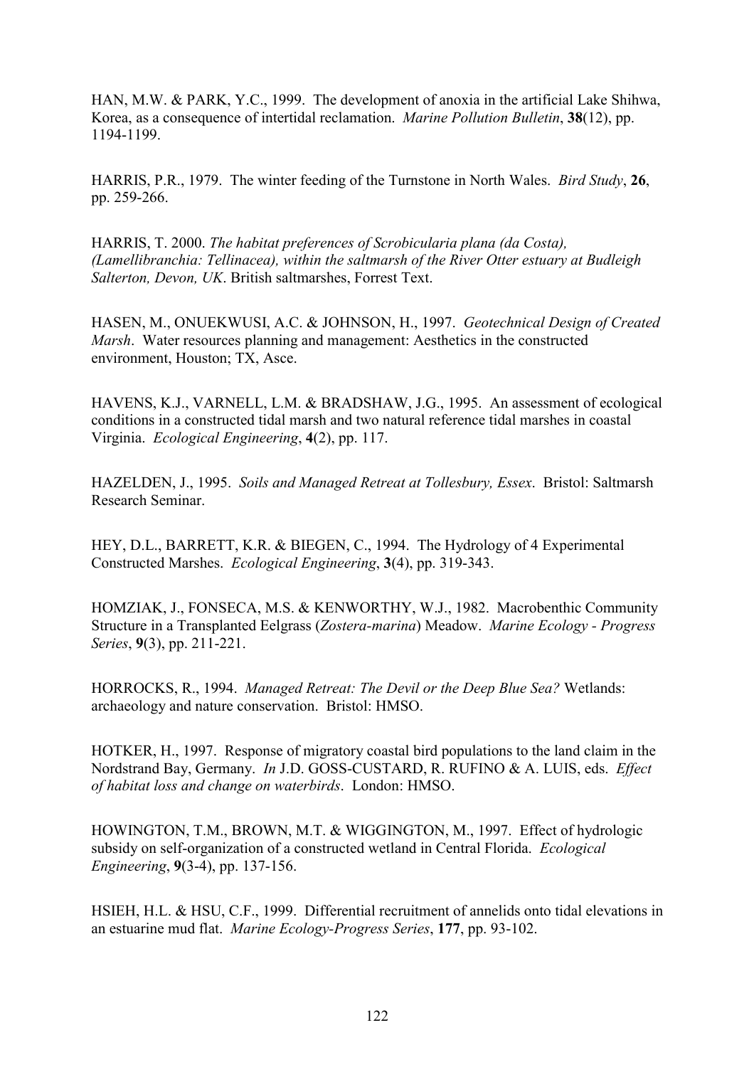HAN, M.W. & PARK, Y.C., 1999. The development of anoxia in the artificial Lake Shihwa, Korea, as a consequence of intertidal reclamation. *Marine Pollution Bulletin*, **38**(12), pp. 1194-1199.

HARRIS, P.R., 1979. The winter feeding of the Turnstone in North Wales. *Bird Study*, **26**, pp. 259-266.

HARRIS, T. 2000. *The habitat preferences of Scrobicularia plana (da Costa), (Lamellibranchia: Tellinacea), within the saltmarsh of the River Otter estuary at Budleigh Salterton, Devon, UK*. British saltmarshes, Forrest Text.

HASEN, M., ONUEKWUSI, A.C. & JOHNSON, H., 1997. *Geotechnical Design of Created Marsh*. Water resources planning and management: Aesthetics in the constructed environment, Houston; TX, Asce.

HAVENS, K.J., VARNELL, L.M. & BRADSHAW, J.G., 1995. An assessment of ecological conditions in a constructed tidal marsh and two natural reference tidal marshes in coastal Virginia. *Ecological Engineering*, **4**(2), pp. 117.

HAZELDEN, J., 1995. *Soils and Managed Retreat at Tollesbury, Essex*. Bristol: Saltmarsh Research Seminar.

HEY, D.L., BARRETT, K.R. & BIEGEN, C., 1994. The Hydrology of 4 Experimental Constructed Marshes. *Ecological Engineering*, **3**(4), pp. 319-343.

HOMZIAK, J., FONSECA, M.S. & KENWORTHY, W.J., 1982. Macrobenthic Community Structure in a Transplanted Eelgrass (*Zostera-marina*) Meadow. *Marine Ecology - Progress Series*, **9**(3), pp. 211-221.

HORROCKS, R., 1994. *Managed Retreat: The Devil or the Deep Blue Sea?* Wetlands: archaeology and nature conservation. Bristol: HMSO.

HOTKER, H., 1997. Response of migratory coastal bird populations to the land claim in the Nordstrand Bay, Germany. *In* J.D. GOSS-CUSTARD, R. RUFINO & A. LUIS, eds. *Effect of habitat loss and change on waterbirds*. London: HMSO.

HOWINGTON, T.M., BROWN, M.T. & WIGGINGTON, M., 1997. Effect of hydrologic subsidy on self-organization of a constructed wetland in Central Florida. *Ecological Engineering*, **9**(3-4), pp. 137-156.

HSIEH, H.L. & HSU, C.F., 1999. Differential recruitment of annelids onto tidal elevations in an estuarine mud flat. *Marine Ecology-Progress Series*, **177**, pp. 93-102.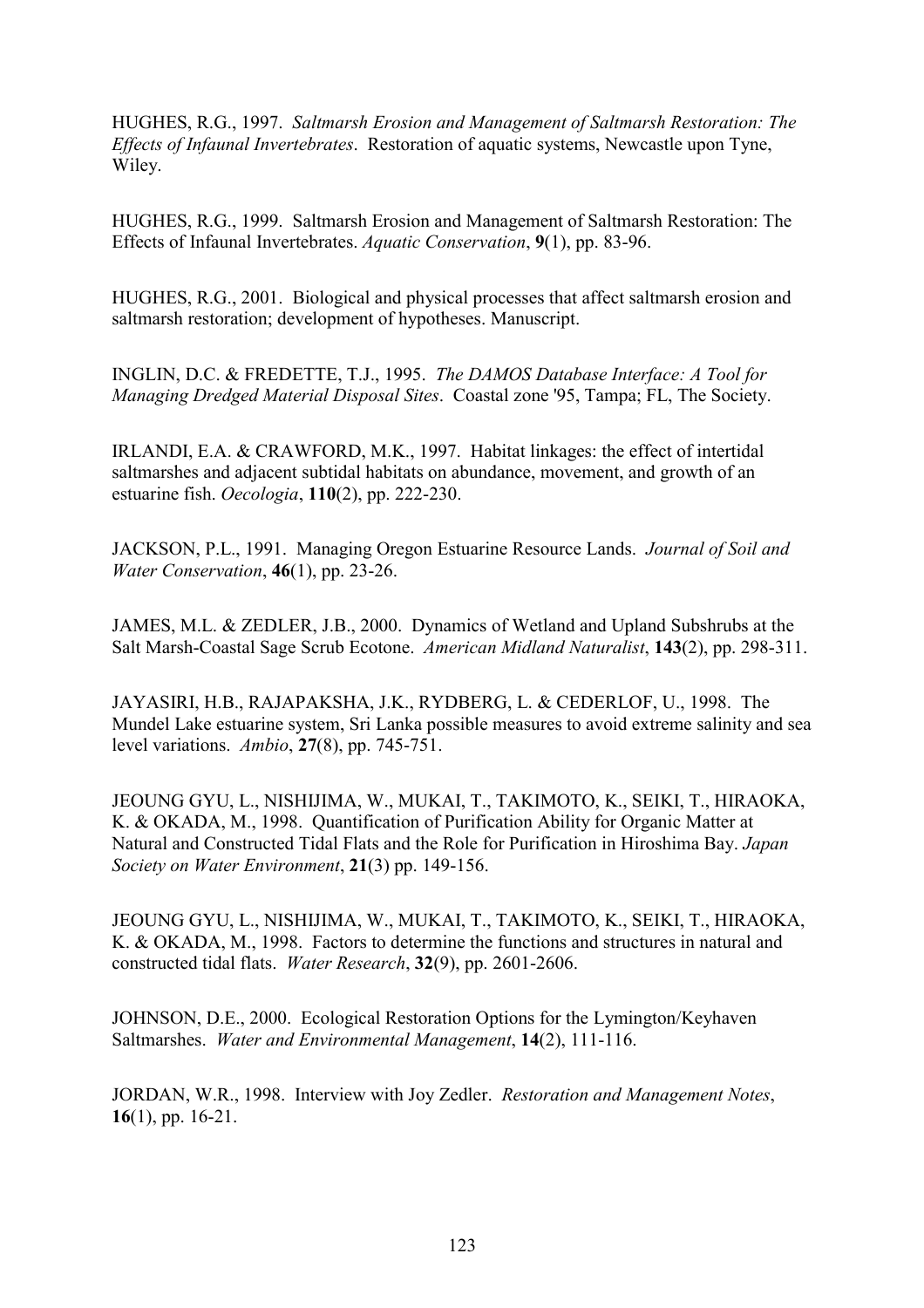HUGHES, R.G., 1997. *Saltmarsh Erosion and Management of Saltmarsh Restoration: The Effects of Infaunal Invertebrates*. Restoration of aquatic systems, Newcastle upon Tyne, Wiley.

HUGHES, R.G., 1999. Saltmarsh Erosion and Management of Saltmarsh Restoration: The Effects of Infaunal Invertebrates. *Aquatic Conservation*, **9**(1), pp. 83-96.

HUGHES, R.G., 2001. Biological and physical processes that affect saltmarsh erosion and saltmarsh restoration; development of hypotheses. Manuscript.

INGLIN, D.C. & FREDETTE, T.J., 1995. *The DAMOS Database Interface: A Tool for Managing Dredged Material Disposal Sites*. Coastal zone '95, Tampa; FL, The Society.

IRLANDI, E.A. & CRAWFORD, M.K., 1997. Habitat linkages: the effect of intertidal saltmarshes and adjacent subtidal habitats on abundance, movement, and growth of an estuarine fish. *Oecologia*, **110**(2), pp. 222-230.

JACKSON, P.L., 1991. Managing Oregon Estuarine Resource Lands. *Journal of Soil and Water Conservation*, **46**(1), pp. 23-26.

JAMES, M.L. & ZEDLER, J.B., 2000. Dynamics of Wetland and Upland Subshrubs at the Salt Marsh-Coastal Sage Scrub Ecotone. *American Midland Naturalist*, **143**(2), pp. 298-311.

JAYASIRI, H.B., RAJAPAKSHA, J.K., RYDBERG, L. & CEDERLOF, U., 1998. The Mundel Lake estuarine system, Sri Lanka possible measures to avoid extreme salinity and sea level variations. *Ambio*, **27**(8), pp. 745-751.

JEOUNG GYU, L., NISHIJIMA, W., MUKAI, T., TAKIMOTO, K., SEIKI, T., HIRAOKA, K. & OKADA, M., 1998. Quantification of Purification Ability for Organic Matter at Natural and Constructed Tidal Flats and the Role for Purification in Hiroshima Bay. *Japan Society on Water Environment*, **21**(3) pp. 149-156.

JEOUNG GYU, L., NISHIJIMA, W., MUKAI, T., TAKIMOTO, K., SEIKI, T., HIRAOKA, K. & OKADA, M., 1998. Factors to determine the functions and structures in natural and constructed tidal flats. *Water Research*, **32**(9), pp. 2601-2606.

JOHNSON, D.E., 2000. Ecological Restoration Options for the Lymington/Keyhaven Saltmarshes. *Water and Environmental Management*, **14**(2), 111-116.

JORDAN, W.R., 1998. Interview with Joy Zedler. *Restoration and Management Notes*, **16**(1), pp. 16-21.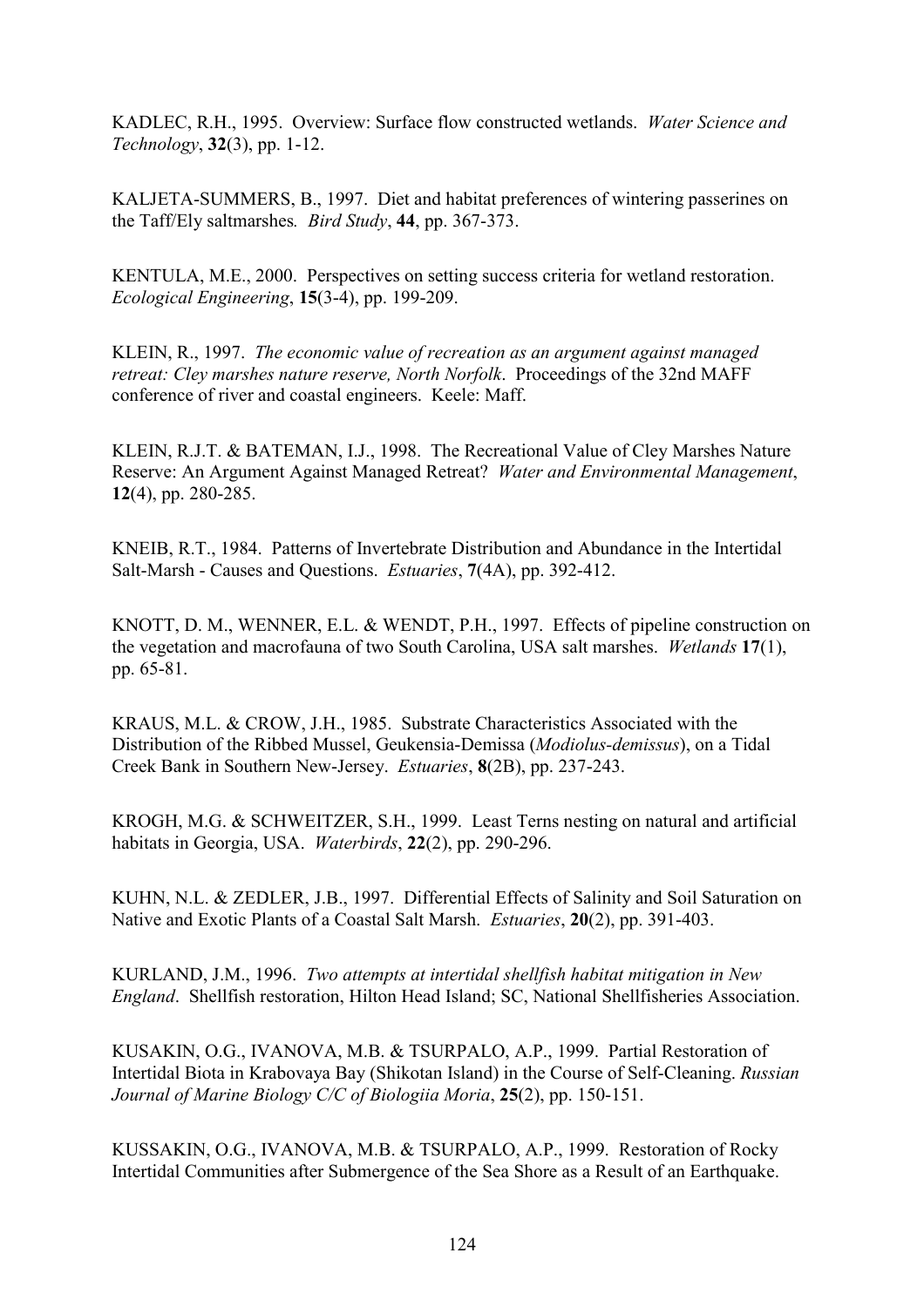KADLEC, R.H., 1995. Overview: Surface flow constructed wetlands. *Water Science and Technology*, **32**(3), pp. 1-12.

KALJETA-SUMMERS, B., 1997. Diet and habitat preferences of wintering passerines on the Taff/Ely saltmarshes*. Bird Study*, **44**, pp. 367-373.

KENTULA, M.E., 2000. Perspectives on setting success criteria for wetland restoration. *Ecological Engineering*, **15**(3-4), pp. 199-209.

KLEIN, R., 1997. *The economic value of recreation as an argument against managed retreat: Cley marshes nature reserve, North Norfolk*. Proceedings of the 32nd MAFF conference of river and coastal engineers. Keele: Maff.

KLEIN, R.J.T. & BATEMAN, I.J., 1998. The Recreational Value of Cley Marshes Nature Reserve: An Argument Against Managed Retreat? *Water and Environmental Management*, **12**(4), pp. 280-285.

KNEIB, R.T., 1984. Patterns of Invertebrate Distribution and Abundance in the Intertidal Salt-Marsh - Causes and Questions. *Estuaries*, **7**(4A), pp. 392-412.

KNOTT, D. M., WENNER, E.L. & WENDT, P.H., 1997. Effects of pipeline construction on the vegetation and macrofauna of two South Carolina, USA salt marshes. *Wetlands* **17**(1), pp. 65-81.

KRAUS, M.L. & CROW, J.H., 1985. Substrate Characteristics Associated with the Distribution of the Ribbed Mussel, Geukensia-Demissa (*Modiolus-demissus*), on a Tidal Creek Bank in Southern New-Jersey. *Estuaries*, **8**(2B), pp. 237-243.

KROGH, M.G. & SCHWEITZER, S.H., 1999. Least Terns nesting on natural and artificial habitats in Georgia, USA. *Waterbirds*, **22**(2), pp. 290-296.

KUHN, N.L. & ZEDLER, J.B., 1997. Differential Effects of Salinity and Soil Saturation on Native and Exotic Plants of a Coastal Salt Marsh. *Estuaries*, **20**(2), pp. 391-403.

KURLAND, J.M., 1996. *Two attempts at intertidal shellfish habitat mitigation in New England*. Shellfish restoration, Hilton Head Island; SC, National Shellfisheries Association.

KUSAKIN, O.G., IVANOVA, M.B. & TSURPALO, A.P., 1999. Partial Restoration of Intertidal Biota in Krabovaya Bay (Shikotan Island) in the Course of Self-Cleaning. *Russian Journal of Marine Biology C/C of Biologiia Moria*, **25**(2), pp. 150-151.

KUSSAKIN, O.G., IVANOVA, M.B. & TSURPALO, A.P., 1999. Restoration of Rocky Intertidal Communities after Submergence of the Sea Shore as a Result of an Earthquake.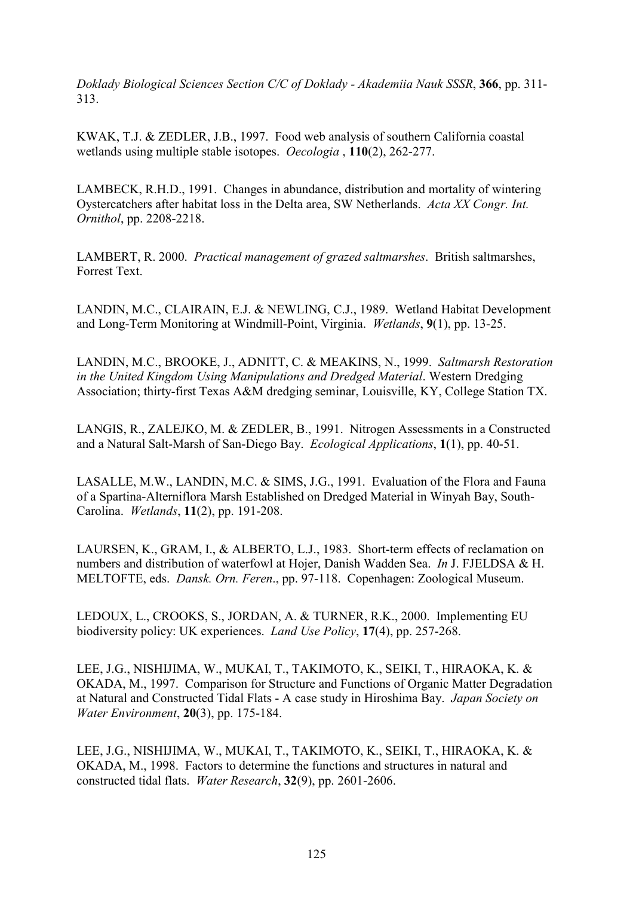*Doklady Biological Sciences Section C/C of Doklady - Akademiia Nauk SSSR*, **366**, pp. 311-313.

KWAK, T.J. & ZEDLER, J.B., 1997. Food web analysis of southern California coastal wetlands using multiple stable isotopes. *Oecologia* , **110**(2), 262-277.

LAMBECK, R.H.D., 1991. Changes in abundance, distribution and mortality of wintering Oystercatchers after habitat loss in the Delta area, SW Netherlands. *Acta XX Congr. Int. Ornithol*, pp. 2208-2218.

LAMBERT, R. 2000. *Practical management of grazed saltmarshes*. British saltmarshes, Forrest Text.

LANDIN, M.C., CLAIRAIN, E.J. & NEWLING, C.J., 1989. Wetland Habitat Development and Long-Term Monitoring at Windmill-Point, Virginia. *Wetlands*, **9**(1), pp. 13-25.

LANDIN, M.C., BROOKE, J., ADNITT, C. & MEAKINS, N., 1999. *Saltmarsh Restoration in the United Kingdom Using Manipulations and Dredged Material*. Western Dredging Association; thirty-first Texas A&M dredging seminar, Louisville, KY, College Station TX.

LANGIS, R., ZALEJKO, M. & ZEDLER, B., 1991. Nitrogen Assessments in a Constructed and a Natural Salt-Marsh of San-Diego Bay. *Ecological Applications*, **1**(1), pp. 40-51.

LASALLE, M.W., LANDIN, M.C. & SIMS, J.G., 1991. Evaluation of the Flora and Fauna of a Spartina-Alterniflora Marsh Established on Dredged Material in Winyah Bay, South-Carolina. *Wetlands*, **11**(2), pp. 191-208.

LAURSEN, K., GRAM, I., & ALBERTO, L.J., 1983. Short-term effects of reclamation on numbers and distribution of waterfowl at Hojer, Danish Wadden Sea. *In* J. FJELDSA & H. MELTOFTE, eds. *Dansk. Orn. Feren*., pp. 97-118. Copenhagen: Zoological Museum.

LEDOUX, L., CROOKS, S., JORDAN, A. & TURNER, R.K., 2000. Implementing EU biodiversity policy: UK experiences. *Land Use Policy*, **17**(4), pp. 257-268.

LEE, J.G., NISHIJIMA, W., MUKAI, T., TAKIMOTO, K., SEIKI, T., HIRAOKA, K. & OKADA, M., 1997. Comparison for Structure and Functions of Organic Matter Degradation at Natural and Constructed Tidal Flats - A case study in Hiroshima Bay. *Japan Society on Water Environment*, **20**(3), pp. 175-184.

LEE, J.G., NISHIJIMA, W., MUKAI, T., TAKIMOTO, K., SEIKI, T., HIRAOKA, K. & OKADA, M., 1998. Factors to determine the functions and structures in natural and constructed tidal flats. *Water Research*, **32**(9), pp. 2601-2606.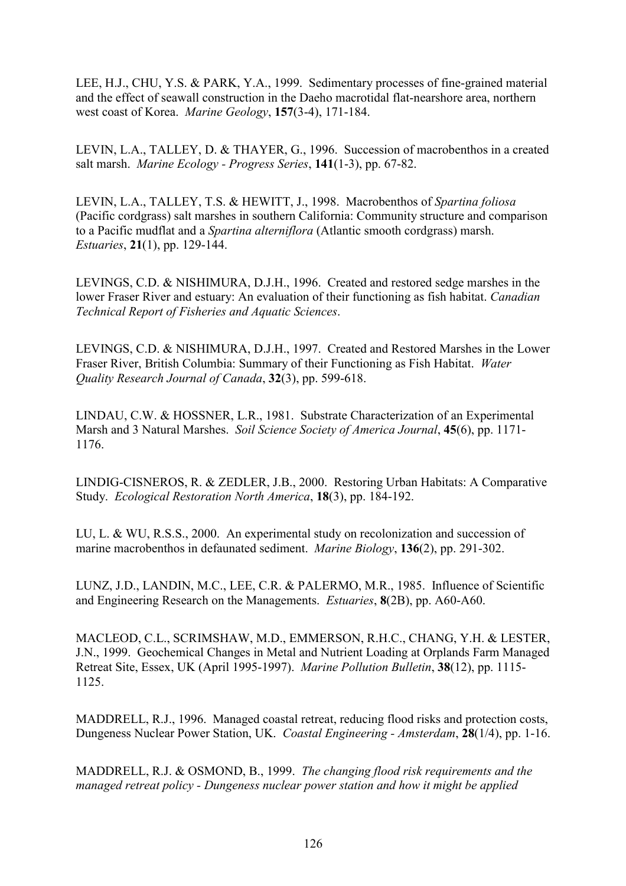LEE, H.J., CHU, Y.S. & PARK, Y.A., 1999. Sedimentary processes of fine-grained material and the effect of seawall construction in the Daeho macrotidal flat-nearshore area, northern west coast of Korea. *Marine Geology*, **157**(3-4), 171-184.

LEVIN, L.A., TALLEY, D. & THAYER, G., 1996. Succession of macrobenthos in a created salt marsh. *Marine Ecology - Progress Series*, **141**(1-3), pp. 67-82.

LEVIN, L.A., TALLEY, T.S. & HEWITT, J., 1998. Macrobenthos of *Spartina foliosa* (Pacific cordgrass) salt marshes in southern California: Community structure and comparison to a Pacific mudflat and a *Spartina alterniflora* (Atlantic smooth cordgrass) marsh. *Estuaries*, **21**(1), pp. 129-144.

LEVINGS, C.D. & NISHIMURA, D.J.H., 1996. Created and restored sedge marshes in the lower Fraser River and estuary: An evaluation of their functioning as fish habitat. *Canadian Technical Report of Fisheries and Aquatic Sciences*.

LEVINGS, C.D. & NISHIMURA, D.J.H., 1997. Created and Restored Marshes in the Lower Fraser River, British Columbia: Summary of their Functioning as Fish Habitat. *Water Quality Research Journal of Canada*, **32**(3), pp. 599-618.

LINDAU, C.W. & HOSSNER, L.R., 1981. Substrate Characterization of an Experimental Marsh and 3 Natural Marshes. *Soil Science Society of America Journal*, **45**(6), pp. 1171-1176.

LINDIG-CISNEROS, R. & ZEDLER, J.B., 2000. Restoring Urban Habitats: A Comparative Study. *Ecological Restoration North America*, **18**(3), pp. 184-192.

LU, L. & WU, R.S.S., 2000. An experimental study on recolonization and succession of marine macrobenthos in defaunated sediment. *Marine Biology*, **136**(2), pp. 291-302.

LUNZ, J.D., LANDIN, M.C., LEE, C.R. & PALERMO, M.R., 1985. Influence of Scientific and Engineering Research on the Managements. *Estuaries*, **8**(2B), pp. A60-A60.

MACLEOD, C.L., SCRIMSHAW, M.D., EMMERSON, R.H.C., CHANG, Y.H. & LESTER, J.N., 1999. Geochemical Changes in Metal and Nutrient Loading at Orplands Farm Managed Retreat Site, Essex, UK (April 1995-1997). *Marine Pollution Bulletin*, **38**(12), pp. 1115-1125.

MADDRELL, R.J., 1996. Managed coastal retreat, reducing flood risks and protection costs, Dungeness Nuclear Power Station, UK. *Coastal Engineering - Amsterdam*, **28**(1/4), pp. 1-16.

MADDRELL, R.J. & OSMOND, B., 1999. *The changing flood risk requirements and the managed retreat policy - Dungeness nuclear power station and how it might be applied*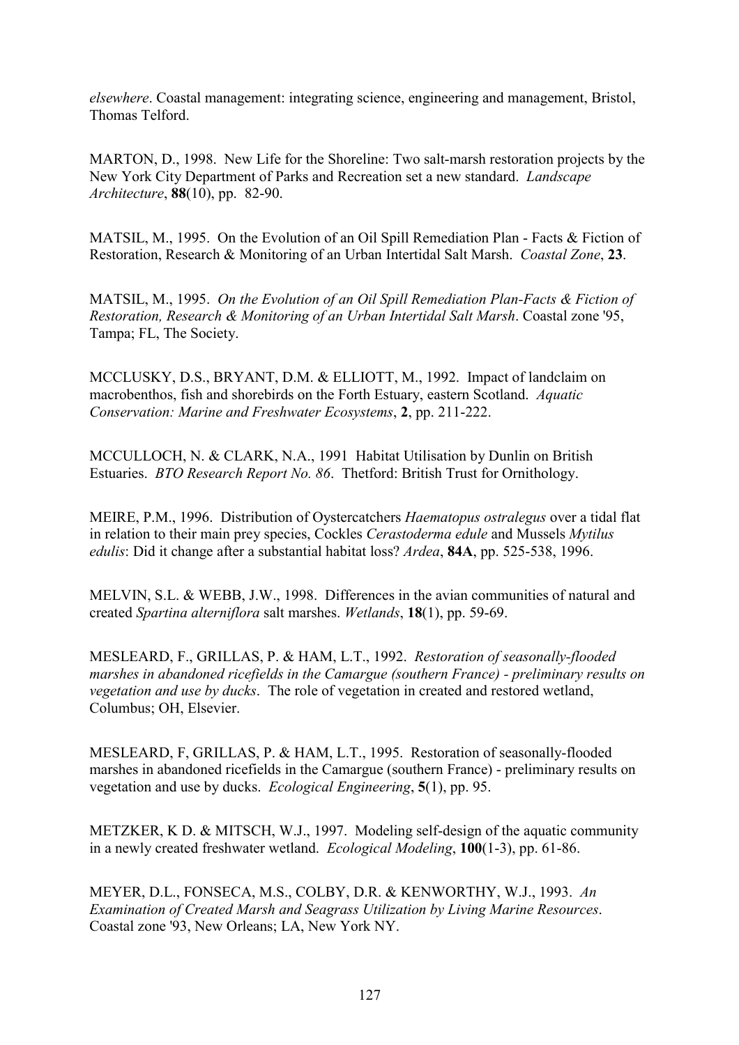*elsewhere*. Coastal management: integrating science, engineering and management, Bristol, Thomas Telford.

MARTON, D., 1998. New Life for the Shoreline: Two salt-marsh restoration projects by the New York City Department of Parks and Recreation set a new standard. *Landscape Architecture*, **88**(10), pp. 82-90.

MATSIL, M., 1995. On the Evolution of an Oil Spill Remediation Plan - Facts & Fiction of Restoration, Research & Monitoring of an Urban Intertidal Salt Marsh. *Coastal Zone*, **23**.

MATSIL, M., 1995. *On the Evolution of an Oil Spill Remediation Plan-Facts & Fiction of Restoration, Research & Monitoring of an Urban Intertidal Salt Marsh*. Coastal zone '95, Tampa; FL, The Society.

MCCLUSKY, D.S., BRYANT, D.M. & ELLIOTT, M., 1992. Impact of landclaim on macrobenthos, fish and shorebirds on the Forth Estuary, eastern Scotland. *Aquatic Conservation: Marine and Freshwater Ecosystems*, **2**, pp. 211-222.

MCCULLOCH, N. & CLARK, N.A., 1991 Habitat Utilisation by Dunlin on British Estuaries. *BTO Research Report No. 86*. Thetford: British Trust for Ornithology.

MEIRE, P.M., 1996. Distribution of Oystercatchers *Haematopus ostralegus* over a tidal flat in relation to their main prey species, Cockles *Cerastoderma edule* and Mussels *Mytilus edulis*: Did it change after a substantial habitat loss? *Ardea*, **84A**, pp. 525-538, 1996.

MELVIN, S.L. & WEBB, J.W., 1998. Differences in the avian communities of natural and created *Spartina alterniflora* salt marshes. *Wetlands*, **18**(1), pp. 59-69.

MESLEARD, F., GRILLAS, P. & HAM, L.T., 1992. *Restoration of seasonally-flooded marshes in abandoned ricefields in the Camargue (southern France) - preliminary results on vegetation and use by ducks*. The role of vegetation in created and restored wetland, Columbus; OH, Elsevier.

MESLEARD, F, GRILLAS, P. & HAM, L.T., 1995. Restoration of seasonally-flooded marshes in abandoned ricefields in the Camargue (southern France) - preliminary results on vegetation and use by ducks. *Ecological Engineering*, **5**(1), pp. 95.

METZKER, K D. & MITSCH, W.J., 1997. Modeling self-design of the aquatic community in a newly created freshwater wetland. *Ecological Modeling*, **100**(1-3), pp. 61-86.

MEYER, D.L., FONSECA, M.S., COLBY, D.R. & KENWORTHY, W.J., 1993. *An Examination of Created Marsh and Seagrass Utilization by Living Marine Resources*. Coastal zone '93, New Orleans; LA, New York NY.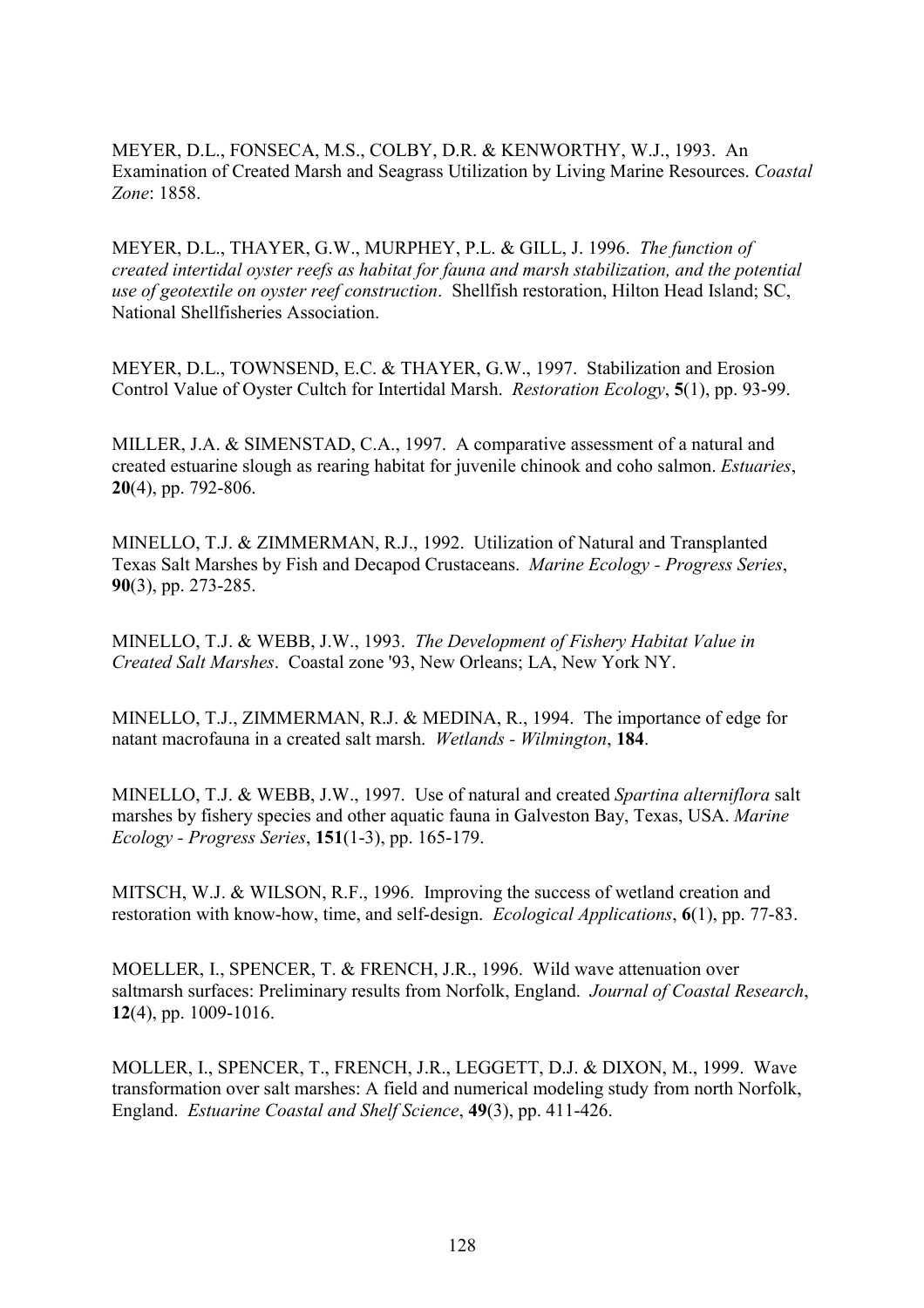MEYER, D.L., FONSECA, M.S., COLBY, D.R. & KENWORTHY, W.J., 1993. An Examination of Created Marsh and Seagrass Utilization by Living Marine Resources. *Coastal Zone*: 1858.

MEYER, D.L., THAYER, G.W., MURPHEY, P.L. & GILL, J. 1996. *The function of created intertidal oyster reefs as habitat for fauna and marsh stabilization, and the potential use of geotextile on oyster reef construction*. Shellfish restoration, Hilton Head Island; SC, National Shellfisheries Association.

MEYER, D.L., TOWNSEND, E.C. & THAYER, G.W., 1997. Stabilization and Erosion Control Value of Oyster Cultch for Intertidal Marsh. *Restoration Ecology*, **5**(1), pp. 93-99.

MILLER, J.A. & SIMENSTAD, C.A., 1997. A comparative assessment of a natural and created estuarine slough as rearing habitat for juvenile chinook and coho salmon. *Estuaries*, **20**(4), pp. 792-806.

MINELLO, T.J. & ZIMMERMAN, R.J., 1992. Utilization of Natural and Transplanted Texas Salt Marshes by Fish and Decapod Crustaceans. *Marine Ecology - Progress Series*, **90**(3), pp. 273-285.

MINELLO, T.J. & WEBB, J.W., 1993. *The Development of Fishery Habitat Value in Created Salt Marshes*. Coastal zone '93, New Orleans; LA, New York NY.

MINELLO, T.J., ZIMMERMAN, R.J. & MEDINA, R., 1994. The importance of edge for natant macrofauna in a created salt marsh. *Wetlands - Wilmington*, **184**.

MINELLO, T.J. & WEBB, J.W., 1997. Use of natural and created *Spartina alterniflora* salt marshes by fishery species and other aquatic fauna in Galveston Bay, Texas, USA. *Marine Ecology - Progress Series*, **151**(1-3), pp. 165-179.

MITSCH, W.J. & WILSON, R.F., 1996. Improving the success of wetland creation and restoration with know-how, time, and self-design. *Ecological Applications*, **6**(1), pp. 77-83.

MOELLER, I., SPENCER, T. & FRENCH, J.R., 1996. Wild wave attenuation over saltmarsh surfaces: Preliminary results from Norfolk, England. *Journal of Coastal Research*, **12**(4), pp. 1009-1016.

MOLLER, I., SPENCER, T., FRENCH, J.R., LEGGETT, D.J. & DIXON, M., 1999. Wave transformation over salt marshes: A field and numerical modeling study from north Norfolk, England. *Estuarine Coastal and Shelf Science*, **49**(3), pp. 411-426.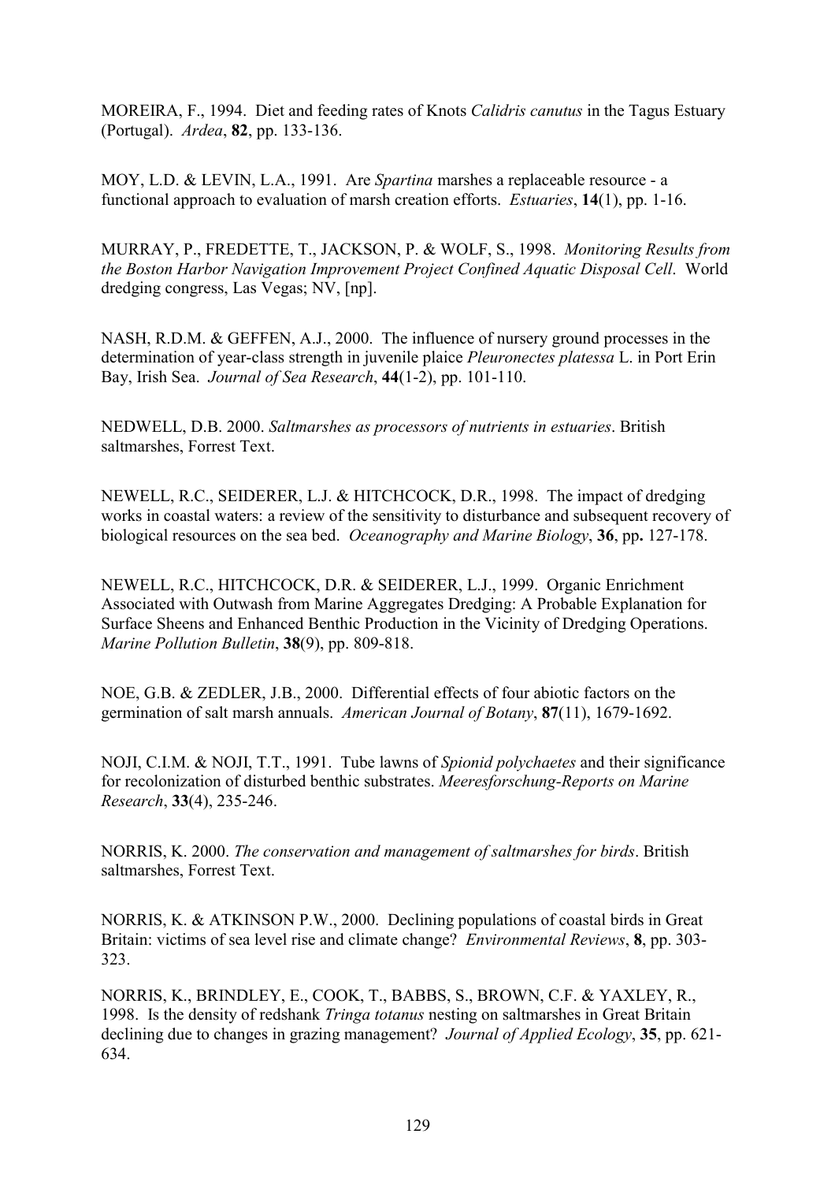MOREIRA, F., 1994. Diet and feeding rates of Knots *Calidris canutus* in the Tagus Estuary (Portugal). *Ardea*, **82**, pp. 133-136.

MOY, L.D. & LEVIN, L.A., 1991. Are *Spartina* marshes a replaceable resource - a functional approach to evaluation of marsh creation efforts. *Estuaries*, **14**(1), pp. 1-16.

MURRAY, P., FREDETTE, T., JACKSON, P. & WOLF, S., 1998. *Monitoring Results from the Boston Harbor Navigation Improvement Project Confined Aquatic Disposal Cell*. World dredging congress, Las Vegas; NV, [np].

NASH, R.D.M. & GEFFEN, A.J., 2000. The influence of nursery ground processes in the determination of year-class strength in juvenile plaice *Pleuronectes platessa* L. in Port Erin Bay, Irish Sea. *Journal of Sea Research*, **44**(1-2), pp. 101-110.

NEDWELL, D.B. 2000. *Saltmarshes as processors of nutrients in estuaries*. British saltmarshes, Forrest Text.

NEWELL, R.C., SEIDERER, L.J. & HITCHCOCK, D.R., 1998. The impact of dredging works in coastal waters: a review of the sensitivity to disturbance and subsequent recovery of biological resources on the sea bed. *Oceanography and Marine Biology*, **36**, pp**.** 127-178.

NEWELL, R.C., HITCHCOCK, D.R. & SEIDERER, L.J., 1999. Organic Enrichment Associated with Outwash from Marine Aggregates Dredging: A Probable Explanation for Surface Sheens and Enhanced Benthic Production in the Vicinity of Dredging Operations. *Marine Pollution Bulletin*, **38**(9), pp. 809-818.

NOE, G.B. & ZEDLER, J.B., 2000. Differential effects of four abiotic factors on the germination of salt marsh annuals. *American Journal of Botany*, **87**(11), 1679-1692.

NOJI, C.I.M. & NOJI, T.T., 1991. Tube lawns of *Spionid polychaetes* and their significance for recolonization of disturbed benthic substrates. *Meeresforschung-Reports on Marine Research*, **33**(4), 235-246.

NORRIS, K. 2000. *The conservation and management of saltmarshes for birds*. British saltmarshes, Forrest Text.

NORRIS, K. & ATKINSON P.W., 2000. Declining populations of coastal birds in Great Britain: victims of sea level rise and climate change? *Environmental Reviews*, **8**, pp. 303-323.

NORRIS, K., BRINDLEY, E., COOK, T., BABBS, S., BROWN, C.F. & YAXLEY, R., 1998. Is the density of redshank *Tringa totanus* nesting on saltmarshes in Great Britain declining due to changes in grazing management? *Journal of Applied Ecology*, **35**, pp. 621-634.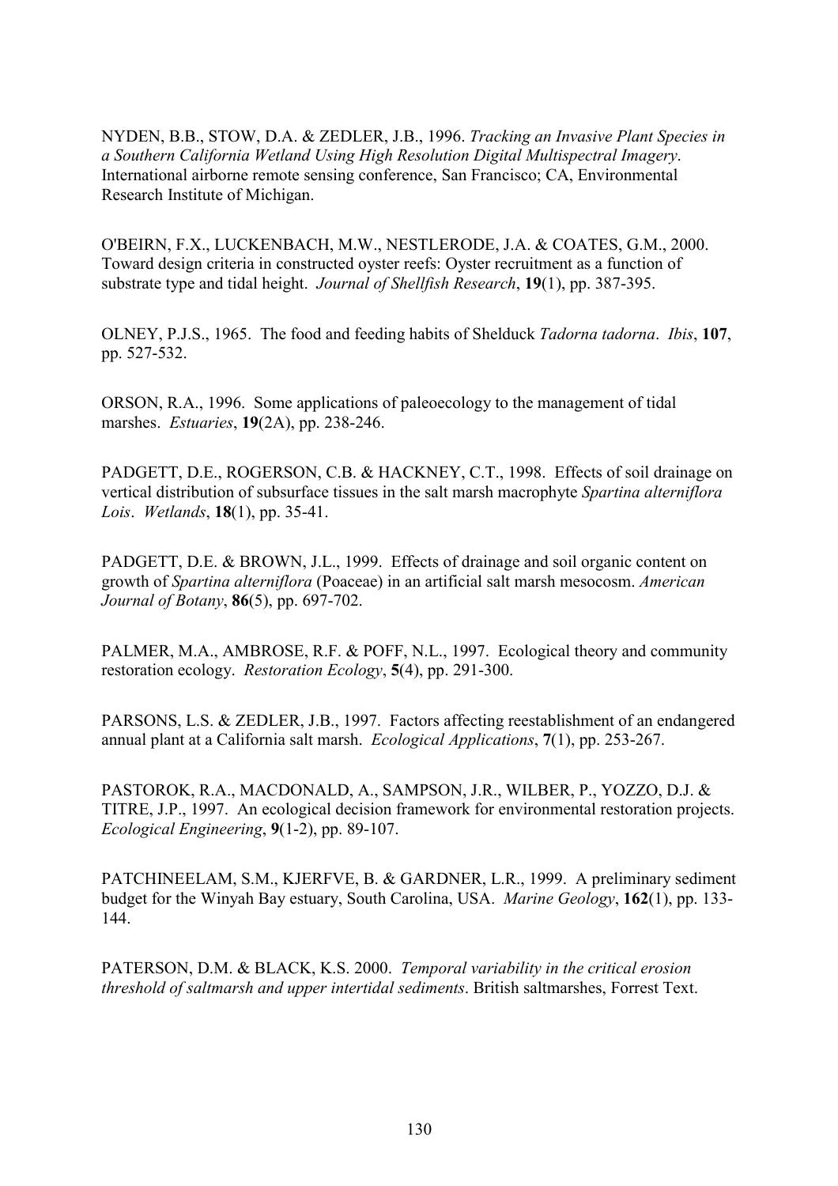NYDEN, B.B., STOW, D.A. & ZEDLER, J.B., 1996. *Tracking an Invasive Plant Species in a Southern California Wetland Using High Resolution Digital Multispectral Imagery*. International airborne remote sensing conference, San Francisco; CA, Environmental Research Institute of Michigan.

O'BEIRN, F.X., LUCKENBACH, M.W., NESTLERODE, J.A. & COATES, G.M., 2000. Toward design criteria in constructed oyster reefs: Oyster recruitment as a function of substrate type and tidal height. *Journal of Shellfish Research*, **19**(1), pp. 387-395.

OLNEY, P.J.S., 1965. The food and feeding habits of Shelduck *Tadorna tadorna*. *Ibis*, **107**, pp. 527-532.

ORSON, R.A., 1996. Some applications of paleoecology to the management of tidal marshes. *Estuaries*, **19**(2A), pp. 238-246.

PADGETT, D.E., ROGERSON, C.B. & HACKNEY, C.T., 1998. Effects of soil drainage on vertical distribution of subsurface tissues in the salt marsh macrophyte *Spartina alterniflora Lois*. *Wetlands*, **18**(1), pp. 35-41.

PADGETT, D.E. & BROWN, J.L., 1999. Effects of drainage and soil organic content on growth of *Spartina alterniflora* (Poaceae) in an artificial salt marsh mesocosm. *American Journal of Botany*, **86**(5), pp. 697-702.

PALMER, M.A., AMBROSE, R.F. & POFF, N.L., 1997. Ecological theory and community restoration ecology. *Restoration Ecology*, **5**(4), pp. 291-300.

PARSONS, L.S. & ZEDLER, J.B., 1997. Factors affecting reestablishment of an endangered annual plant at a California salt marsh. *Ecological Applications*, **7**(1), pp. 253-267.

PASTOROK, R.A., MACDONALD, A., SAMPSON, J.R., WILBER, P., YOZZO, D.J. & TITRE, J.P., 1997. An ecological decision framework for environmental restoration projects. *Ecological Engineering*, **9**(1-2), pp. 89-107.

PATCHINEELAM, S.M., KJERFVE, B. & GARDNER, L.R., 1999. A preliminary sediment budget for the Winyah Bay estuary, South Carolina, USA. *Marine Geology*, **162**(1), pp. 133-144.

PATERSON, D.M. & BLACK, K.S. 2000. *Temporal variability in the critical erosion threshold of saltmarsh and upper intertidal sediments*. British saltmarshes, Forrest Text.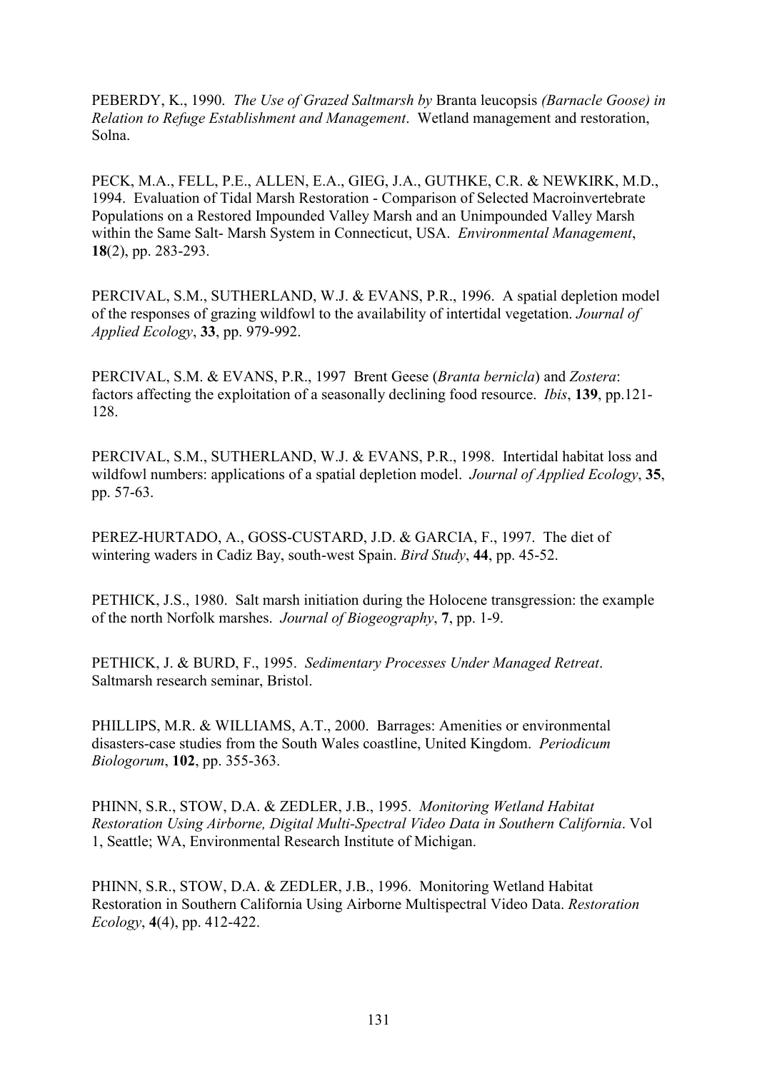PEBERDY, K., 1990. *The Use of Grazed Saltmarsh by* Branta leucopsis *(Barnacle Goose) in Relation to Refuge Establishment and Management*. Wetland management and restoration, Solna.

PECK, M.A., FELL, P.E., ALLEN, E.A., GIEG, J.A., GUTHKE, C.R. & NEWKIRK, M.D., 1994. Evaluation of Tidal Marsh Restoration - Comparison of Selected Macroinvertebrate Populations on a Restored Impounded Valley Marsh and an Unimpounded Valley Marsh within the Same Salt- Marsh System in Connecticut, USA. *Environmental Management*, **18**(2), pp. 283-293.

PERCIVAL, S.M., SUTHERLAND, W.J. & EVANS, P.R., 1996. A spatial depletion model of the responses of grazing wildfowl to the availability of intertidal vegetation. *Journal of Applied Ecology*, **33**, pp. 979-992.

PERCIVAL, S.M. & EVANS, P.R., 1997 Brent Geese (*Branta bernicla*) and *Zostera*: factors affecting the exploitation of a seasonally declining food resource. *Ibis*, **139**, pp.121-128.

PERCIVAL, S.M., SUTHERLAND, W.J. & EVANS, P.R., 1998. Intertidal habitat loss and wildfowl numbers: applications of a spatial depletion model. *Journal of Applied Ecology*, **35**, pp. 57-63.

PEREZ-HURTADO, A., GOSS-CUSTARD, J.D. & GARCIA, F., 1997. The diet of wintering waders in Cadiz Bay, south-west Spain. *Bird Study*, **44**, pp. 45-52.

PETHICK, J.S., 1980. Salt marsh initiation during the Holocene transgression: the example of the north Norfolk marshes. *Journal of Biogeography*, **7**, pp. 1-9.

PETHICK, J. & BURD, F., 1995. *Sedimentary Processes Under Managed Retreat*. Saltmarsh research seminar, Bristol.

PHILLIPS, M.R. & WILLIAMS, A.T., 2000. Barrages: Amenities or environmental disasters-case studies from the South Wales coastline, United Kingdom. *Periodicum Biologorum*, **102**, pp. 355-363.

PHINN, S.R., STOW, D.A. & ZEDLER, J.B., 1995. *Monitoring Wetland Habitat Restoration Using Airborne, Digital Multi-Spectral Video Data in Southern California*. Vol 1, Seattle; WA, Environmental Research Institute of Michigan.

PHINN, S.R., STOW, D.A. & ZEDLER, J.B., 1996. Monitoring Wetland Habitat Restoration in Southern California Using Airborne Multispectral Video Data. *Restoration Ecology*, **4**(4), pp. 412-422.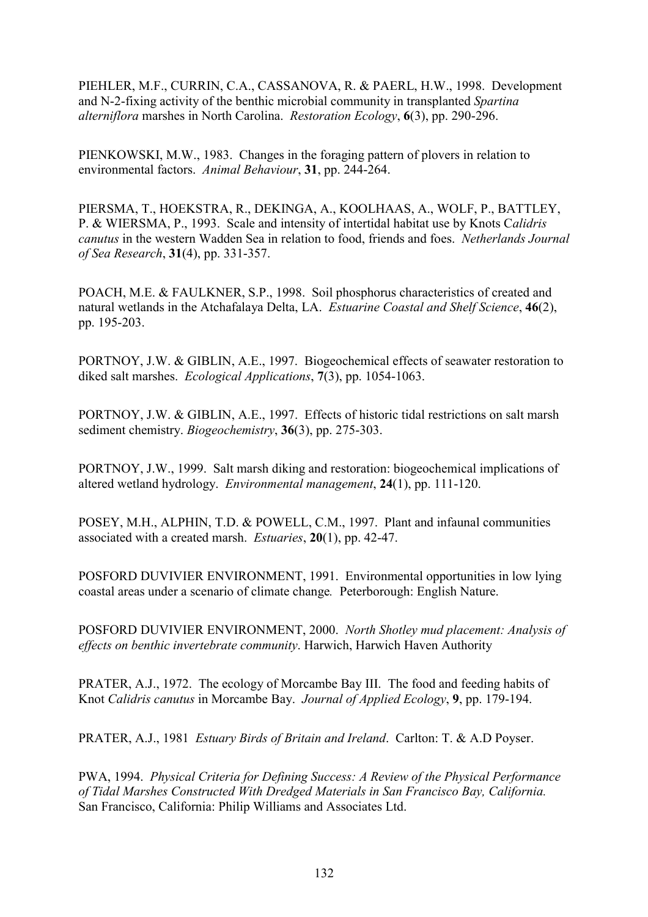PIEHLER, M.F., CURRIN, C.A., CASSANOVA, R. & PAERL, H.W., 1998. Development and N-2-fixing activity of the benthic microbial community in transplanted *Spartina alterniflora* marshes in North Carolina. *Restoration Ecology*, **6**(3), pp. 290-296.

PIENKOWSKI, M.W., 1983. Changes in the foraging pattern of plovers in relation to environmental factors. *Animal Behaviour*, **31**, pp. 244-264.

PIERSMA, T., HOEKSTRA, R., DEKINGA, A., KOOLHAAS, A., WOLF, P., BATTLEY, P. & WIERSMA, P., 1993. Scale and intensity of intertidal habitat use by Knots C*alidris canutus* in the western Wadden Sea in relation to food, friends and foes. *Netherlands Journal of Sea Research*, **31**(4), pp. 331-357.

POACH, M.E. & FAULKNER, S.P., 1998. Soil phosphorus characteristics of created and natural wetlands in the Atchafalaya Delta, LA. *Estuarine Coastal and Shelf Science*, **46**(2), pp. 195-203.

PORTNOY, J.W. & GIBLIN, A.E., 1997. Biogeochemical effects of seawater restoration to diked salt marshes. *Ecological Applications*, **7**(3), pp. 1054-1063.

PORTNOY, J.W. & GIBLIN, A.E., 1997. Effects of historic tidal restrictions on salt marsh sediment chemistry. *Biogeochemistry*, **36**(3), pp. 275-303.

PORTNOY, J.W., 1999. Salt marsh diking and restoration: biogeochemical implications of altered wetland hydrology. *Environmental management*, **24**(1), pp. 111-120.

POSEY, M.H., ALPHIN, T.D. & POWELL, C.M., 1997. Plant and infaunal communities associated with a created marsh. *Estuaries*, **20**(1), pp. 42-47.

POSFORD DUVIVIER ENVIRONMENT, 1991. Environmental opportunities in low lying coastal areas under a scenario of climate change*.* Peterborough: English Nature.

POSFORD DUVIVIER ENVIRONMENT, 2000. *North Shotley mud placement: Analysis of effects on benthic invertebrate community*. Harwich, Harwich Haven Authority

PRATER, A.J., 1972. The ecology of Morcambe Bay III. The food and feeding habits of Knot *Calidris canutus* in Morcambe Bay. *Journal of Applied Ecology*, **9**, pp. 179-194.

PRATER, A.J., 1981 *Estuary Birds of Britain and Ireland*. Carlton: T. & A.D Poyser.

PWA, 1994. *Physical Criteria for Defining Success: A Review of the Physical Performance of Tidal Marshes Constructed With Dredged Materials in San Francisco Bay, California.* San Francisco, California: Philip Williams and Associates Ltd.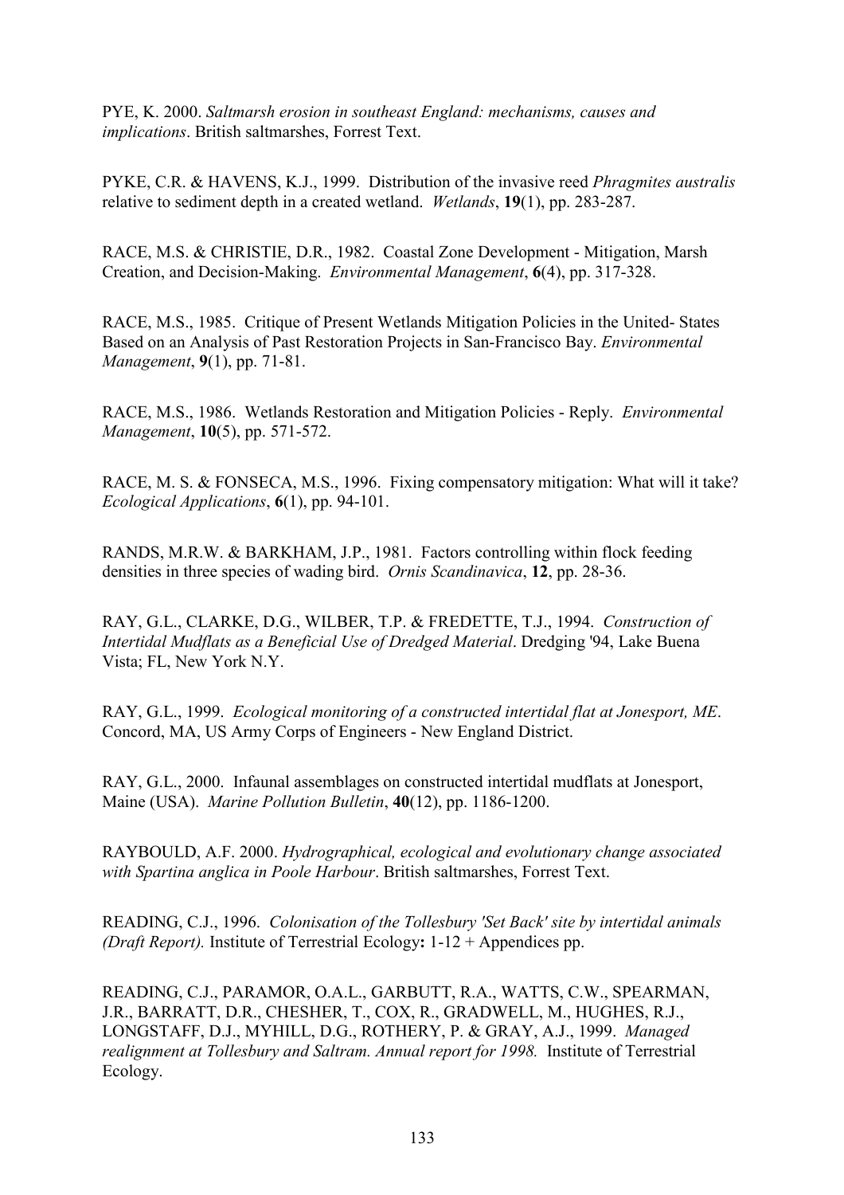PYE, K. 2000. *Saltmarsh erosion in southeast England: mechanisms, causes and implications*. British saltmarshes, Forrest Text.

PYKE, C.R. & HAVENS, K.J., 1999. Distribution of the invasive reed *Phragmites australis* relative to sediment depth in a created wetland. *Wetlands*, **19**(1), pp. 283-287.

RACE, M.S. & CHRISTIE, D.R., 1982. Coastal Zone Development - Mitigation, Marsh Creation, and Decision-Making. *Environmental Management*, **6**(4), pp. 317-328.

RACE, M.S., 1985. Critique of Present Wetlands Mitigation Policies in the United- States Based on an Analysis of Past Restoration Projects in San-Francisco Bay. *Environmental Management*, **9**(1), pp. 71-81.

RACE, M.S., 1986. Wetlands Restoration and Mitigation Policies - Reply. *Environmental Management*, **10**(5), pp. 571-572.

RACE, M. S. & FONSECA, M.S., 1996. Fixing compensatory mitigation: What will it take? *Ecological Applications*, **6**(1), pp. 94-101.

RANDS, M.R.W. & BARKHAM, J.P., 1981. Factors controlling within flock feeding densities in three species of wading bird. *Ornis Scandinavica*, **12**, pp. 28-36.

RAY, G.L., CLARKE, D.G., WILBER, T.P. & FREDETTE, T.J., 1994. *Construction of Intertidal Mudflats as a Beneficial Use of Dredged Material*. Dredging '94, Lake Buena Vista; FL, New York N.Y.

RAY, G.L., 1999. *Ecological monitoring of a constructed intertidal flat at Jonesport, ME*. Concord, MA, US Army Corps of Engineers - New England District.

RAY, G.L., 2000. Infaunal assemblages on constructed intertidal mudflats at Jonesport, Maine (USA). *Marine Pollution Bulletin*, **40**(12), pp. 1186-1200.

RAYBOULD, A.F. 2000. *Hydrographical, ecological and evolutionary change associated with Spartina anglica in Poole Harbour*. British saltmarshes, Forrest Text.

READING, C.J., 1996. *Colonisation of the Tollesbury 'Set Back' site by intertidal animals (Draft Report).* Institute of Terrestrial Ecology**:** 1-12 + Appendices pp.

READING, C.J., PARAMOR, O.A.L., GARBUTT, R.A., WATTS, C.W., SPEARMAN, J.R., BARRATT, D.R., CHESHER, T., COX, R., GRADWELL, M., HUGHES, R.J., LONGSTAFF, D.J., MYHILL, D.G., ROTHERY, P. & GRAY, A.J., 1999. *Managed realignment at Tollesbury and Saltram. Annual report for 1998.* Institute of Terrestrial Ecology.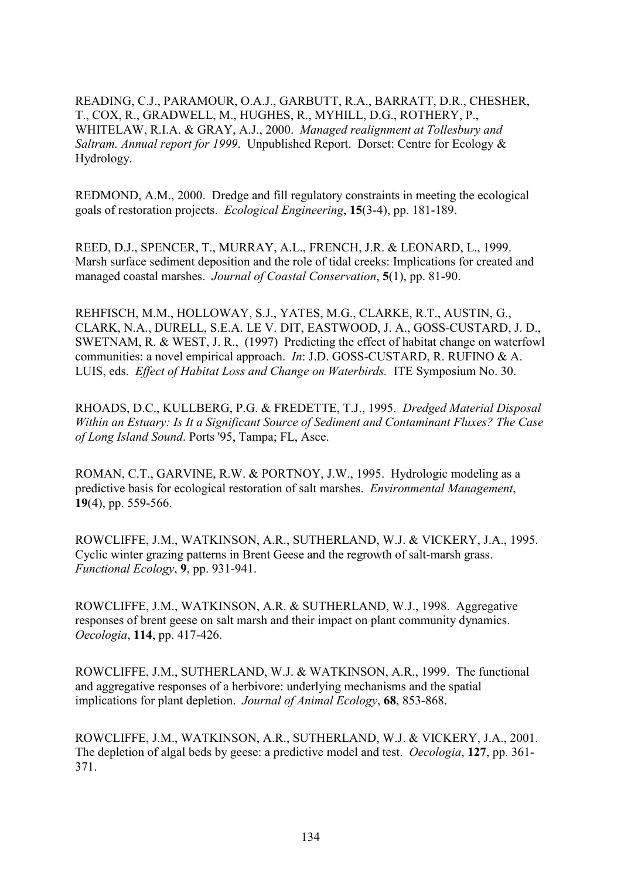READING, C.J., PARAMOUR, O.A.J., GARBUTT, R.A., BARRATT, D.R., CHESHER, T., COX, R., GRADWELL, M., HUGHES, R., MYHILL, D.G., ROTHERY, P., WHITELAW, R.I.A. & GRAY, A.J., 2000. *Managed realignment at Tollesbury and Saltram. Annual report for 1999*. Unpublished Report. Dorset: Centre for Ecology & Hydrology.

REDMOND, A.M., 2000. Dredge and fill regulatory constraints in meeting the ecological goals of restoration projects. *Ecological Engineering*, **15**(3-4), pp. 181-189.

REED, D.J., SPENCER, T., MURRAY, A.L., FRENCH, J.R. & LEONARD, L., 1999. Marsh surface sediment deposition and the role of tidal creeks: Implications for created and managed coastal marshes. *Journal of Coastal Conservation*, **5**(1), pp. 81-90.

REHFISCH, M.M., HOLLOWAY, S.J., YATES, M.G., CLARKE, R.T., AUSTIN, G., CLARK, N.A., DURELL, S.E.A. LE V. DIT, EASTWOOD, J. A., GOSS-CUSTARD, J. D., SWETNAM, R. & WEST, J. R., (1997) Predicting the effect of habitat change on waterfowl communities: a novel empirical approach. *In*: J.D. GOSS-CUSTARD, R. RUFINO & A. LUIS, eds. *Effect of Habitat Loss and Change on Waterbirds.* ITE Symposium No. 30.

RHOADS, D.C., KULLBERG, P.G. & FREDETTE, T.J., 1995. *Dredged Material Disposal Within an Estuary: Is It a Significant Source of Sediment and Contaminant Fluxes? The Case of Long Island Sound*. Ports '95, Tampa; FL, Asce.

ROMAN, C.T., GARVINE, R.W. & PORTNOY, J.W., 1995. Hydrologic modeling as a predictive basis for ecological restoration of salt marshes. *Environmental Management*, **19**(4), pp. 559-566.

ROWCLIFFE, J.M., WATKINSON, A.R., SUTHERLAND, W.J. & VICKERY, J.A., 1995. Cyclic winter grazing patterns in Brent Geese and the regrowth of salt-marsh grass. *Functional Ecology*, **9**, pp. 931-941.

ROWCLIFFE, J.M., WATKINSON, A.R. & SUTHERLAND, W.J., 1998. Aggregative responses of brent geese on salt marsh and their impact on plant community dynamics. *Oecologia*, **114**, pp. 417-426.

ROWCLIFFE, J.M., SUTHERLAND, W.J. & WATKINSON, A.R., 1999. The functional and aggregative responses of a herbivore: underlying mechanisms and the spatial implications for plant depletion. *Journal of Animal Ecology*, **68**, 853-868.

ROWCLIFFE, J.M., WATKINSON, A.R., SUTHERLAND, W.J. & VICKERY, J.A., 2001. The depletion of algal beds by geese: a predictive model and test. *Oecologia*, **127**, pp. 361-371.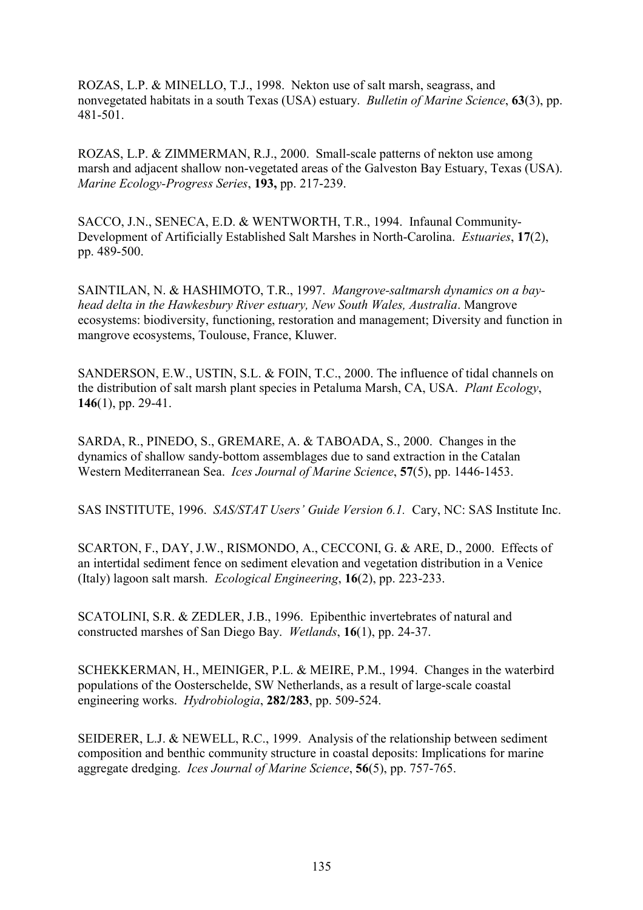ROZAS, L.P. & MINELLO, T.J., 1998. Nekton use of salt marsh, seagrass, and nonvegetated habitats in a south Texas (USA) estuary. *Bulletin of Marine Science*, **63**(3), pp. 481-501.

ROZAS, L.P. & ZIMMERMAN, R.J., 2000. Small-scale patterns of nekton use among marsh and adjacent shallow non-vegetated areas of the Galveston Bay Estuary, Texas (USA). *Marine Ecology-Progress Series*, **193,** pp. 217-239.

SACCO, J.N., SENECA, E.D. & WENTWORTH, T.R., 1994. Infaunal Community-Development of Artificially Established Salt Marshes in North-Carolina. *Estuaries*, **17**(2), pp. 489-500.

SAINTILAN, N. & HASHIMOTO, T.R., 1997. *Mangrove-saltmarsh dynamics on a bay-head delta in the Hawkesbury River estuary, New South Wales, Australia*. Mangrove ecosystems: biodiversity, functioning, restoration and management; Diversity and function in mangrove ecosystems, Toulouse, France, Kluwer.

SANDERSON, E.W., USTIN, S.L. & FOIN, T.C., 2000. The influence of tidal channels on the distribution of salt marsh plant species in Petaluma Marsh, CA, USA. *Plant Ecology*, **146**(1), pp. 29-41.

SARDA, R., PINEDO, S., GREMARE, A. & TABOADA, S., 2000. Changes in the dynamics of shallow sandy-bottom assemblages due to sand extraction in the Catalan Western Mediterranean Sea. *Ices Journal of Marine Science*, **57**(5), pp. 1446-1453.

SAS INSTITUTE, 1996. *SAS/STAT Users' Guide Version 6.1.* Cary, NC: SAS Institute Inc.

SCARTON, F., DAY, J.W., RISMONDO, A., CECCONI, G. & ARE, D., 2000. Effects of an intertidal sediment fence on sediment elevation and vegetation distribution in a Venice (Italy) lagoon salt marsh. *Ecological Engineering*, **16**(2), pp. 223-233.

SCATOLINI, S.R. & ZEDLER, J.B., 1996. Epibenthic invertebrates of natural and constructed marshes of San Diego Bay. *Wetlands*, **16**(1), pp. 24-37.

SCHEKKERMAN, H., MEINIGER, P.L. & MEIRE, P.M., 1994. Changes in the waterbird populations of the Oosterschelde, SW Netherlands, as a result of large-scale coastal engineering works. *Hydrobiologia*, **282/283**, pp. 509-524.

SEIDERER, L.J. & NEWELL, R.C., 1999. Analysis of the relationship between sediment composition and benthic community structure in coastal deposits: Implications for marine aggregate dredging. *Ices Journal of Marine Science*, **56**(5), pp. 757-765.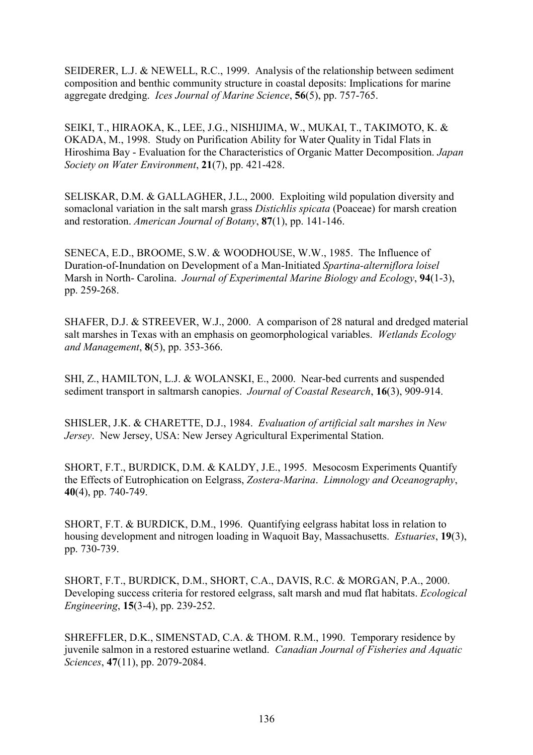SEIDERER, L.J. & NEWELL, R.C., 1999. Analysis of the relationship between sediment composition and benthic community structure in coastal deposits: Implications for marine aggregate dredging. *Ices Journal of Marine Science*, **56**(5), pp. 757-765.

SEIKI, T., HIRAOKA, K., LEE, J.G., NISHIJIMA, W., MUKAI, T., TAKIMOTO, K. & OKADA, M., 1998. Study on Purification Ability for Water Quality in Tidal Flats in Hiroshima Bay - Evaluation for the Characteristics of Organic Matter Decomposition. *Japan Society on Water Environment*, **21**(7), pp. 421-428.

SELISKAR, D.M. & GALLAGHER, J.L., 2000. Exploiting wild population diversity and somaclonal variation in the salt marsh grass *Distichlis spicata* (Poaceae) for marsh creation and restoration. *American Journal of Botany*, **87**(1), pp. 141-146.

SENECA, E.D., BROOME, S.W. & WOODHOUSE, W.W., 1985. The Influence of Duration-of-Inundation on Development of a Man-Initiated *Spartina-alterniflora loisel* Marsh in North- Carolina. *Journal of Experimental Marine Biology and Ecology*, **94**(1-3), pp. 259-268.

SHAFER, D.J. & STREEVER, W.J., 2000. A comparison of 28 natural and dredged material salt marshes in Texas with an emphasis on geomorphological variables. *Wetlands Ecology and Management*, **8**(5), pp. 353-366.

SHI, Z., HAMILTON, L.J. & WOLANSKI, E., 2000. Near-bed currents and suspended sediment transport in saltmarsh canopies. *Journal of Coastal Research*, **16**(3), 909-914.

SHISLER, J.K. & CHARETTE, D.J., 1984. *Evaluation of artificial salt marshes in New Jersey*. New Jersey, USA: New Jersey Agricultural Experimental Station.

SHORT, F.T., BURDICK, D.M. & KALDY, J.E., 1995. Mesocosm Experiments Quantify the Effects of Eutrophication on Eelgrass, *Zostera-Marina*. *Limnology and Oceanography*, **40**(4), pp. 740-749.

SHORT, F.T. & BURDICK, D.M., 1996. Quantifying eelgrass habitat loss in relation to housing development and nitrogen loading in Waquoit Bay, Massachusetts. *Estuaries*, **19**(3), pp. 730-739.

SHORT, F.T., BURDICK, D.M., SHORT, C.A., DAVIS, R.C. & MORGAN, P.A., 2000. Developing success criteria for restored eelgrass, salt marsh and mud flat habitats. *Ecological Engineering*, **15**(3-4), pp. 239-252.

SHREFFLER, D.K., SIMENSTAD, C.A. & THOM. R.M., 1990. Temporary residence by juvenile salmon in a restored estuarine wetland. *Canadian Journal of Fisheries and Aquatic Sciences*, **47**(11), pp. 2079-2084.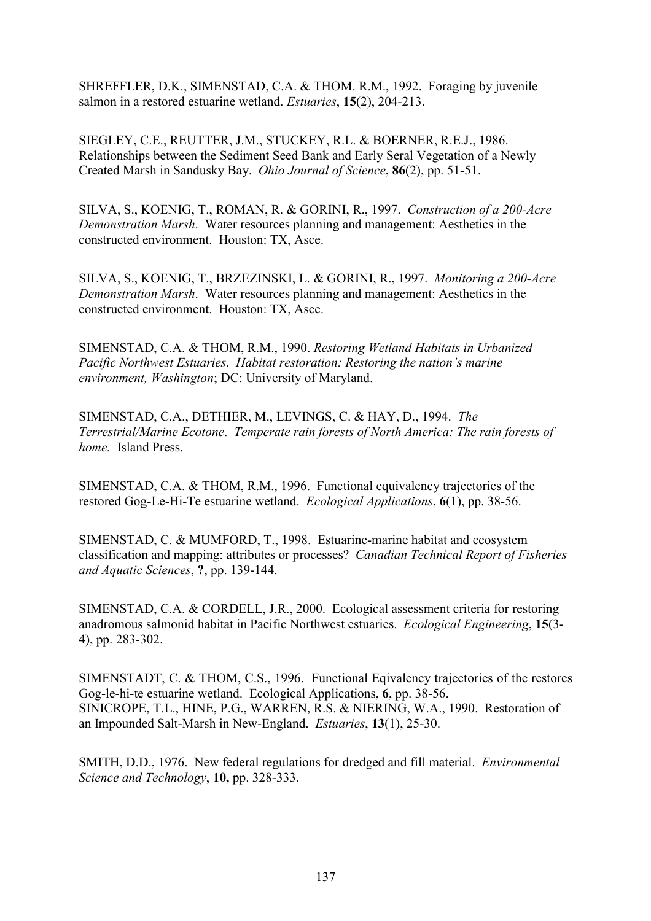SHREFFLER, D.K., SIMENSTAD, C.A. & THOM. R.M., 1992. Foraging by juvenile salmon in a restored estuarine wetland. *Estuaries*, **15**(2), 204-213.

SIEGLEY, C.E., REUTTER, J.M., STUCKEY, R.L. & BOERNER, R.E.J., 1986. Relationships between the Sediment Seed Bank and Early Seral Vegetation of a Newly Created Marsh in Sandusky Bay. *Ohio Journal of Science*, **86**(2), pp. 51-51.

SILVA, S., KOENIG, T., ROMAN, R. & GORINI, R., 1997. *Construction of a 200-Acre Demonstration Marsh*. Water resources planning and management: Aesthetics in the constructed environment. Houston: TX, Asce.

SILVA, S., KOENIG, T., BRZEZINSKI, L. & GORINI, R., 1997. *Monitoring a 200-Acre Demonstration Marsh*. Water resources planning and management: Aesthetics in the constructed environment. Houston: TX, Asce.

SIMENSTAD, C.A. & THOM, R.M., 1990. *Restoring Wetland Habitats in Urbanized Pacific Northwest Estuaries*. *Habitat restoration: Restoring the nation's marine environment, Washington*; DC: University of Maryland.

SIMENSTAD, C.A., DETHIER, M., LEVINGS, C. & HAY, D., 1994. *The Terrestrial/Marine Ecotone*. *Temperate rain forests of North America: The rain forests of home.* Island Press.

SIMENSTAD, C.A. & THOM, R.M., 1996. Functional equivalency trajectories of the restored Gog-Le-Hi-Te estuarine wetland. *Ecological Applications*, **6**(1), pp. 38-56.

SIMENSTAD, C. & MUMFORD, T., 1998. Estuarine-marine habitat and ecosystem classification and mapping: attributes or processes? *Canadian Technical Report of Fisheries and Aquatic Sciences*, **?**, pp. 139-144.

SIMENSTAD, C.A. & CORDELL, J.R., 2000. Ecological assessment criteria for restoring anadromous salmonid habitat in Pacific Northwest estuaries. *Ecological Engineering*, **15**(3-4), pp. 283-302.

SIMENSTADT, C. & THOM, C.S., 1996. Functional Eqivalency trajectories of the restores Gog-le-hi-te estuarine wetland. Ecological Applications, **6**, pp. 38-56.
SINICROPE, T.L., HINE, P.G., WARREN, R.S. & NIERING, W.A., 1990. Restoration of an Impounded Salt-Marsh in New-England. *Estuaries*, **13**(1), 25-30.

SMITH, D.D., 1976. New federal regulations for dredged and fill material. *Environmental Science and Technology*, **10,** pp. 328-333.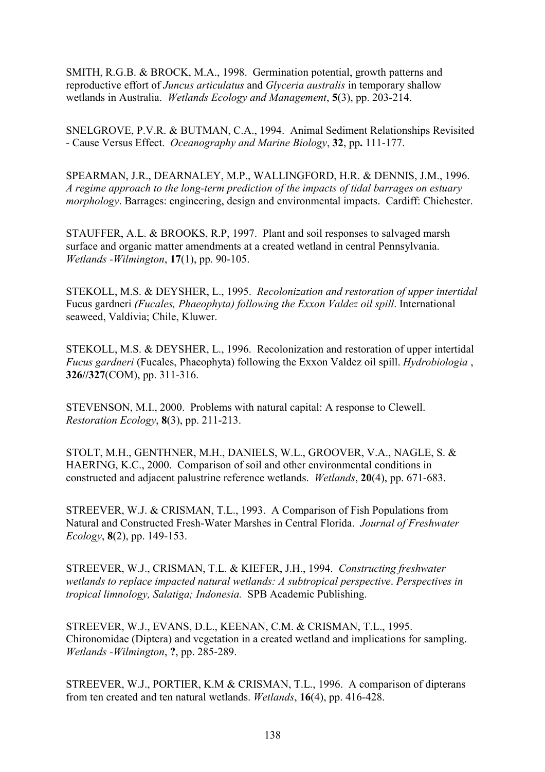SMITH, R.G.B. & BROCK, M.A., 1998. Germination potential, growth patterns and reproductive effort of *Juncus articulatus* and *Glyceria australis* in temporary shallow wetlands in Australia. *Wetlands Ecology and Management*, **5**(3), pp. 203-214.

SNELGROVE, P.V.R. & BUTMAN, C.A., 1994. Animal Sediment Relationships Revisited - Cause Versus Effect. *Oceanography and Marine Biology*, **32**, pp**.** 111-177.

SPEARMAN, J.R., DEARNALEY, M.P., WALLINGFORD, H.R. & DENNIS, J.M., 1996. *A regime approach to the long-term prediction of the impacts of tidal barrages on estuary morphology*. Barrages: engineering, design and environmental impacts. Cardiff: Chichester.

STAUFFER, A.L. & BROOKS, R.P, 1997. Plant and soil responses to salvaged marsh surface and organic matter amendments at a created wetland in central Pennsylvania. *Wetlands -Wilmington*, **17**(1), pp. 90-105.

STEKOLL, M.S. & DEYSHER, L., 1995. *Recolonization and restoration of upper intertidal* Fucus gardneri *(Fucales, Phaeophyta) following the Exxon Valdez oil spill*. International seaweed, Valdivia; Chile, Kluwer.

STEKOLL, M.S. & DEYSHER, L., 1996. Recolonization and restoration of upper intertidal *Fucus gardneri* (Fucales, Phaeophyta) following the Exxon Valdez oil spill. *Hydrobiologia* , **326//327**(COM), pp. 311-316.

STEVENSON, M.I., 2000. Problems with natural capital: A response to Clewell. *Restoration Ecology*, **8**(3), pp. 211-213.

STOLT, M.H., GENTHNER, M.H., DANIELS, W.L., GROOVER, V.A., NAGLE, S. & HAERING, K.C., 2000. Comparison of soil and other environmental conditions in constructed and adjacent palustrine reference wetlands. *Wetlands*, **20**(4), pp. 671-683.

STREEVER, W.J. & CRISMAN, T.L., 1993. A Comparison of Fish Populations from Natural and Constructed Fresh-Water Marshes in Central Florida. *Journal of Freshwater Ecology*, **8**(2), pp. 149-153.

STREEVER, W.J., CRISMAN, T.L. & KIEFER, J.H., 1994. *Constructing freshwater wetlands to replace impacted natural wetlands: A subtropical perspective*. *Perspectives in tropical limnology, Salatiga; Indonesia.* SPB Academic Publishing.

STREEVER, W.J., EVANS, D.L., KEENAN, C.M. & CRISMAN, T.L., 1995. Chironomidae (Diptera) and vegetation in a created wetland and implications for sampling. *Wetlands -Wilmington*, **?**, pp. 285-289.

STREEVER, W.J., PORTIER, K.M & CRISMAN, T.L., 1996. A comparison of dipterans from ten created and ten natural wetlands. *Wetlands*, **16**(4), pp. 416-428.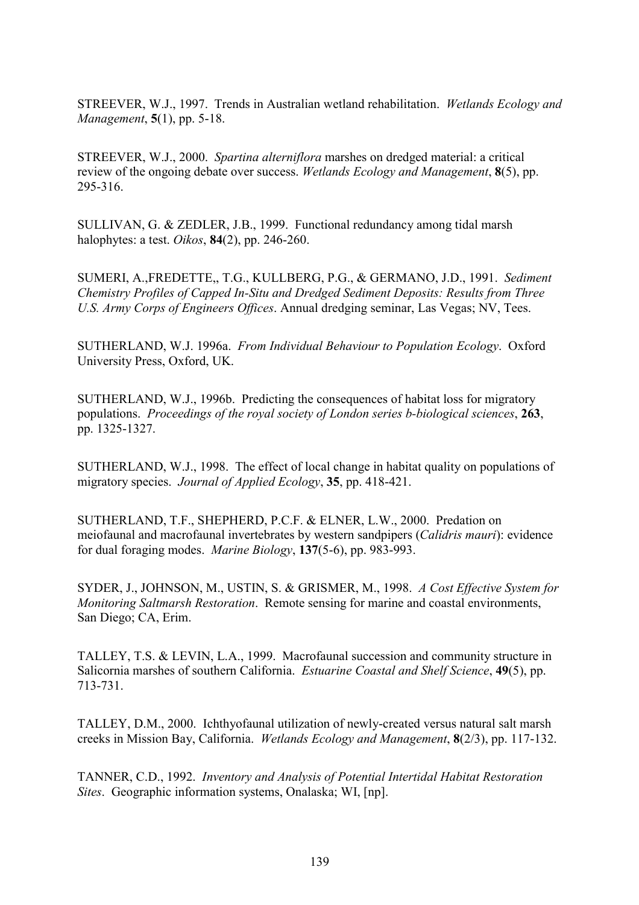STREEVER, W.J., 1997. Trends in Australian wetland rehabilitation. *Wetlands Ecology and Management*, **5**(1), pp. 5-18.

STREEVER, W.J., 2000. *Spartina alterniflora* marshes on dredged material: a critical review of the ongoing debate over success. *Wetlands Ecology and Management*, **8**(5), pp. 295-316.

SULLIVAN, G. & ZEDLER, J.B., 1999. Functional redundancy among tidal marsh halophytes: a test. *Oikos*, **84**(2), pp. 246-260.

SUMERI, A.,FREDETTE,, T.G., KULLBERG, P.G., & GERMANO, J.D., 1991. *Sediment Chemistry Profiles of Capped In-Situ and Dredged Sediment Deposits: Results from Three U.S. Army Corps of Engineers Offices*. Annual dredging seminar, Las Vegas; NV, Tees.

SUTHERLAND, W.J. 1996a. *From Individual Behaviour to Population Ecology*. Oxford University Press, Oxford, UK.

SUTHERLAND, W.J., 1996b. Predicting the consequences of habitat loss for migratory populations. *Proceedings of the royal society of London series b-biological sciences*, **263**, pp. 1325-1327.

SUTHERLAND, W.J., 1998. The effect of local change in habitat quality on populations of migratory species. *Journal of Applied Ecology*, **35**, pp. 418-421.

SUTHERLAND, T.F., SHEPHERD, P.C.F. & ELNER, L.W., 2000. Predation on meiofaunal and macrofaunal invertebrates by western sandpipers (*Calidris mauri*): evidence for dual foraging modes. *Marine Biology*, **137**(5-6), pp. 983-993.

SYDER, J., JOHNSON, M., USTIN, S. & GRISMER, M., 1998. *A Cost Effective System for Monitoring Saltmarsh Restoration*. Remote sensing for marine and coastal environments, San Diego; CA, Erim.

TALLEY, T.S. & LEVIN, L.A., 1999. Macrofaunal succession and community structure in Salicornia marshes of southern California. *Estuarine Coastal and Shelf Science*, **49**(5), pp. 713-731.

TALLEY, D.M., 2000. Ichthyofaunal utilization of newly-created versus natural salt marsh creeks in Mission Bay, California. *Wetlands Ecology and Management*, **8**(2/3), pp. 117-132.

TANNER, C.D., 1992. *Inventory and Analysis of Potential Intertidal Habitat Restoration Sites*. Geographic information systems, Onalaska; WI, [np].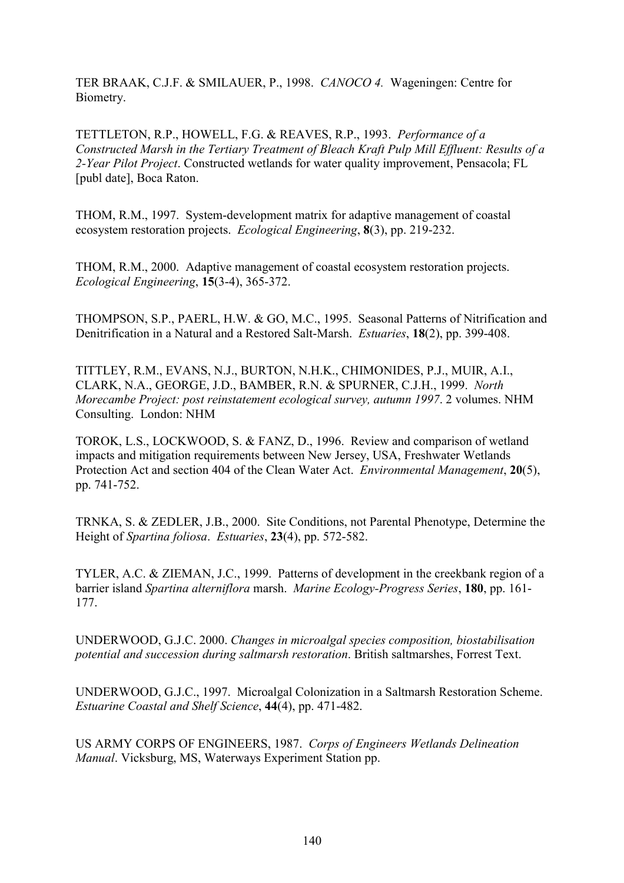TER BRAAK, C.J.F. & SMILAUER, P., 1998. *CANOCO 4.* Wageningen: Centre for Biometry.

TETTLETON, R.P., HOWELL, F.G. & REAVES, R.P., 1993. *Performance of a Constructed Marsh in the Tertiary Treatment of Bleach Kraft Pulp Mill Effluent: Results of a 2-Year Pilot Project*. Constructed wetlands for water quality improvement, Pensacola; FL [publ date], Boca Raton.

THOM, R.M., 1997. System-development matrix for adaptive management of coastal ecosystem restoration projects. *Ecological Engineering*, **8**(3), pp. 219-232.

THOM, R.M., 2000. Adaptive management of coastal ecosystem restoration projects. *Ecological Engineering*, **15**(3-4), 365-372.

THOMPSON, S.P., PAERL, H.W. & GO, M.C., 1995. Seasonal Patterns of Nitrification and Denitrification in a Natural and a Restored Salt-Marsh. *Estuaries*, **18**(2), pp. 399-408.

TITTLEY, R.M., EVANS, N.J., BURTON, N.H.K., CHIMONIDES, P.J., MUIR, A.I., CLARK, N.A., GEORGE, J.D., BAMBER, R.N. & SPURNER, C.J.H., 1999. *North Morecambe Project: post reinstatement ecological survey, autumn 1997*. 2 volumes. NHM Consulting. London: NHM

TOROK, L.S., LOCKWOOD, S. & FANZ, D., 1996. Review and comparison of wetland impacts and mitigation requirements between New Jersey, USA, Freshwater Wetlands Protection Act and section 404 of the Clean Water Act. *Environmental Management*, **20**(5), pp. 741-752.

TRNKA, S. & ZEDLER, J.B., 2000. Site Conditions, not Parental Phenotype, Determine the Height of *Spartina foliosa*. *Estuaries*, **23**(4), pp. 572-582.

TYLER, A.C. & ZIEMAN, J.C., 1999. Patterns of development in the creekbank region of a barrier island *Spartina alterniflora* marsh. *Marine Ecology-Progress Series*, **180**, pp. 161-177.

UNDERWOOD, G.J.C. 2000. *Changes in microalgal species composition, biostabilisation potential and succession during saltmarsh restoration*. British saltmarshes, Forrest Text.

UNDERWOOD, G.J.C., 1997. Microalgal Colonization in a Saltmarsh Restoration Scheme. *Estuarine Coastal and Shelf Science*, **44**(4), pp. 471-482.

US ARMY CORPS OF ENGINEERS, 1987. *Corps of Engineers Wetlands Delineation Manual*. Vicksburg, MS, Waterways Experiment Station pp.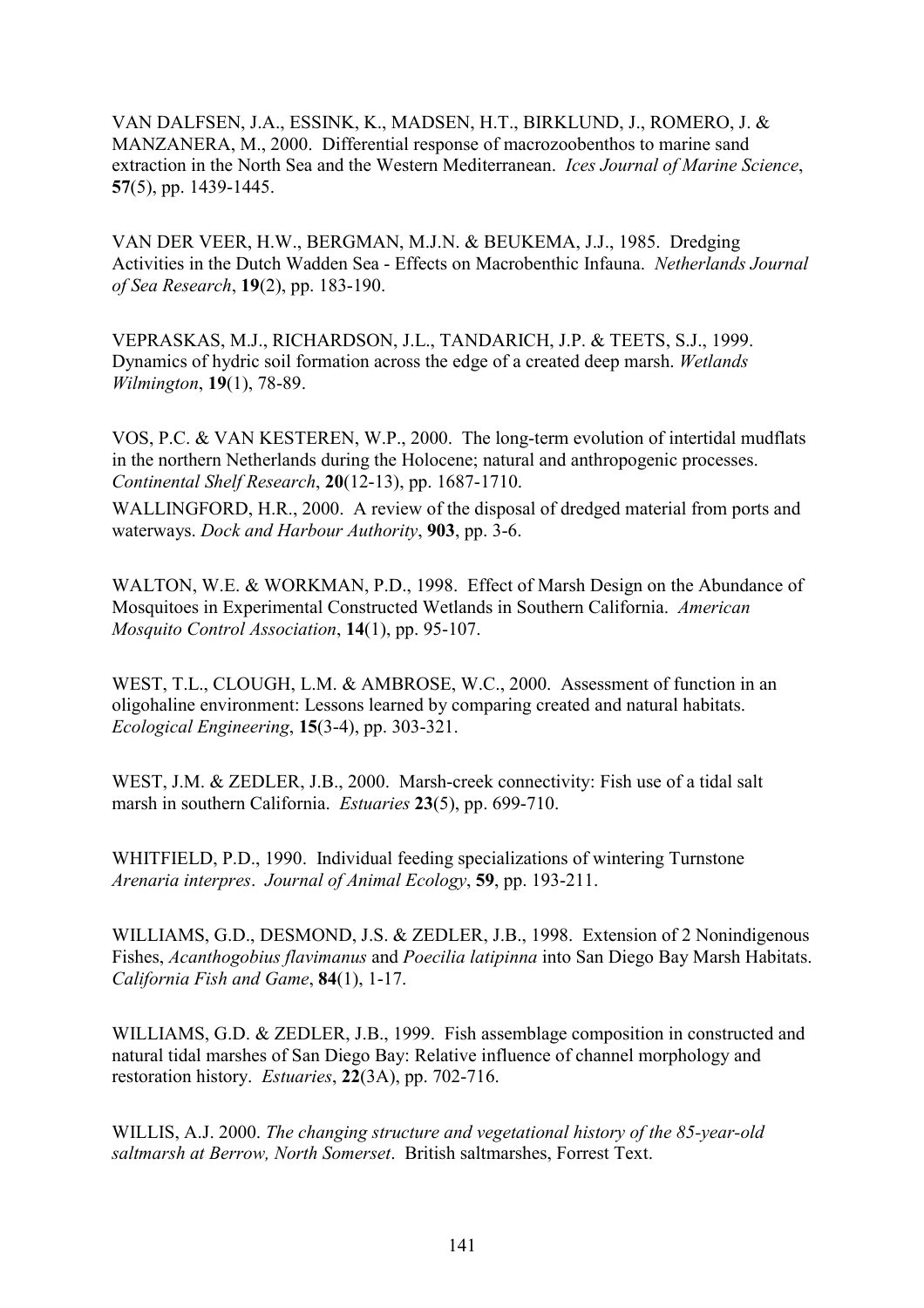VAN DALFSEN, J.A., ESSINK, K., MADSEN, H.T., BIRKLUND, J., ROMERO, J. & MANZANERA, M., 2000. Differential response of macrozoobenthos to marine sand extraction in the North Sea and the Western Mediterranean. *Ices Journal of Marine Science*, **57**(5), pp. 1439-1445.

VAN DER VEER, H.W., BERGMAN, M.J.N. & BEUKEMA, J.J., 1985. Dredging Activities in the Dutch Wadden Sea - Effects on Macrobenthic Infauna. *Netherlands Journal of Sea Research*, **19**(2), pp. 183-190.

VEPRASKAS, M.J., RICHARDSON, J.L., TANDARICH, J.P. & TEETS, S.J., 1999. Dynamics of hydric soil formation across the edge of a created deep marsh. *Wetlands Wilmington*, **19**(1), 78-89.

VOS, P.C. & VAN KESTEREN, W.P., 2000. The long-term evolution of intertidal mudflats in the northern Netherlands during the Holocene; natural and anthropogenic processes. *Continental Shelf Research*, **20**(12-13), pp. 1687-1710.

WALLINGFORD, H.R., 2000. A review of the disposal of dredged material from ports and waterways. *Dock and Harbour Authority*, **903**, pp. 3-6.

WALTON, W.E. & WORKMAN, P.D., 1998. Effect of Marsh Design on the Abundance of Mosquitoes in Experimental Constructed Wetlands in Southern California. *American Mosquito Control Association*, **14**(1), pp. 95-107.

WEST, T.L., CLOUGH, L.M. & AMBROSE, W.C., 2000. Assessment of function in an oligohaline environment: Lessons learned by comparing created and natural habitats. *Ecological Engineering*, **15**(3-4), pp. 303-321.

WEST, J.M. & ZEDLER, J.B., 2000. Marsh-creek connectivity: Fish use of a tidal salt marsh in southern California. *Estuaries* **23**(5), pp. 699-710.

WHITFIELD, P.D., 1990. Individual feeding specializations of wintering Turnstone *Arenaria interpres*. *Journal of Animal Ecology*, **59**, pp. 193-211.

WILLIAMS, G.D., DESMOND, J.S. & ZEDLER, J.B., 1998. Extension of 2 Nonindigenous Fishes, *Acanthogobius flavimanus* and *Poecilia latipinna* into San Diego Bay Marsh Habitats. *California Fish and Game*, **84**(1), 1-17.

WILLIAMS, G.D. & ZEDLER, J.B., 1999. Fish assemblage composition in constructed and natural tidal marshes of San Diego Bay: Relative influence of channel morphology and restoration history. *Estuaries*, **22**(3A), pp. 702-716.

WILLIS, A.J. 2000. *The changing structure and vegetational history of the 85-year-old saltmarsh at Berrow, North Somerset*. British saltmarshes, Forrest Text.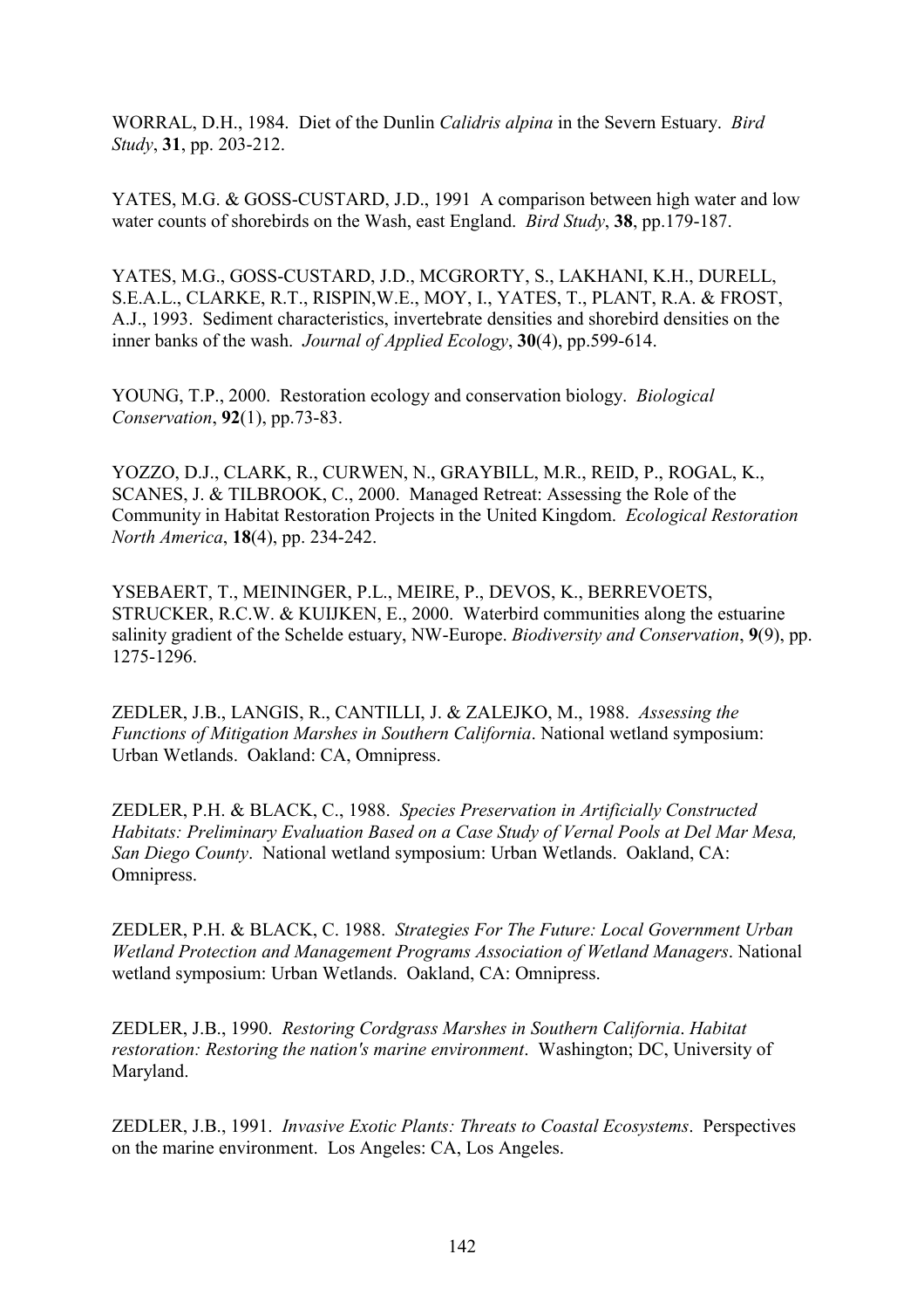WORRAL, D.H., 1984. Diet of the Dunlin *Calidris alpina* in the Severn Estuary. *Bird Study*, **31**, pp. 203-212.

YATES, M.G. & GOSS-CUSTARD, J.D., 1991 A comparison between high water and low water counts of shorebirds on the Wash, east England. *Bird Study*, **38**, pp.179-187.

YATES, M.G., GOSS-CUSTARD, J.D., MCGRORTY, S., LAKHANI, K.H., DURELL, S.E.A.L., CLARKE, R.T., RISPIN,W.E., MOY, I., YATES, T., PLANT, R.A. & FROST, A.J., 1993. Sediment characteristics, invertebrate densities and shorebird densities on the inner banks of the wash. *Journal of Applied Ecology*, **30**(4), pp.599-614.

YOUNG, T.P., 2000. Restoration ecology and conservation biology. *Biological Conservation*, **92**(1), pp.73-83.

YOZZO, D.J., CLARK, R., CURWEN, N., GRAYBILL, M.R., REID, P., ROGAL, K., SCANES, J. & TILBROOK, C., 2000. Managed Retreat: Assessing the Role of the Community in Habitat Restoration Projects in the United Kingdom. *Ecological Restoration North America*, **18**(4), pp. 234-242.

YSEBAERT, T., MEININGER, P.L., MEIRE, P., DEVOS, K., BERREVOETS, STRUCKER, R.C.W. & KUIJKEN, E., 2000. Waterbird communities along the estuarine salinity gradient of the Schelde estuary, NW-Europe. *Biodiversity and Conservation*, **9**(9), pp. 1275-1296.

ZEDLER, J.B., LANGIS, R., CANTILLI, J. & ZALEJKO, M., 1988. *Assessing the Functions of Mitigation Marshes in Southern California*. National wetland symposium: Urban Wetlands. Oakland: CA, Omnipress.

ZEDLER, P.H. & BLACK, C., 1988. *Species Preservation in Artificially Constructed Habitats: Preliminary Evaluation Based on a Case Study of Vernal Pools at Del Mar Mesa, San Diego County*. National wetland symposium: Urban Wetlands. Oakland, CA: Omnipress.

ZEDLER, P.H. & BLACK, C. 1988. *Strategies For The Future: Local Government Urban Wetland Protection and Management Programs Association of Wetland Managers*. National wetland symposium: Urban Wetlands. Oakland, CA: Omnipress.

ZEDLER, J.B., 1990. *Restoring Cordgrass Marshes in Southern California*. *Habitat restoration: Restoring the nation's marine environment*. Washington; DC, University of Maryland.

ZEDLER, J.B., 1991. *Invasive Exotic Plants: Threats to Coastal Ecosystems*. Perspectives on the marine environment. Los Angeles: CA, Los Angeles.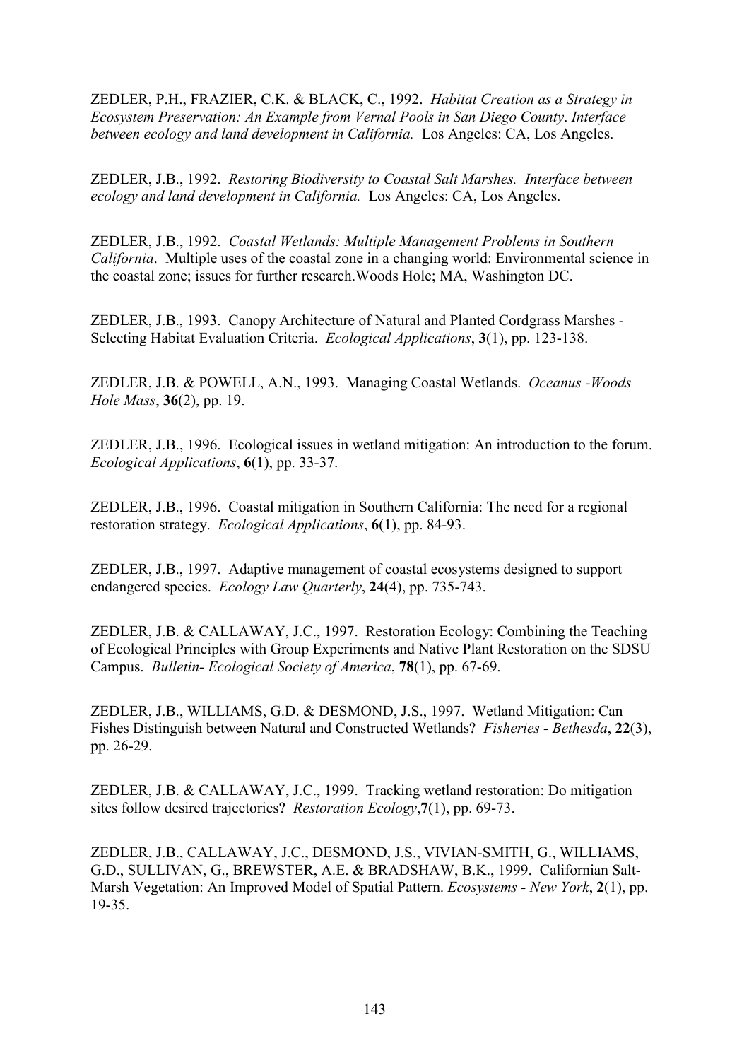ZEDLER, P.H., FRAZIER, C.K. & BLACK, C., 1992. *Habitat Creation as a Strategy in Ecosystem Preservation: An Example from Vernal Pools in San Diego County*. *Interface between ecology and land development in California.* Los Angeles: CA, Los Angeles.

ZEDLER, J.B., 1992. *Restoring Biodiversity to Coastal Salt Marshes. Interface between ecology and land development in California.* Los Angeles: CA, Los Angeles.

ZEDLER, J.B., 1992. *Coastal Wetlands: Multiple Management Problems in Southern California*. Multiple uses of the coastal zone in a changing world: Environmental science in the coastal zone; issues for further research.Woods Hole; MA, Washington DC.

ZEDLER, J.B., 1993. Canopy Architecture of Natural and Planted Cordgrass Marshes - Selecting Habitat Evaluation Criteria. *Ecological Applications*, **3**(1), pp. 123-138.

ZEDLER, J.B. & POWELL, A.N., 1993. Managing Coastal Wetlands. *Oceanus -Woods Hole Mass*, **36**(2), pp. 19.

ZEDLER, J.B., 1996. Ecological issues in wetland mitigation: An introduction to the forum. *Ecological Applications*, **6**(1), pp. 33-37.

ZEDLER, J.B., 1996. Coastal mitigation in Southern California: The need for a regional restoration strategy. *Ecological Applications*, **6**(1), pp. 84-93.

ZEDLER, J.B., 1997. Adaptive management of coastal ecosystems designed to support endangered species. *Ecology Law Quarterly*, **24**(4), pp. 735-743.

ZEDLER, J.B. & CALLAWAY, J.C., 1997. Restoration Ecology: Combining the Teaching of Ecological Principles with Group Experiments and Native Plant Restoration on the SDSU Campus. *Bulletin- Ecological Society of America*, **78**(1), pp. 67-69.

ZEDLER, J.B., WILLIAMS, G.D. & DESMOND, J.S., 1997. Wetland Mitigation: Can Fishes Distinguish between Natural and Constructed Wetlands? *Fisheries - Bethesda*, **22**(3), pp. 26-29.

ZEDLER, J.B. & CALLAWAY, J.C., 1999. Tracking wetland restoration: Do mitigation sites follow desired trajectories? *Restoration Ecology*,**7**(1), pp. 69-73.

ZEDLER, J.B., CALLAWAY, J.C., DESMOND, J.S., VIVIAN-SMITH, G., WILLIAMS, G.D., SULLIVAN, G., BREWSTER, A.E. & BRADSHAW, B.K., 1999. Californian Salt-Marsh Vegetation: An Improved Model of Spatial Pattern. *Ecosystems - New York*, **2**(1), pp. 19-35.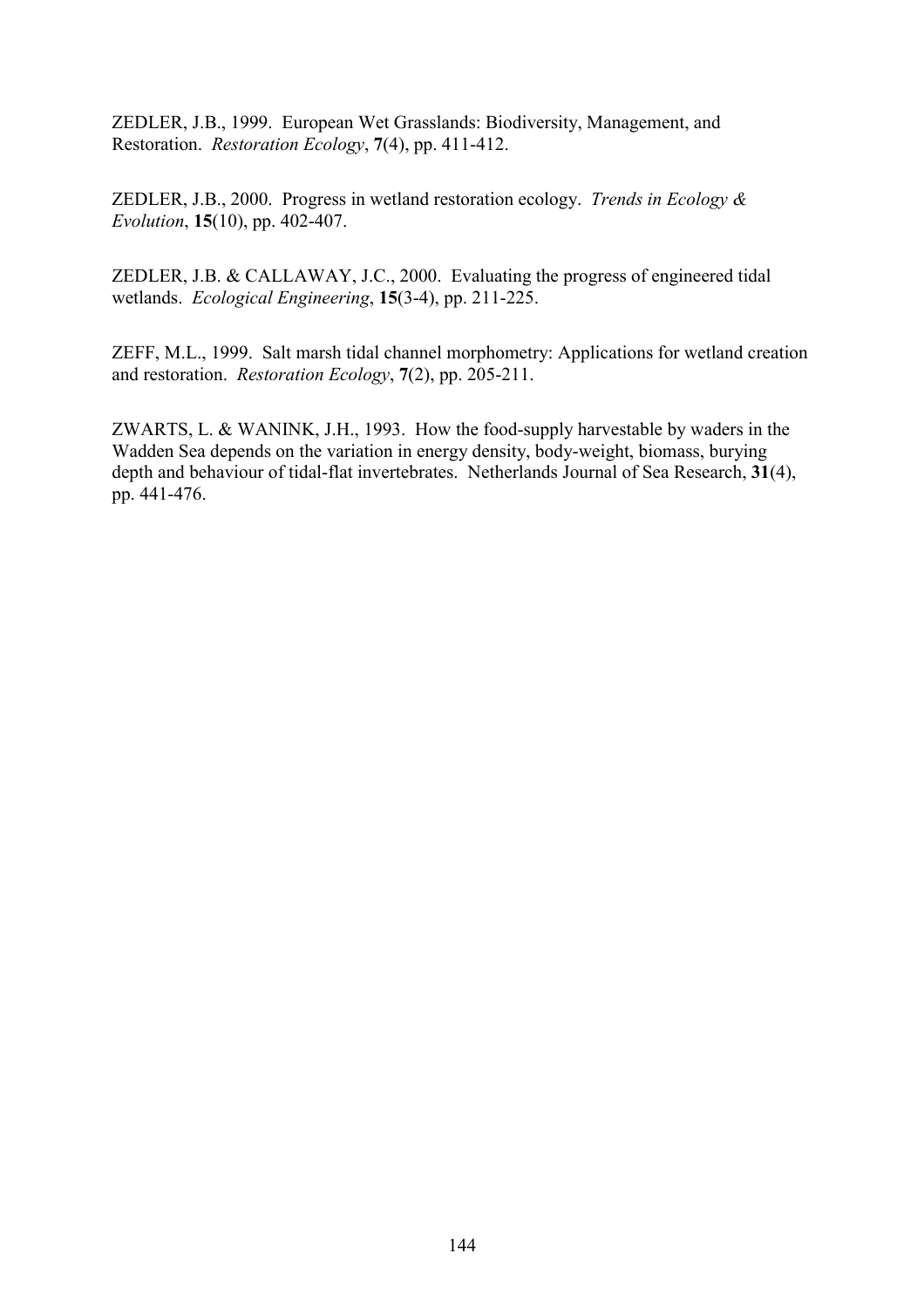ZEDLER, J.B., 1999. European Wet Grasslands: Biodiversity, Management, and Restoration. *Restoration Ecology*, **7**(4), pp. 411-412.

ZEDLER, J.B., 2000. Progress in wetland restoration ecology. *Trends in Ecology & Evolution*, **15**(10), pp. 402-407.

ZEDLER, J.B. & CALLAWAY, J.C., 2000. Evaluating the progress of engineered tidal wetlands. *Ecological Engineering*, **15**(3-4), pp. 211-225.

ZEFF, M.L., 1999. Salt marsh tidal channel morphometry: Applications for wetland creation and restoration. *Restoration Ecology*, **7**(2), pp. 205-211.

ZWARTS, L. & WANINK, J.H., 1993. How the food-supply harvestable by waders in the Wadden Sea depends on the variation in energy density, body-weight, biomass, burying depth and behaviour of tidal-flat invertebrates. Netherlands Journal of Sea Research, **31**(4), pp. 441-476.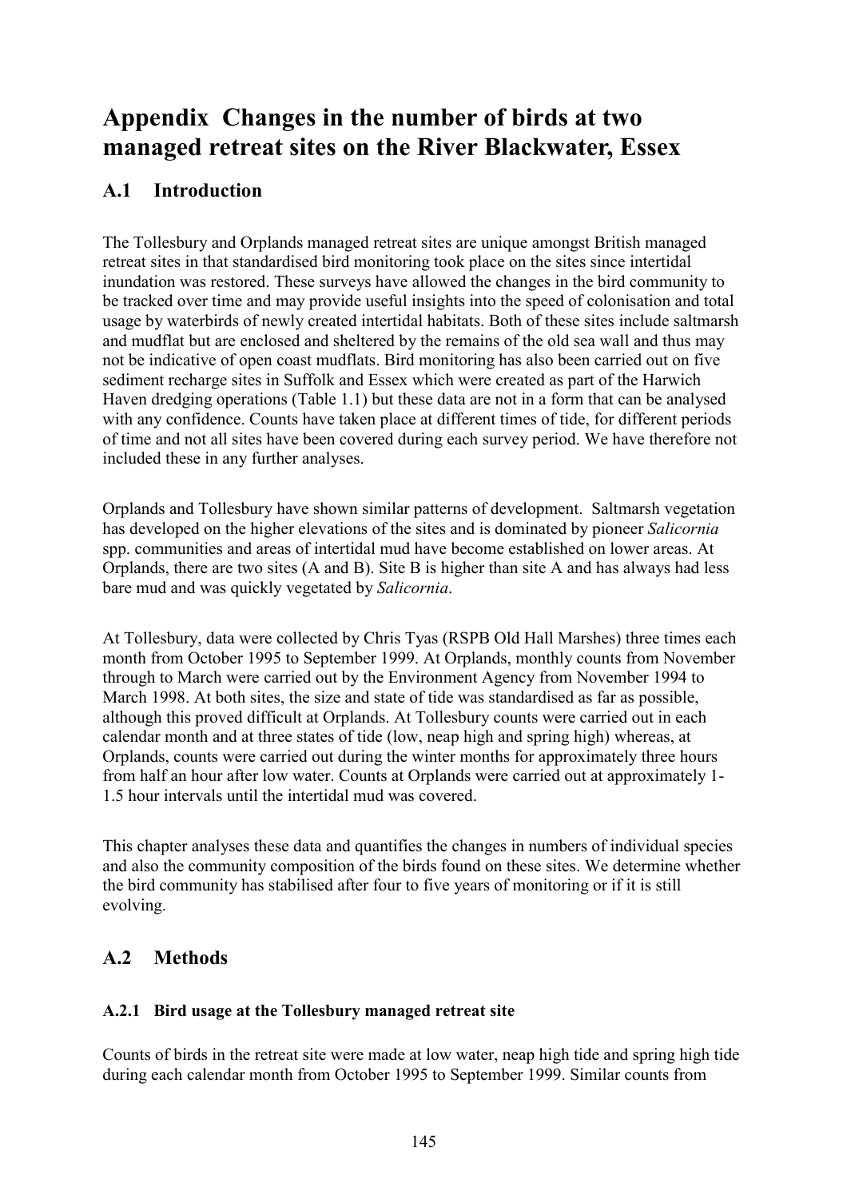# Appendix Changes in the number of birds at two managed retreat sites on the River Blackwater, Essex

## A.1 Introduction

The Tollesbury and Orplands managed retreat sites are unique amongst British managed retreat sites in that standardised bird monitoring took place on the sites since intertidal inundation was restored. These surveys have allowed the changes in the bird community to be tracked over time and may provide useful insights into the speed of colonisation and total usage by waterbirds of newly created intertidal habitats. Both of these sites include saltmarsh and mudflat but are enclosed and sheltered by the remains of the old sea wall and thus may not be indicative of open coast mudflats. Bird monitoring has also been carried out on five sediment recharge sites in Suffolk and Essex which were created as part of the Harwich Haven dredging operations (Table 1.1) but these data are not in a form that can be analysed with any confidence. Counts have taken place at different times of tide, for different periods of time and not all sites have been covered during each survey period. We have therefore not included these in any further analyses.

Orplands and Tollesbury have shown similar patterns of development. Saltmarsh vegetation has developed on the higher elevations of the sites and is dominated by pioneer *Salicornia* spp. communities and areas of intertidal mud have become established on lower areas. At Orplands, there are two sites (A and B). Site B is higher than site A and has always had less bare mud and was quickly vegetated by *Salicornia*.

At Tollesbury, data were collected by Chris Tyas (RSPB Old Hall Marshes) three times each month from October 1995 to September 1999. At Orplands, monthly counts from November through to March were carried out by the Environment Agency from November 1994 to March 1998. At both sites, the size and state of tide was standardised as far as possible, although this proved difficult at Orplands. At Tollesbury counts were carried out in each calendar month and at three states of tide (low, neap high and spring high) whereas, at Orplands, counts were carried out during the winter months for approximately three hours from half an hour after low water. Counts at Orplands were carried out at approximately 1-1.5 hour intervals until the intertidal mud was covered.

This chapter analyses these data and quantifies the changes in numbers of individual species and also the community composition of the birds found on these sites. We determine whether the bird community has stabilised after four to five years of monitoring or if it is still evolving.

## A.2 Methods

### A.2.1 Bird usage at the Tollesbury managed retreat site

Counts of birds in the retreat site were made at low water, neap high tide and spring high tide during each calendar month from October 1995 to September 1999. Similar counts from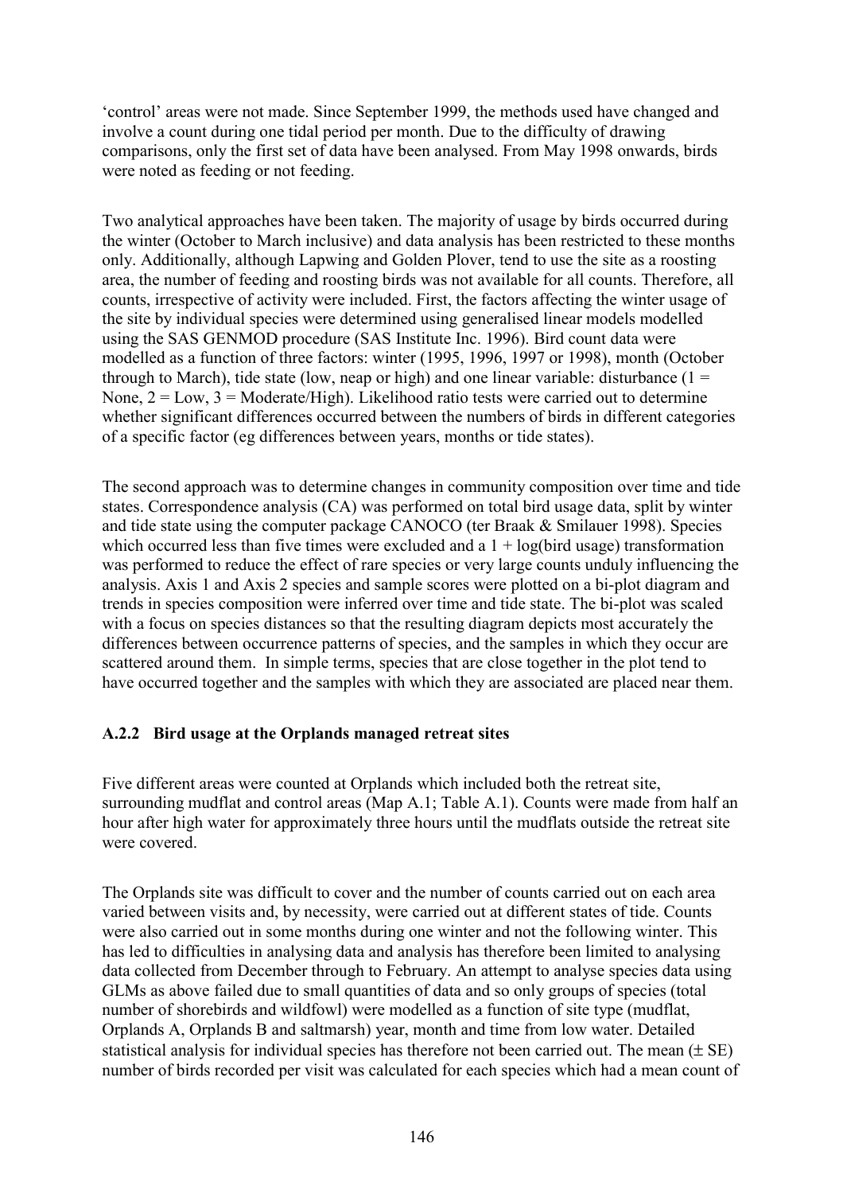'control' areas were not made. Since September 1999, the methods used have changed and involve a count during one tidal period per month. Due to the difficulty of drawing comparisons, only the first set of data have been analysed. From May 1998 onwards, birds were noted as feeding or not feeding.

Two analytical approaches have been taken. The majority of usage by birds occurred during the winter (October to March inclusive) and data analysis has been restricted to these months only. Additionally, although Lapwing and Golden Plover, tend to use the site as a roosting area, the number of feeding and roosting birds was not available for all counts. Therefore, all counts, irrespective of activity were included. First, the factors affecting the winter usage of the site by individual species were determined using generalised linear models modelled using the SAS GENMOD procedure (SAS Institute Inc. 1996). Bird count data were modelled as a function of three factors: winter (1995, 1996, 1997 or 1998), month (October through to March), tide state (low, neap or high) and one linear variable: disturbance (1 = None, 2 = Low, 3 = Moderate/High). Likelihood ratio tests were carried out to determine whether significant differences occurred between the numbers of birds in different categories of a specific factor (eg differences between years, months or tide states).

The second approach was to determine changes in community composition over time and tide states. Correspondence analysis (CA) was performed on total bird usage data, split by winter and tide state using the computer package CANOCO (ter Braak & Smilauer 1998). Species which occurred less than five times were excluded and a 1 + log(bird usage) transformation was performed to reduce the effect of rare species or very large counts unduly influencing the analysis. Axis 1 and Axis 2 species and sample scores were plotted on a bi-plot diagram and trends in species composition were inferred over time and tide state. The bi-plot was scaled with a focus on species distances so that the resulting diagram depicts most accurately the differences between occurrence patterns of species, and the samples in which they occur are scattered around them. In simple terms, species that are close together in the plot tend to have occurred together and the samples with which they are associated are placed near them.

### A.2.2 Bird usage at the Orplands managed retreat sites

Five different areas were counted at Orplands which included both the retreat site, surrounding mudflat and control areas (Map A.1; Table A.1). Counts were made from half an hour after high water for approximately three hours until the mudflats outside the retreat site were covered.

The Orplands site was difficult to cover and the number of counts carried out on each area varied between visits and, by necessity, were carried out at different states of tide. Counts were also carried out in some months during one winter and not the following winter. This has led to difficulties in analysing data and analysis has therefore been limited to analysing data collected from December through to February. An attempt to analyse species data using GLMs as above failed due to small quantities of data and so only groups of species (total number of shorebirds and wildfowl) were modelled as a function of site type (mudflat, Orplands A, Orplands B and saltmarsh) year, month and time from low water. Detailed statistical analysis for individual species has therefore not been carried out. The mean (± SE) number of birds recorded per visit was calculated for each species which had a mean count of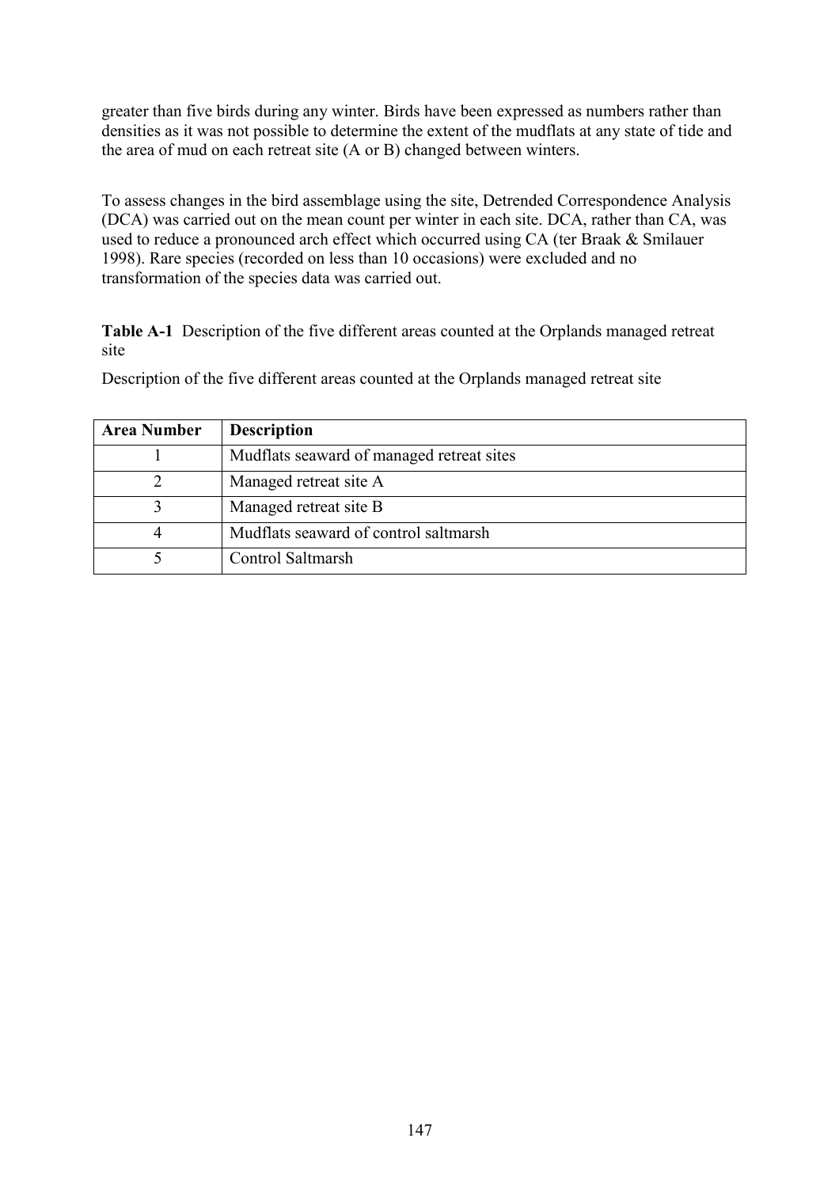greater than five birds during any winter. Birds have been expressed as numbers rather than densities as it was not possible to determine the extent of the mudflats at any state of tide and the area of mud on each retreat site (A or B) changed between winters.

To assess changes in the bird assemblage using the site, Detrended Correspondence Analysis (DCA) was carried out on the mean count per winter in each site. DCA, rather than CA, was used to reduce a pronounced arch effect which occurred using CA (ter Braak & Smilauer 1998). Rare species (recorded on less than 10 occasions) were excluded and no transformation of the species data was carried out.

**Table A-1** Description of the five different areas counted at the Orplands managed retreat site

Description of the five different areas counted at the Orplands managed retreat site

| Area Number | Description |
|---|---|
| 1 | Mudflats seaward of managed retreat sites |
| 2 | Managed retreat site A |
| 3 | Managed retreat site B |
| 4 | Mudflats seaward of control saltmarsh |
| 5 | Control Saltmarsh |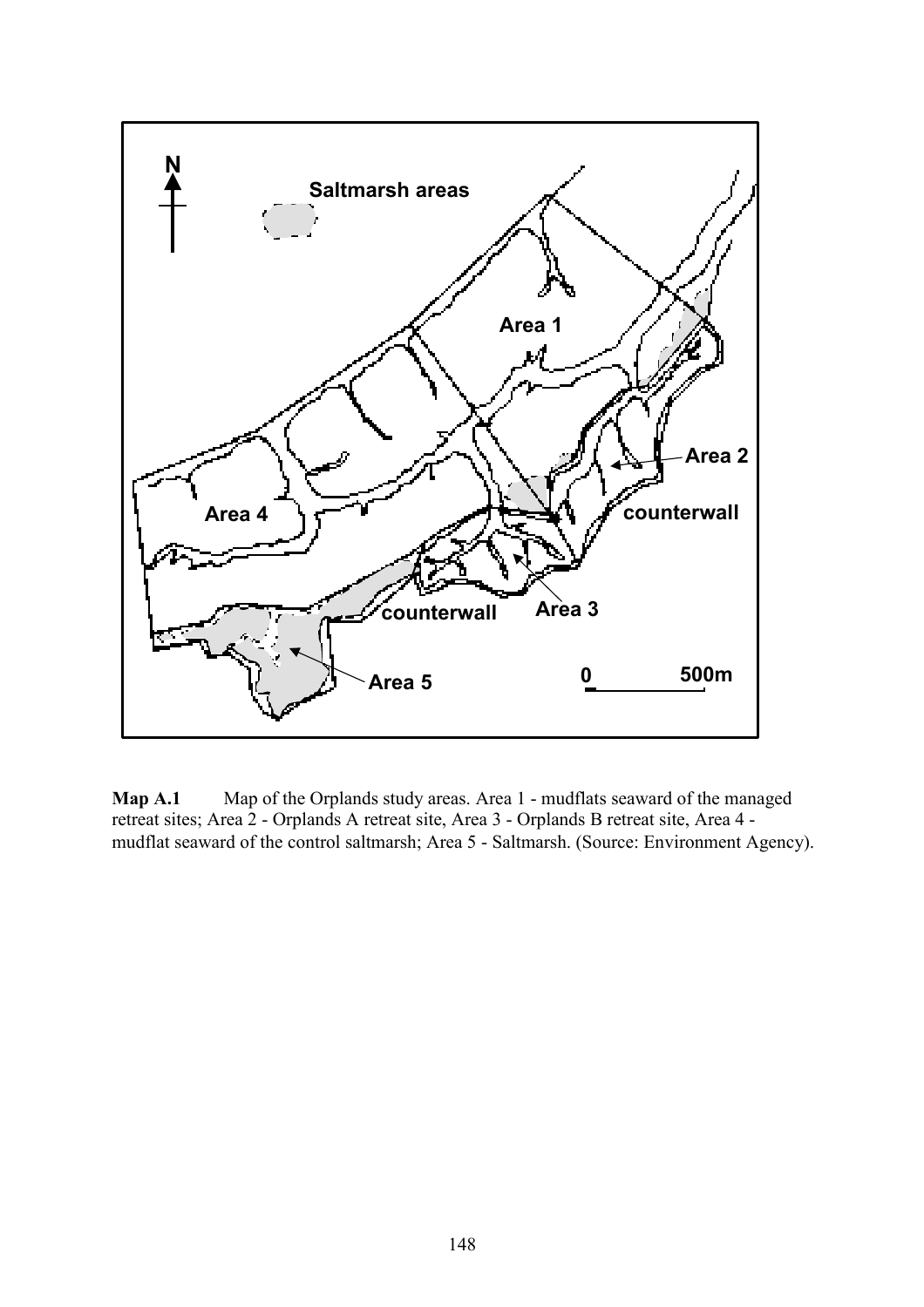**Map A.1** Map of the Orplands study areas. Area 1 - mudflats seaward of the managed retreat sites; Area 2 - Orplands A retreat site, Area 3 - Orplands B retreat site, Area 4 - mudflat seaward of the control saltmarsh; Area 5 - Saltmarsh. (Source: Environment Agency).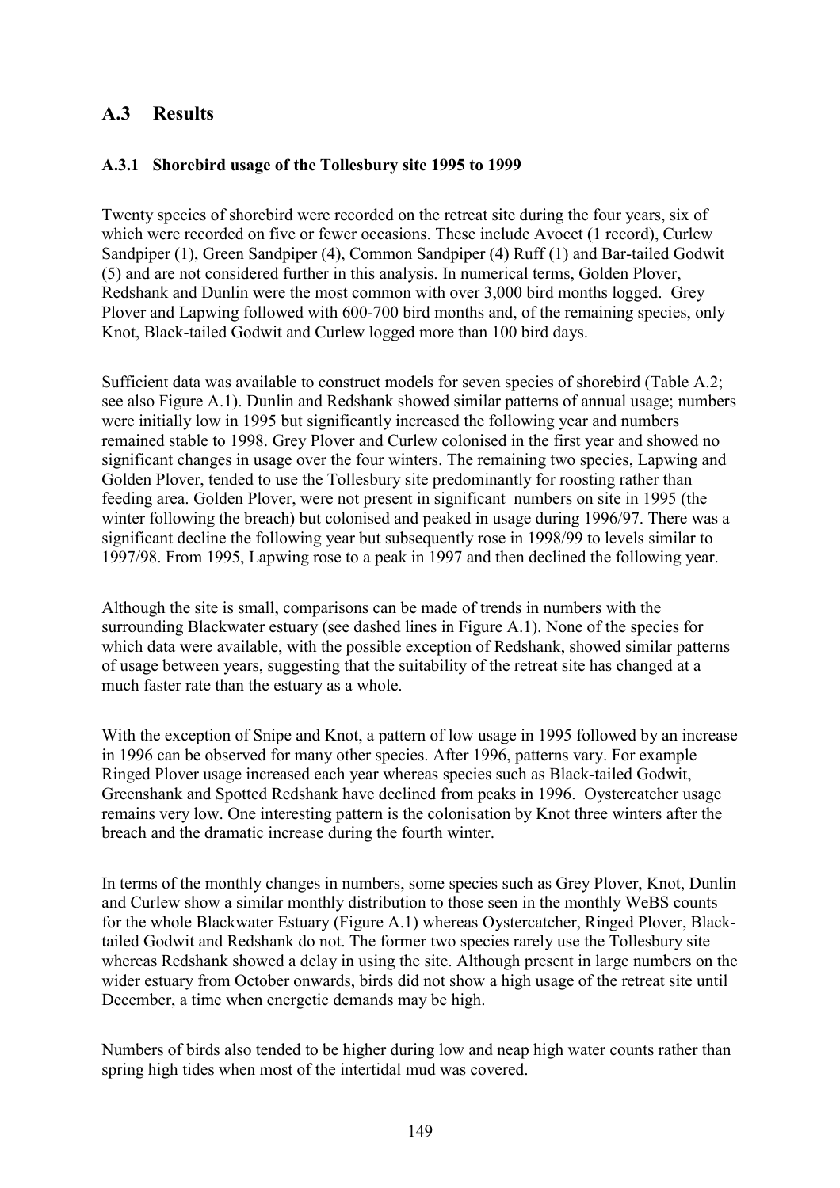## A.3 Results

### A.3.1 Shorebird usage of the Tollesbury site 1995 to 1999

Twenty species of shorebird were recorded on the retreat site during the four years, six of which were recorded on five or fewer occasions. These include Avocet (1 record), Curlew Sandpiper (1), Green Sandpiper (4), Common Sandpiper (4) Ruff (1) and Bar-tailed Godwit (5) and are not considered further in this analysis. In numerical terms, Golden Plover, Redshank and Dunlin were the most common with over 3,000 bird months logged. Grey Plover and Lapwing followed with 600-700 bird months and, of the remaining species, only Knot, Black-tailed Godwit and Curlew logged more than 100 bird days.

Sufficient data was available to construct models for seven species of shorebird (Table A.2; see also Figure A.1). Dunlin and Redshank showed similar patterns of annual usage; numbers were initially low in 1995 but significantly increased the following year and numbers remained stable to 1998. Grey Plover and Curlew colonised in the first year and showed no significant changes in usage over the four winters. The remaining two species, Lapwing and Golden Plover, tended to use the Tollesbury site predominantly for roosting rather than feeding area. Golden Plover, were not present in significant numbers on site in 1995 (the winter following the breach) but colonised and peaked in usage during 1996/97. There was a significant decline the following year but subsequently rose in 1998/99 to levels similar to 1997/98. From 1995, Lapwing rose to a peak in 1997 and then declined the following year.

Although the site is small, comparisons can be made of trends in numbers with the surrounding Blackwater estuary (see dashed lines in Figure A.1). None of the species for which data were available, with the possible exception of Redshank, showed similar patterns of usage between years, suggesting that the suitability of the retreat site has changed at a much faster rate than the estuary as a whole.

With the exception of Snipe and Knot, a pattern of low usage in 1995 followed by an increase in 1996 can be observed for many other species. After 1996, patterns vary. For example Ringed Plover usage increased each year whereas species such as Black-tailed Godwit, Greenshank and Spotted Redshank have declined from peaks in 1996. Oystercatcher usage remains very low. One interesting pattern is the colonisation by Knot three winters after the breach and the dramatic increase during the fourth winter.

In terms of the monthly changes in numbers, some species such as Grey Plover, Knot, Dunlin and Curlew show a similar monthly distribution to those seen in the monthly WeBS counts for the whole Blackwater Estuary (Figure A.1) whereas Oystercatcher, Ringed Plover, Black-tailed Godwit and Redshank do not. The former two species rarely use the Tollesbury site whereas Redshank showed a delay in using the site. Although present in large numbers on the wider estuary from October onwards, birds did not show a high usage of the retreat site until December, a time when energetic demands may be high.

Numbers of birds also tended to be higher during low and neap high water counts rather than spring high tides when most of the intertidal mud was covered.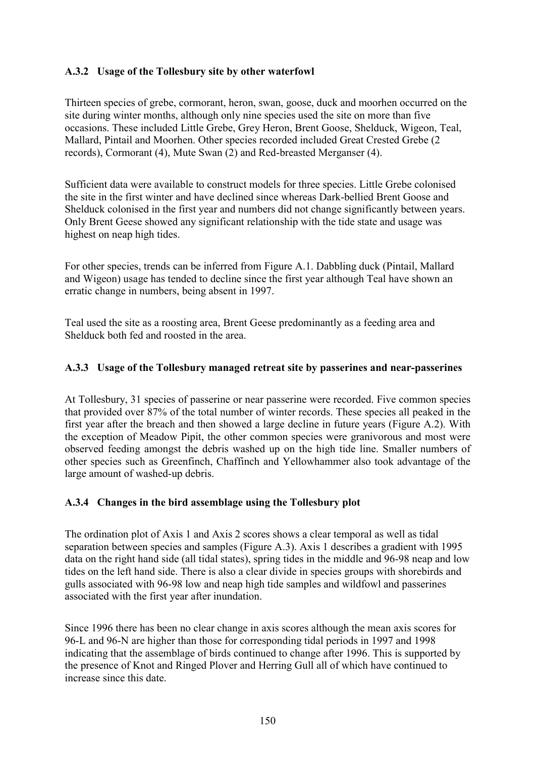### A.3.2 Usage of the Tollesbury site by other waterfowl

Thirteen species of grebe, cormorant, heron, swan, goose, duck and moorhen occurred on the site during winter months, although only nine species used the site on more than five occasions. These included Little Grebe, Grey Heron, Brent Goose, Shelduck, Wigeon, Teal, Mallard, Pintail and Moorhen. Other species recorded included Great Crested Grebe (2 records), Cormorant (4), Mute Swan (2) and Red-breasted Merganser (4).

Sufficient data were available to construct models for three species. Little Grebe colonised the site in the first winter and have declined since whereas Dark-bellied Brent Goose and Shelduck colonised in the first year and numbers did not change significantly between years. Only Brent Geese showed any significant relationship with the tide state and usage was highest on neap high tides.

For other species, trends can be inferred from Figure A.1. Dabbling duck (Pintail, Mallard and Wigeon) usage has tended to decline since the first year although Teal have shown an erratic change in numbers, being absent in 1997.

Teal used the site as a roosting area, Brent Geese predominantly as a feeding area and Shelduck both fed and roosted in the area.

### A.3.3 Usage of the Tollesbury managed retreat site by passerines and near-passerines

At Tollesbury, 31 species of passerine or near passerine were recorded. Five common species that provided over 87% of the total number of winter records. These species all peaked in the first year after the breach and then showed a large decline in future years (Figure A.2). With the exception of Meadow Pipit, the other common species were granivorous and most were observed feeding amongst the debris washed up on the high tide line. Smaller numbers of other species such as Greenfinch, Chaffinch and Yellowhammer also took advantage of the large amount of washed-up debris.

### A.3.4 Changes in the bird assemblage using the Tollesbury plot

The ordination plot of Axis 1 and Axis 2 scores shows a clear temporal as well as tidal separation between species and samples (Figure A.3). Axis 1 describes a gradient with 1995 data on the right hand side (all tidal states), spring tides in the middle and 96-98 neap and low tides on the left hand side. There is also a clear divide in species groups with shorebirds and gulls associated with 96-98 low and neap high tide samples and wildfowl and passerines associated with the first year after inundation.

Since 1996 there has been no clear change in axis scores although the mean axis scores for 96-L and 96-N are higher than those for corresponding tidal periods in 1997 and 1998 indicating that the assemblage of birds continued to change after 1996. This is supported by the presence of Knot and Ringed Plover and Herring Gull all of which have continued to increase since this date.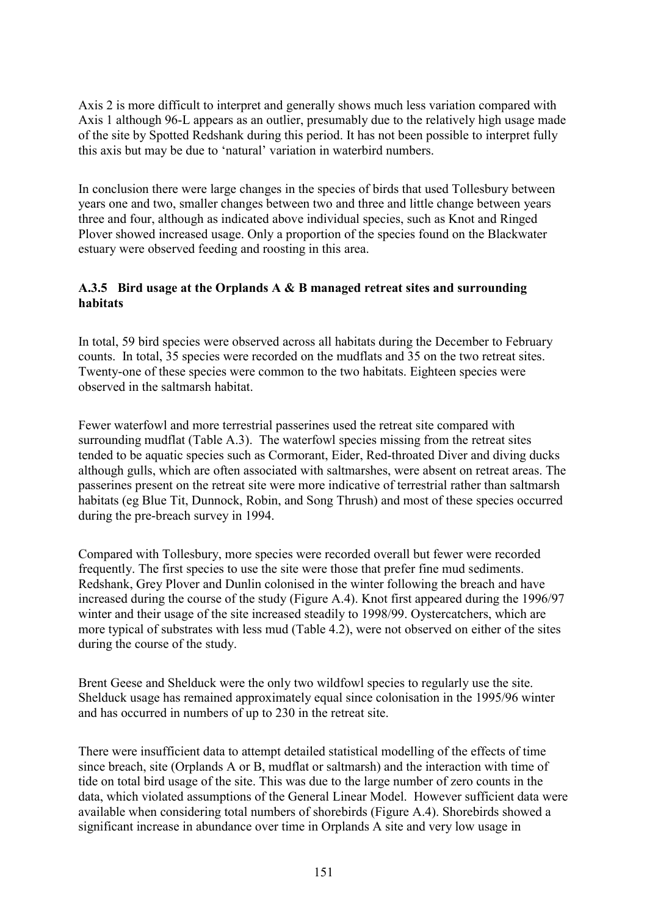Axis 2 is more difficult to interpret and generally shows much less variation compared with Axis 1 although 96-L appears as an outlier, presumably due to the relatively high usage made of the site by Spotted Redshank during this period. It has not been possible to interpret fully this axis but may be due to 'natural' variation in waterbird numbers.

In conclusion there were large changes in the species of birds that used Tollesbury between years one and two, smaller changes between two and three and little change between years three and four, although as indicated above individual species, such as Knot and Ringed Plover showed increased usage. Only a proportion of the species found on the Blackwater estuary were observed feeding and roosting in this area.

### A.3.5 Bird usage at the Orplands A & B managed retreat sites and surrounding habitats

In total, 59 bird species were observed across all habitats during the December to February counts. In total, 35 species were recorded on the mudflats and 35 on the two retreat sites. Twenty-one of these species were common to the two habitats. Eighteen species were observed in the saltmarsh habitat.

Fewer waterfowl and more terrestrial passerines used the retreat site compared with surrounding mudflat (Table A.3). The waterfowl species missing from the retreat sites tended to be aquatic species such as Cormorant, Eider, Red-throated Diver and diving ducks although gulls, which are often associated with saltmarshes, were absent on retreat areas. The passerines present on the retreat site were more indicative of terrestrial rather than saltmarsh habitats (eg Blue Tit, Dunnock, Robin, and Song Thrush) and most of these species occurred during the pre-breach survey in 1994.

Compared with Tollesbury, more species were recorded overall but fewer were recorded frequently. The first species to use the site were those that prefer fine mud sediments. Redshank, Grey Plover and Dunlin colonised in the winter following the breach and have increased during the course of the study (Figure A.4). Knot first appeared during the 1996/97 winter and their usage of the site increased steadily to 1998/99. Oystercatchers, which are more typical of substrates with less mud (Table 4.2), were not observed on either of the sites during the course of the study.

Brent Geese and Shelduck were the only two wildfowl species to regularly use the site. Shelduck usage has remained approximately equal since colonisation in the 1995/96 winter and has occurred in numbers of up to 230 in the retreat site.

There were insufficient data to attempt detailed statistical modelling of the effects of time since breach, site (Orplands A or B, mudflat or saltmarsh) and the interaction with time of tide on total bird usage of the site. This was due to the large number of zero counts in the data, which violated assumptions of the General Linear Model. However sufficient data were available when considering total numbers of shorebirds (Figure A.4). Shorebirds showed a significant increase in abundance over time in Orplands A site and very low usage in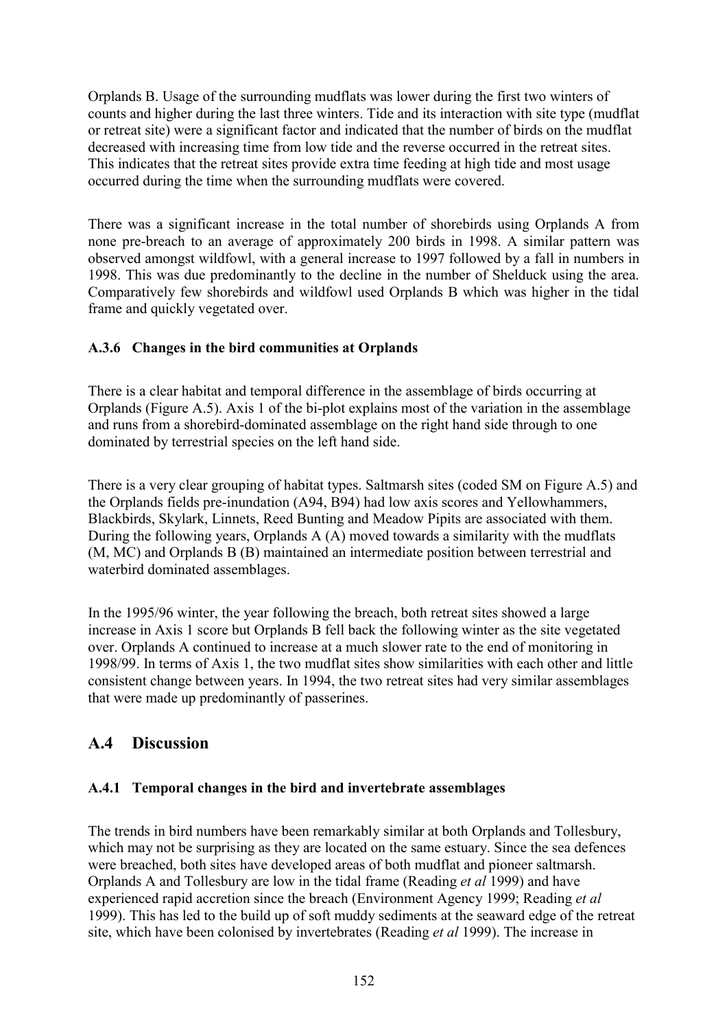Orplands B. Usage of the surrounding mudflats was lower during the first two winters of counts and higher during the last three winters. Tide and its interaction with site type (mudflat or retreat site) were a significant factor and indicated that the number of birds on the mudflat decreased with increasing time from low tide and the reverse occurred in the retreat sites. This indicates that the retreat sites provide extra time feeding at high tide and most usage occurred during the time when the surrounding mudflats were covered.

There was a significant increase in the total number of shorebirds using Orplands A from none pre-breach to an average of approximately 200 birds in 1998. A similar pattern was observed amongst wildfowl, with a general increase to 1997 followed by a fall in numbers in 1998. This was due predominantly to the decline in the number of Shelduck using the area. Comparatively few shorebirds and wildfowl used Orplands B which was higher in the tidal frame and quickly vegetated over.

### A.3.6 Changes in the bird communities at Orplands

There is a clear habitat and temporal difference in the assemblage of birds occurring at Orplands (Figure A.5). Axis 1 of the bi-plot explains most of the variation in the assemblage and runs from a shorebird-dominated assemblage on the right hand side through to one dominated by terrestrial species on the left hand side.

There is a very clear grouping of habitat types. Saltmarsh sites (coded SM on Figure A.5) and the Orplands fields pre-inundation (A94, B94) had low axis scores and Yellowhammers, Blackbirds, Skylark, Linnets, Reed Bunting and Meadow Pipits are associated with them. During the following years, Orplands A (A) moved towards a similarity with the mudflats (M, MC) and Orplands B (B) maintained an intermediate position between terrestrial and waterbird dominated assemblages.

In the 1995/96 winter, the year following the breach, both retreat sites showed a large increase in Axis 1 score but Orplands B fell back the following winter as the site vegetated over. Orplands A continued to increase at a much slower rate to the end of monitoring in 1998/99. In terms of Axis 1, the two mudflat sites show similarities with each other and little consistent change between years. In 1994, the two retreat sites had very similar assemblages that were made up predominantly of passerines.

## A.4 Discussion

### A.4.1 Temporal changes in the bird and invertebrate assemblages

The trends in bird numbers have been remarkably similar at both Orplands and Tollesbury, which may not be surprising as they are located on the same estuary. Since the sea defences were breached, both sites have developed areas of both mudflat and pioneer saltmarsh. Orplands A and Tollesbury are low in the tidal frame (Reading *et al* 1999) and have experienced rapid accretion since the breach (Environment Agency 1999; Reading *et al* 1999). This has led to the build up of soft muddy sediments at the seaward edge of the retreat site, which have been colonised by invertebrates (Reading *et al* 1999). The increase in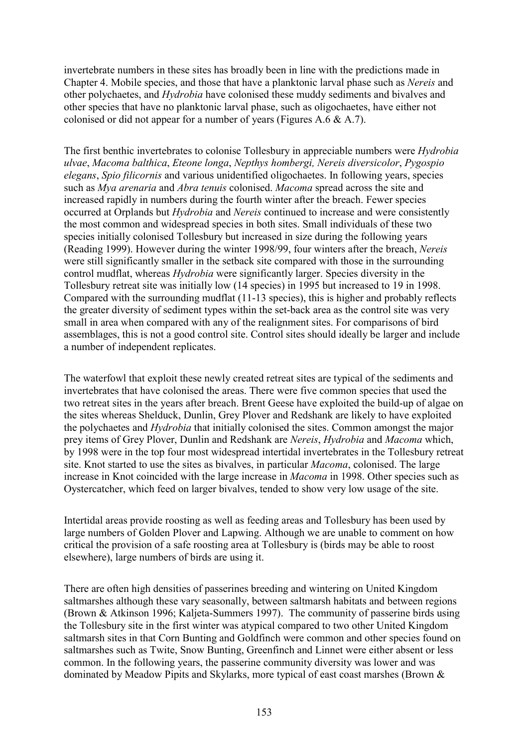invertebrate numbers in these sites has broadly been in line with the predictions made in Chapter 4. Mobile species, and those that have a planktonic larval phase such as *Nereis* and other polychaetes, and *Hydrobia* have colonised these muddy sediments and bivalves and other species that have no planktonic larval phase, such as oligochaetes, have either not colonised or did not appear for a number of years (Figures A.6 & A.7).

The first benthic invertebrates to colonise Tollesbury in appreciable numbers were *Hydrobia ulvae*, *Macoma balthica*, *Eteone longa*, *Nepthys hombergi, Nereis diversicolor*, *Pygospio elegans*, *Spio filicornis* and various unidentified oligochaetes. In following years, species such as *Mya arenaria* and *Abra tenuis* colonised. *Macoma* spread across the site and increased rapidly in numbers during the fourth winter after the breach. Fewer species occurred at Orplands but *Hydrobia* and *Nereis* continued to increase and were consistently the most common and widespread species in both sites. Small individuals of these two species initially colonised Tollesbury but increased in size during the following years (Reading 1999). However during the winter 1998/99, four winters after the breach, *Nereis* were still significantly smaller in the setback site compared with those in the surrounding control mudflat, whereas *Hydrobia* were significantly larger. Species diversity in the Tollesbury retreat site was initially low (14 species) in 1995 but increased to 19 in 1998. Compared with the surrounding mudflat (11-13 species), this is higher and probably reflects the greater diversity of sediment types within the set-back area as the control site was very small in area when compared with any of the realignment sites. For comparisons of bird assemblages, this is not a good control site. Control sites should ideally be larger and include a number of independent replicates.

The waterfowl that exploit these newly created retreat sites are typical of the sediments and invertebrates that have colonised the areas. There were five common species that used the two retreat sites in the years after breach. Brent Geese have exploited the build-up of algae on the sites whereas Shelduck, Dunlin, Grey Plover and Redshank are likely to have exploited the polychaetes and *Hydrobia* that initially colonised the sites. Common amongst the major prey items of Grey Plover, Dunlin and Redshank are *Nereis*, *Hydrobia* and *Macoma* which, by 1998 were in the top four most widespread intertidal invertebrates in the Tollesbury retreat site. Knot started to use the sites as bivalves, in particular *Macoma*, colonised. The large increase in Knot coincided with the large increase in *Macoma* in 1998. Other species such as Oystercatcher, which feed on larger bivalves, tended to show very low usage of the site.

Intertidal areas provide roosting as well as feeding areas and Tollesbury has been used by large numbers of Golden Plover and Lapwing. Although we are unable to comment on how critical the provision of a safe roosting area at Tollesbury is (birds may be able to roost elsewhere), large numbers of birds are using it.

There are often high densities of passerines breeding and wintering on United Kingdom saltmarshes although these vary seasonally, between saltmarsh habitats and between regions (Brown & Atkinson 1996; Kaljeta-Summers 1997). The community of passerine birds using the Tollesbury site in the first winter was atypical compared to two other United Kingdom saltmarsh sites in that Corn Bunting and Goldfinch were common and other species found on saltmarshes such as Twite, Snow Bunting, Greenfinch and Linnet were either absent or less common. In the following years, the passerine community diversity was lower and was dominated by Meadow Pipits and Skylarks, more typical of east coast marshes (Brown &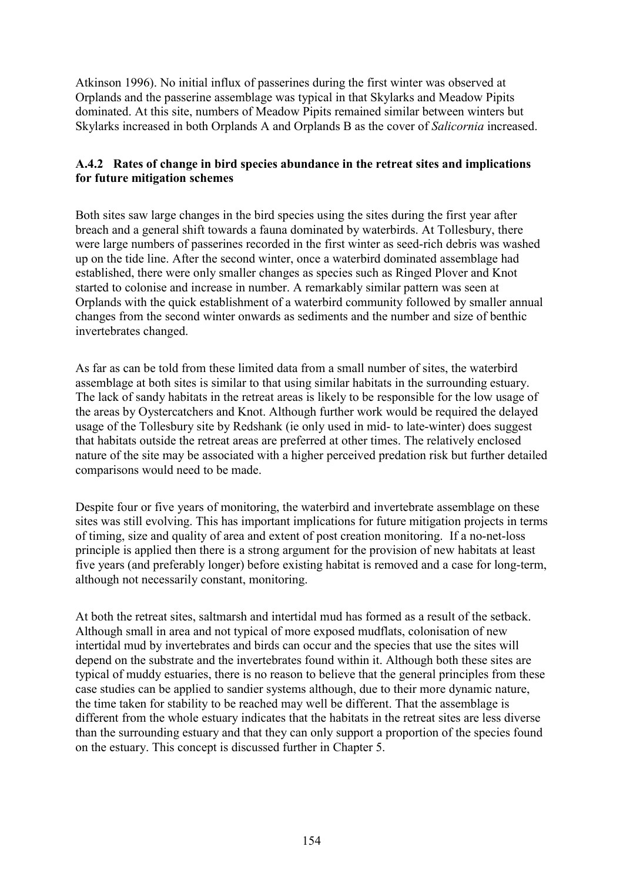Atkinson 1996). No initial influx of passerines during the first winter was observed at Orplands and the passerine assemblage was typical in that Skylarks and Meadow Pipits dominated. At this site, numbers of Meadow Pipits remained similar between winters but Skylarks increased in both Orplands A and Orplands B as the cover of *Salicornia* increased.

### A.4.2 Rates of change in bird species abundance in the retreat sites and implications for future mitigation schemes

Both sites saw large changes in the bird species using the sites during the first year after breach and a general shift towards a fauna dominated by waterbirds. At Tollesbury, there were large numbers of passerines recorded in the first winter as seed-rich debris was washed up on the tide line. After the second winter, once a waterbird dominated assemblage had established, there were only smaller changes as species such as Ringed Plover and Knot started to colonise and increase in number. A remarkably similar pattern was seen at Orplands with the quick establishment of a waterbird community followed by smaller annual changes from the second winter onwards as sediments and the number and size of benthic invertebrates changed.

As far as can be told from these limited data from a small number of sites, the waterbird assemblage at both sites is similar to that using similar habitats in the surrounding estuary. The lack of sandy habitats in the retreat areas is likely to be responsible for the low usage of the areas by Oystercatchers and Knot. Although further work would be required the delayed usage of the Tollesbury site by Redshank (ie only used in mid- to late-winter) does suggest that habitats outside the retreat areas are preferred at other times. The relatively enclosed nature of the site may be associated with a higher perceived predation risk but further detailed comparisons would need to be made.

Despite four or five years of monitoring, the waterbird and invertebrate assemblage on these sites was still evolving. This has important implications for future mitigation projects in terms of timing, size and quality of area and extent of post creation monitoring. If a no-net-loss principle is applied then there is a strong argument for the provision of new habitats at least five years (and preferably longer) before existing habitat is removed and a case for long-term, although not necessarily constant, monitoring.

At both the retreat sites, saltmarsh and intertidal mud has formed as a result of the setback. Although small in area and not typical of more exposed mudflats, colonisation of new intertidal mud by invertebrates and birds can occur and the species that use the sites will depend on the substrate and the invertebrates found within it. Although both these sites are typical of muddy estuaries, there is no reason to believe that the general principles from these case studies can be applied to sandier systems although, due to their more dynamic nature, the time taken for stability to be reached may well be different. That the assemblage is different from the whole estuary indicates that the habitats in the retreat sites are less diverse than the surrounding estuary and that they can only support a proportion of the species found on the estuary. This concept is discussed further in Chapter 5.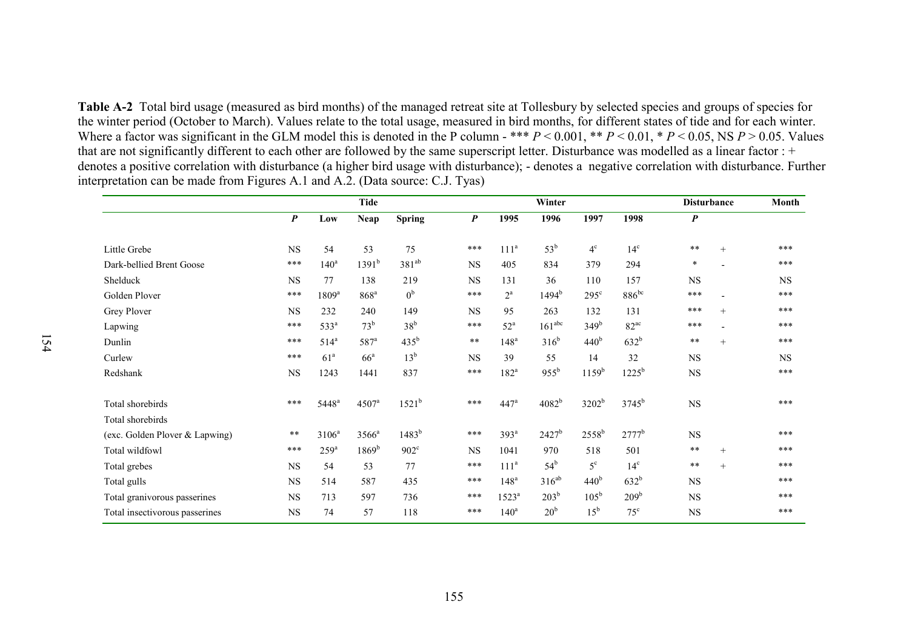**Table A-2** Total bird usage (measured as bird months) of the managed retreat site at Tollesbury by selected species and groups of species for the winter period (October to March). Values relate to the total usage, measured in bird months, for different states of tide and for each winter. Where a factor was significant in the GLM model this is denoted in the P column - *** $P < 0.001$, ** $P < 0.01$, * $P < 0.05$, NS $P > 0.05$. Values that are not significantly different to each other are followed by the same superscript letter. Disturbance was modelled as a linear factor : + denotes a positive correlation with disturbance (a higher bird usage with disturbance); - denotes a negative correlation with disturbance. Further interpretation can be made from Figures A.1 and A.2. (Data source: C.J. Tyas)

| | Tide | | | | Winter | | | | | Disturbance | | Month |
|---|---|---|---|---|---|---|---|---|---|---|---|---|
| | ***P*** | **Low** | **Neap** | **Spring** | ***P*** | **1995** | **1996** | **1997** | **1998** | ***P*** | | |
| Little Grebe | NS | 54 | 53 | 75 | *** | 111[a] | 53[b] | 4[c] | 14[c] | ** | + | *** |
| Dark-bellied Brent Goose | *** | 140[a] | 1391[b] | 381[ab] | NS | 405 | 834 | 379 | 294 | * | - | *** |
| Shelduck | NS | 77 | 138 | 219 | NS | 131 | 36 | 110 | 157 | NS | | NS |
| Golden Plover | *** | 1809[a] | 868[a] | 0[b] | *** | 2[a] | 1494[b] | 295[c] | 886[bc] | *** | - | *** |
| Grey Plover | NS | 232 | 240 | 149 | NS | 95 | 263 | 132 | 131 | *** | + | *** |
| Lapwing | *** | 533[a] | 73[b] | 38[b] | *** | 52[a] | 161[abc] | 349[b] | 82[ac] | *** | - | *** |
| Dunlin | *** | 514[a] | 587[a] | 435[b] | ** | 148[a] | 316[b] | 440[b] | 632[b] | ** | + | *** |
| Curlew | *** | 61[a] | 66[a] | 13[b] | NS | 39 | 55 | 14 | 32 | NS | | NS |
| Redshank | NS | 1243 | 1441 | 837 | *** | 182[a] | 955[b] | 1159[b] | 1225[b] | NS | | *** |
| Total shorebirds | *** | 5448[a] | 4507[a] | 1521[b] | *** | 447[a] | 4082[b] | 3202[b] | 3745[b] | NS | | *** |
| Total shorebirds (exc. Golden Plover & Lapwing) | ** | 3106[a] | 3566[a] | 1483[b] | *** | 393[a] | 2427[b] | 2558[b] | 2777[b] | NS | | *** |
| Total wildfowl | *** | 259[a] | 1869[b] | 902[c] | NS | 1041 | 970 | 518 | 501 | ** | + | *** |
| Total grebes | NS | 54 | 53 | 77 | *** | 111[a] | 54[b] | 5[c] | 14[c] | ** | + | *** |
| Total gulls | NS | 514 | 587 | 435 | *** | 148[a] | 316[ab] | 440[b] | 632[b] | NS | | *** |
| Total granivorous passerines | NS | 713 | 597 | 736 | *** | 1523[a] | 203[b] | 105[b] | 209[b] | NS | | *** |
| Total insectivorous passerines | NS | 74 | 57 | 118 | *** | 140[a] | 20[b] | 15[b] | 75[c] | NS | | *** |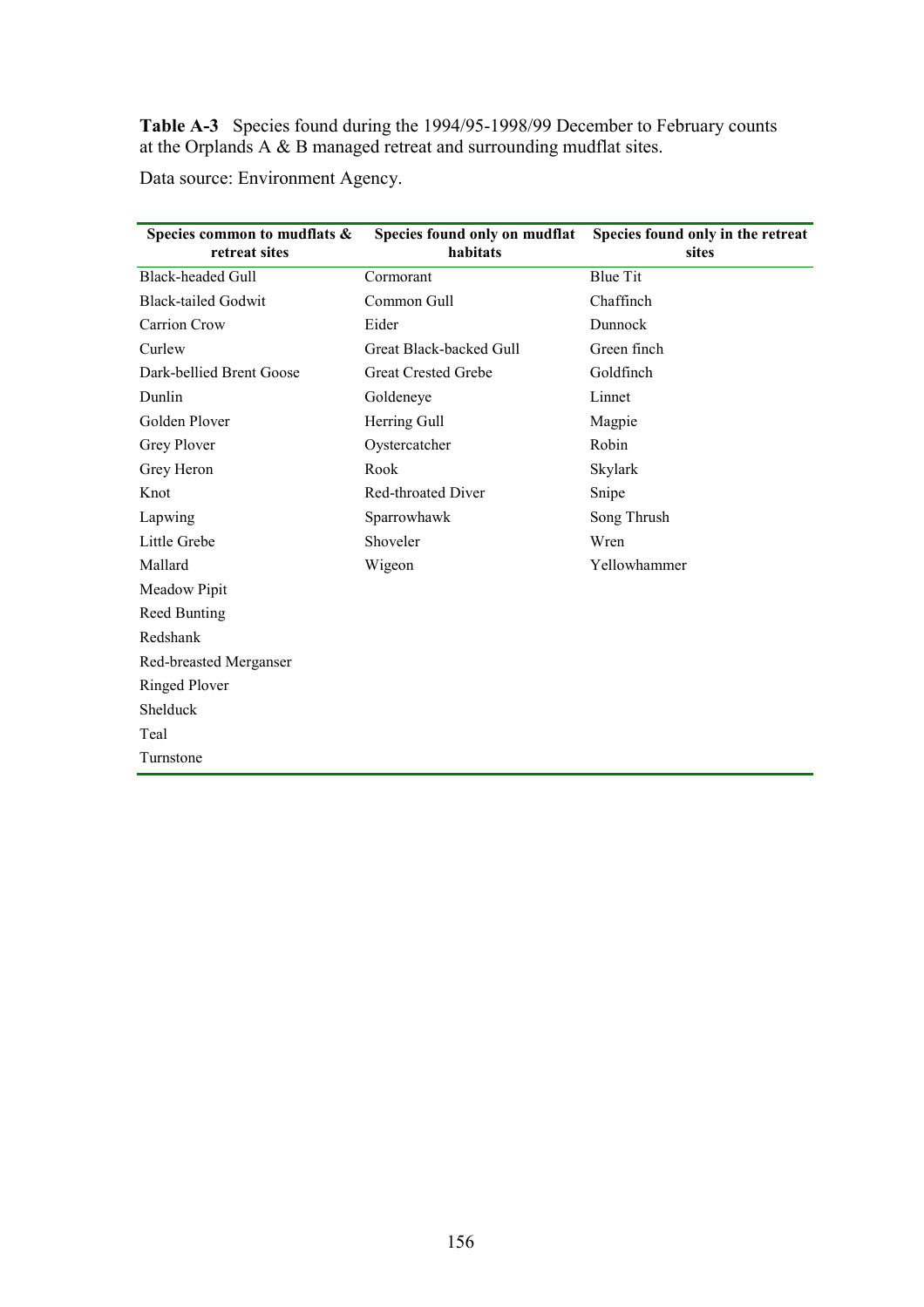**Table A-3** Species found during the 1994/95-1998/99 December to February counts at the Orplands A & B managed retreat and surrounding mudflat sites.

Data source: Environment Agency.

| Species common to mudflats & retreat sites | Species found only on mudflat habitats | Species found only in the retreat sites |
|---|---|---|
| Black-headed Gull | Cormorant | Blue Tit |
| Black-tailed Godwit | Common Gull | Chaffinch |
| Carrion Crow | Eider | Dunnock |
| Curlew | Great Black-backed Gull | Green finch |
| Dark-bellied Brent Goose | Great Crested Grebe | Goldfinch |
| Dunlin | Goldeneye | Linnet |
| Golden Plover | Herring Gull | Magpie |
| Grey Plover | Oystercatcher | Robin |
| Grey Heron | Rook | Skylark |
| Knot | Red-throated Diver | Snipe |
| Lapwing | Sparrowhawk | Song Thrush |
| Little Grebe | Shoveler | Wren |
| Mallard | Wigeon | Yellowhammer |
| Meadow Pipit | | |
| Reed Bunting | | |
| Redshank | | |
| Red-breasted Merganser | | |
| Ringed Plover | | |
| Shelduck | | |
| Teal | | |
| Turnstone | | |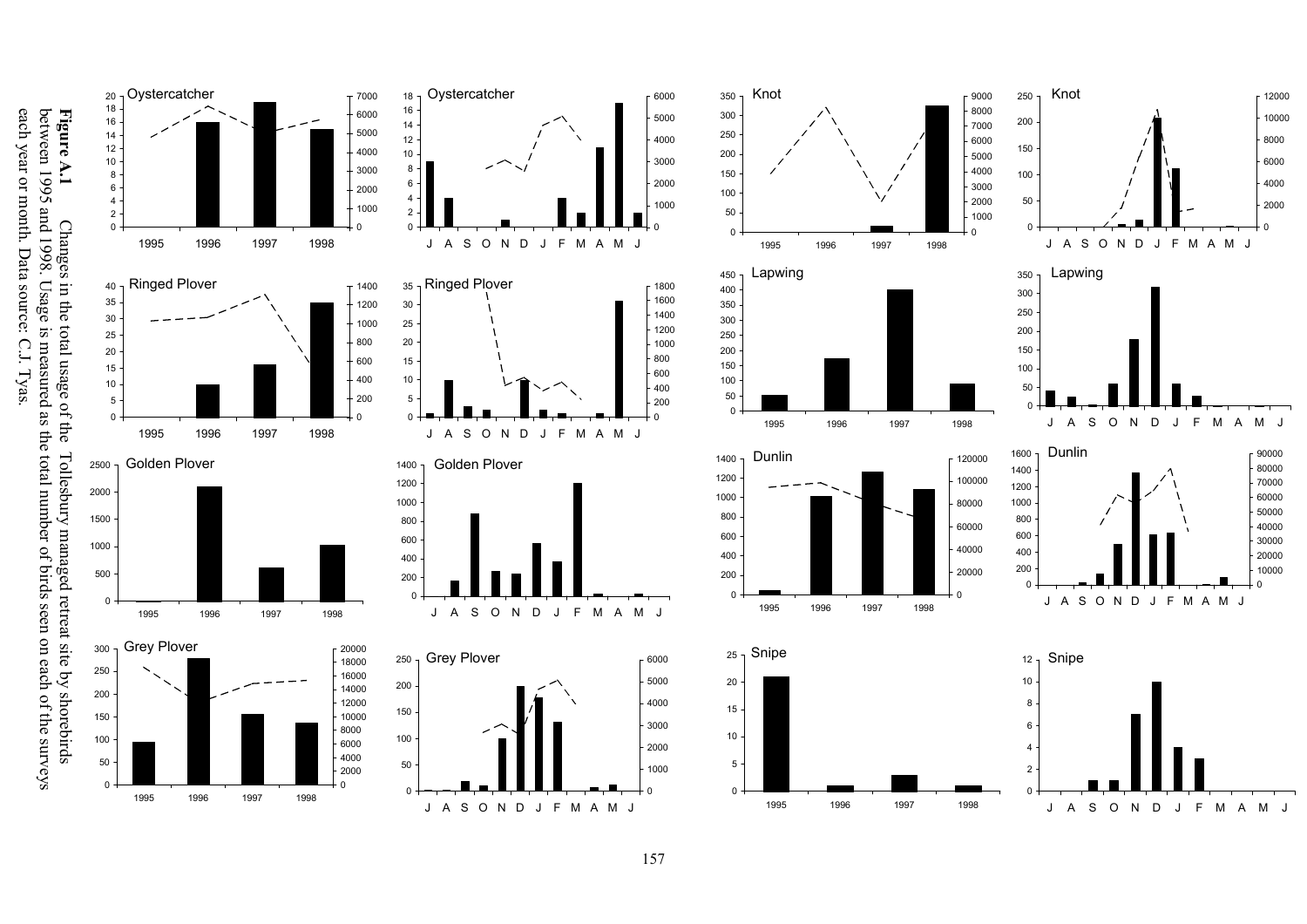**Figure A.1** Changes in the total usage of the Tollesbury managed retreat site by shorebirds between 1995 and 1998. Usage is measured as the total number of birds seen on each of the surveys each year or month. Data source: C.J. Tyas.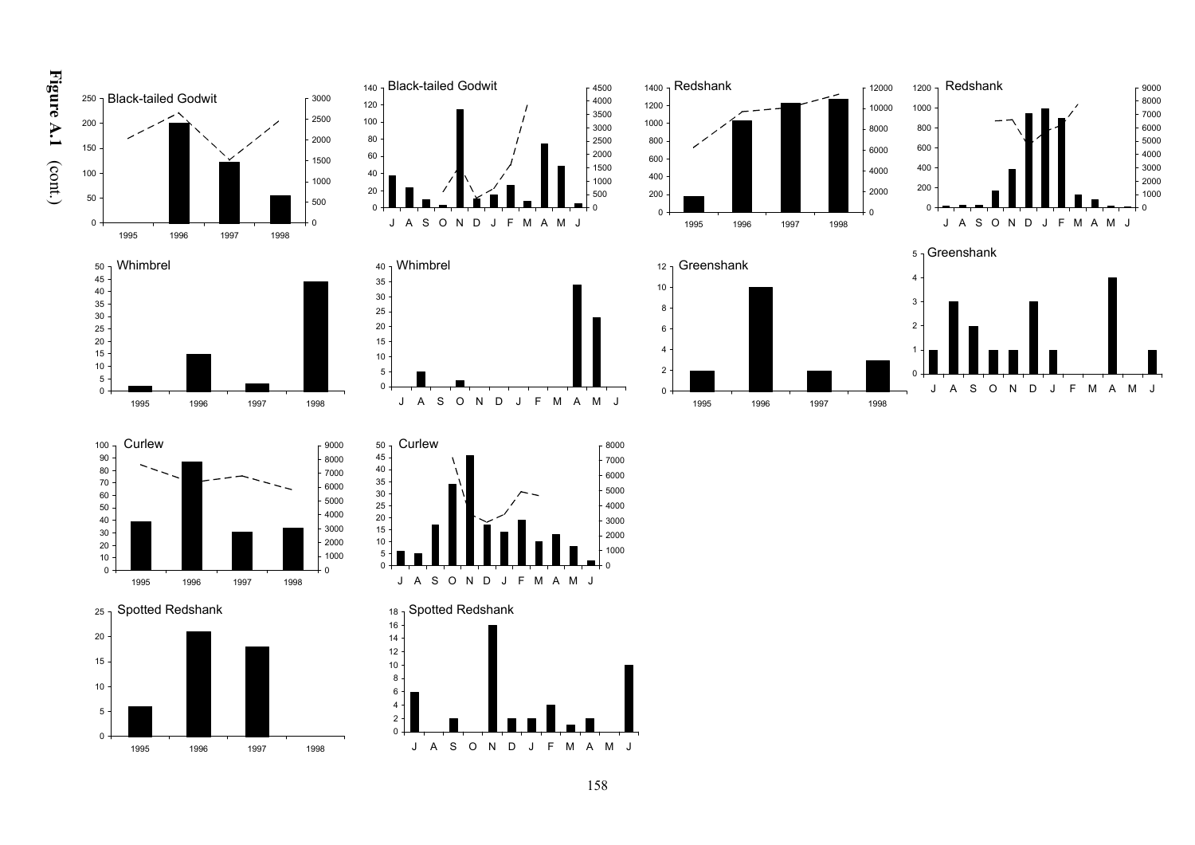**Figure A.1** (cont.)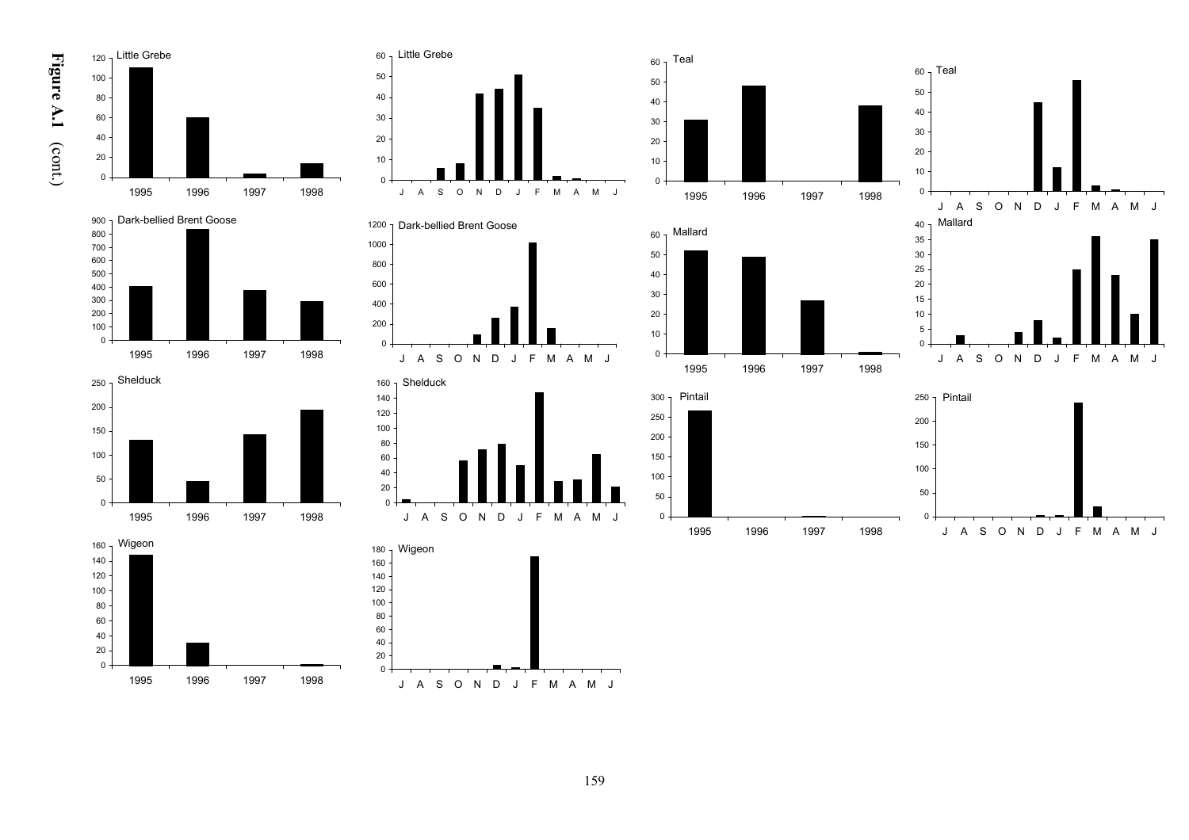**Figure A.1** (cont.)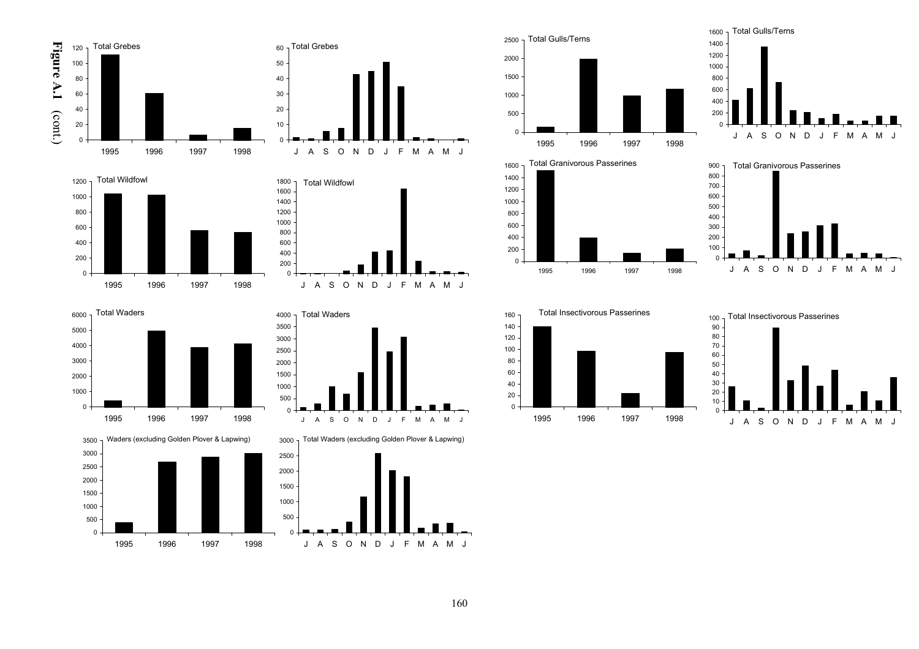**Figure A.1** (cont.)

Total Grebes

Total Wildfowl

Total Waders

Waders (excluding Golden Plover & Lapwing)

Total Waders (excluding Golden Plover & Lapwing)

Total Gulls/Terns

Total Granivorous Passerines

Total Insectivorous Passerines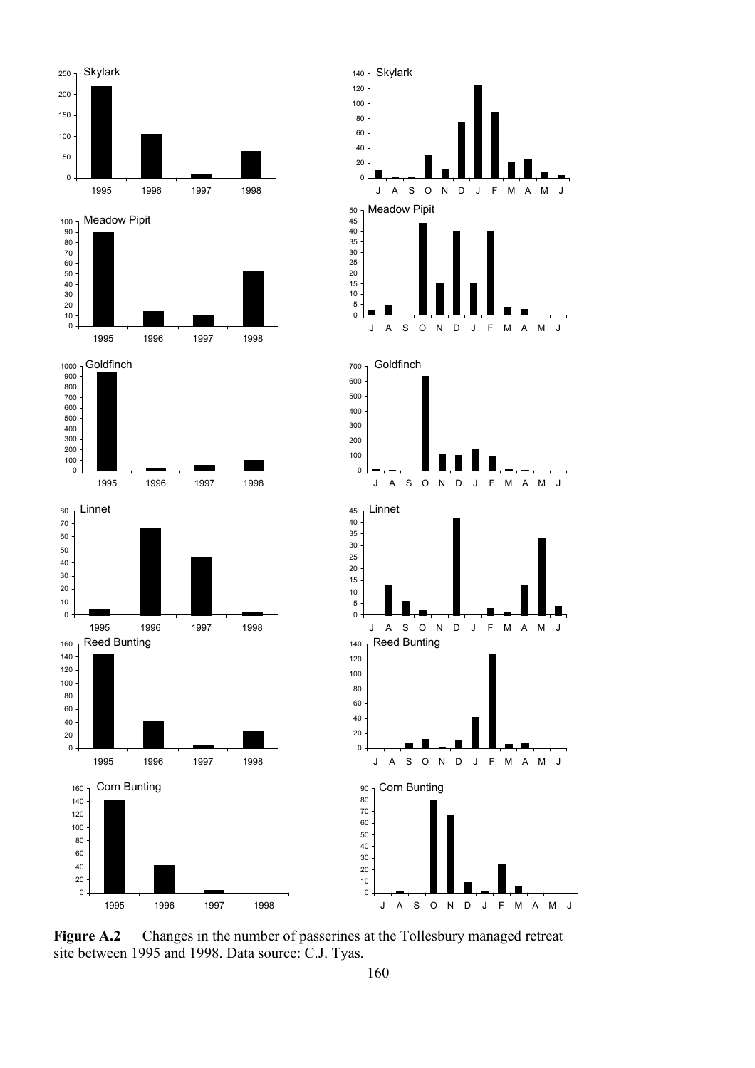**Figure A.2** Changes in the number of passerines at the Tollesbury managed retreat site between 1995 and 1998. Data source: C.J. Tyas.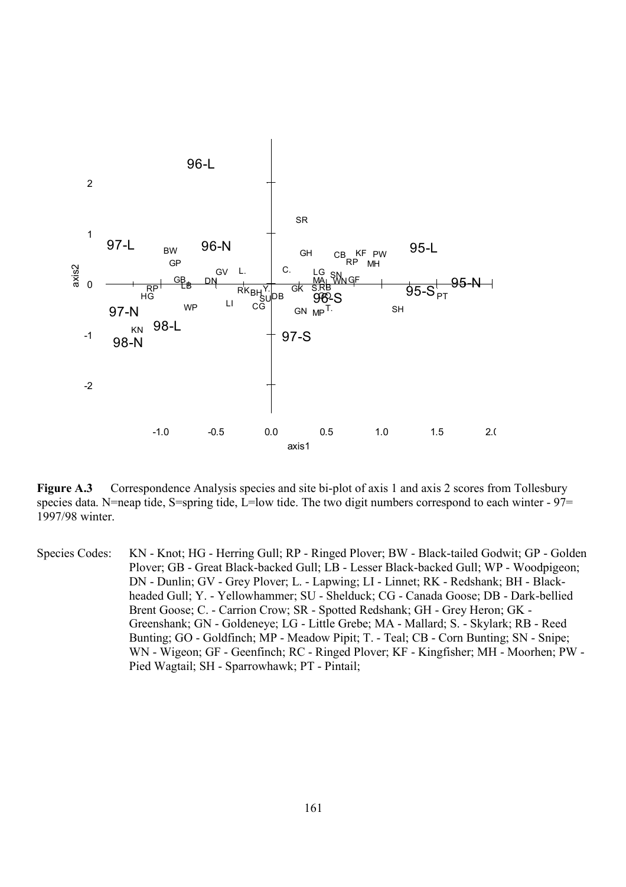**Figure A.3** Correspondence Analysis species and site bi-plot of axis 1 and axis 2 scores from Tollesbury species data. N=neap tide, S=spring tide, L=low tide. The two digit numbers correspond to each winter - 97= 1997/98 winter.

Species Codes: KN - Knot; HG - Herring Gull; RP - Ringed Plover; BW - Black-tailed Godwit; GP - Golden Plover; GB - Great Black-backed Gull; LB - Lesser Black-backed Gull; WP - Woodpigeon; DN - Dunlin; GV - Grey Plover; L. - Lapwing; LI - Linnet; RK - Redshank; BH - Black-headed Gull; Y. - Yellowhammer; SU - Shelduck; CG - Canada Goose; DB - Dark-bellied Brent Goose; C. - Carrion Crow; SR - Spotted Redshank; GH - Grey Heron; GK - Greenshank; GN - Goldeneye; LG - Little Grebe; MA - Mallard; S. - Skylark; RB - Reed Bunting; GO - Goldfinch; MP - Meadow Pipit; T. - Teal; CB - Corn Bunting; SN - Snipe; WN - Wigeon; GF - Geenfinch; RC - Ringed Plover; KF - Kingfisher; MH - Moorhen; PW - Pied Wagtail; SH - Sparrowhawk; PT - Pintail;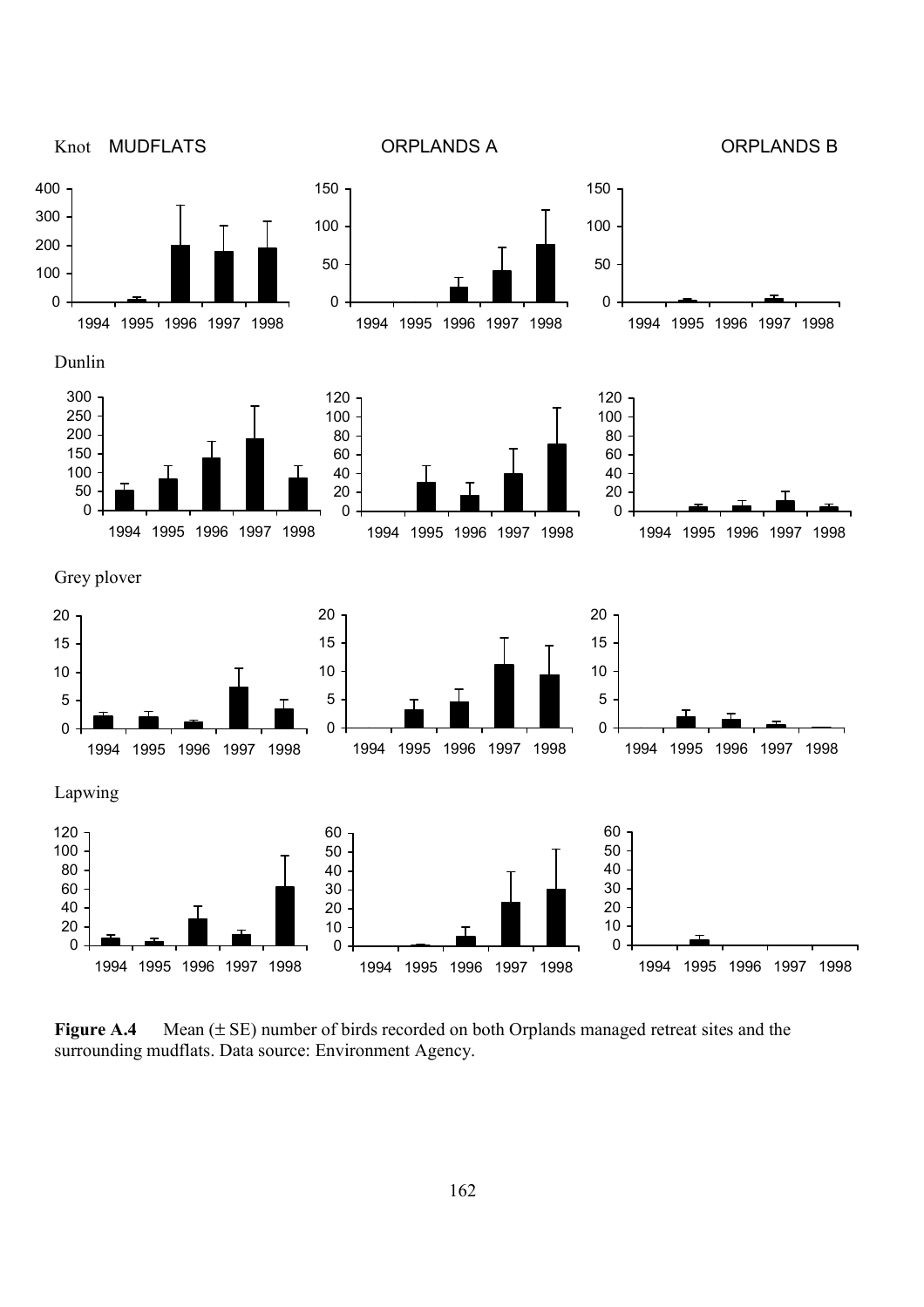Knot MUDFLATS ORPLANDS A ORPLANDS B

Dunlin

Grey plover

Lapwing

**Figure A.4** Mean (± SE) number of birds recorded on both Orplands managed retreat sites and the surrounding mudflats. Data source: Environment Agency.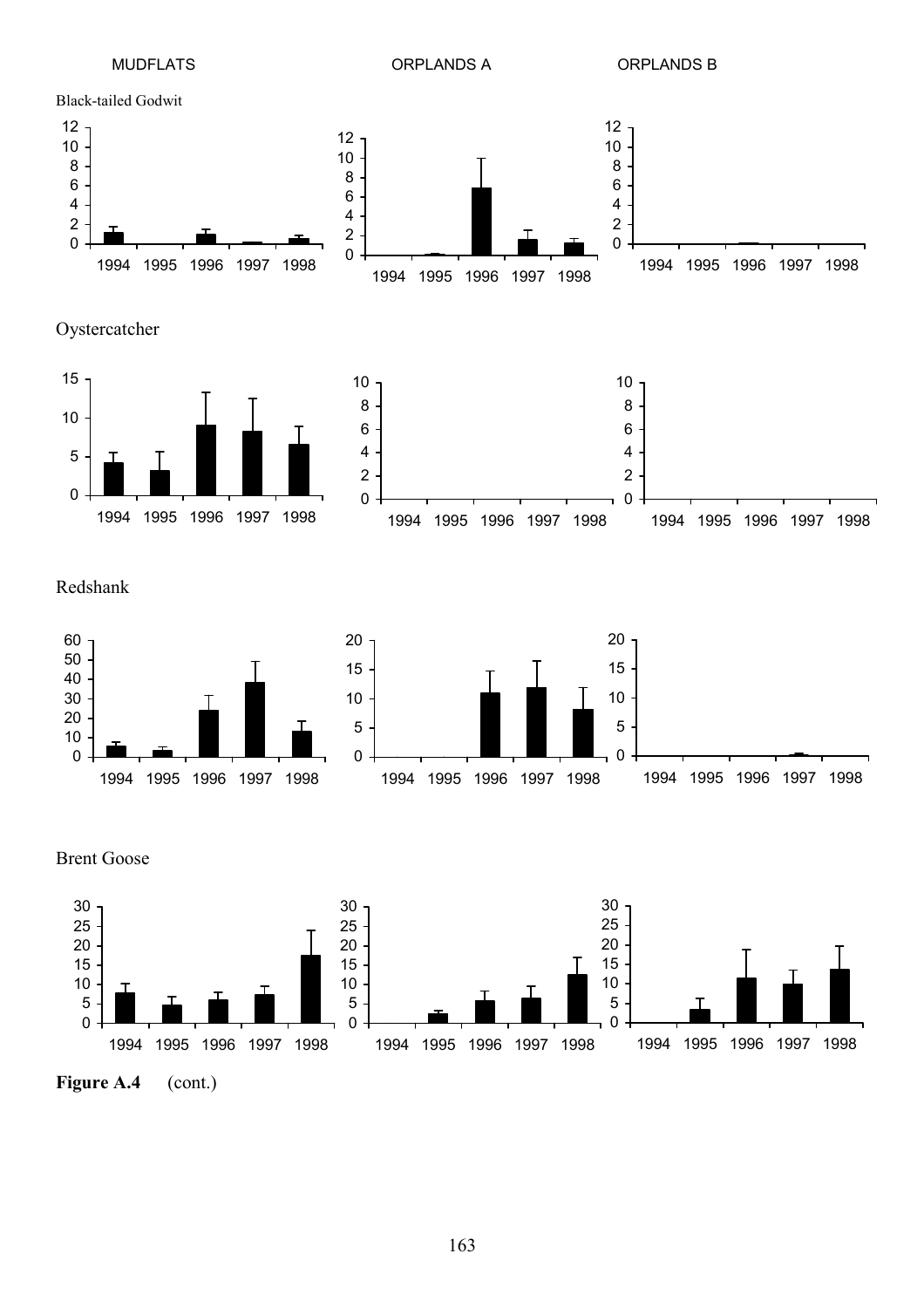MUDFLATS ORPLANDS A ORPLANDS B

Black-tailed Godwit

Oystercatcher

Redshank

Brent Goose

**Figure A.4** (cont.)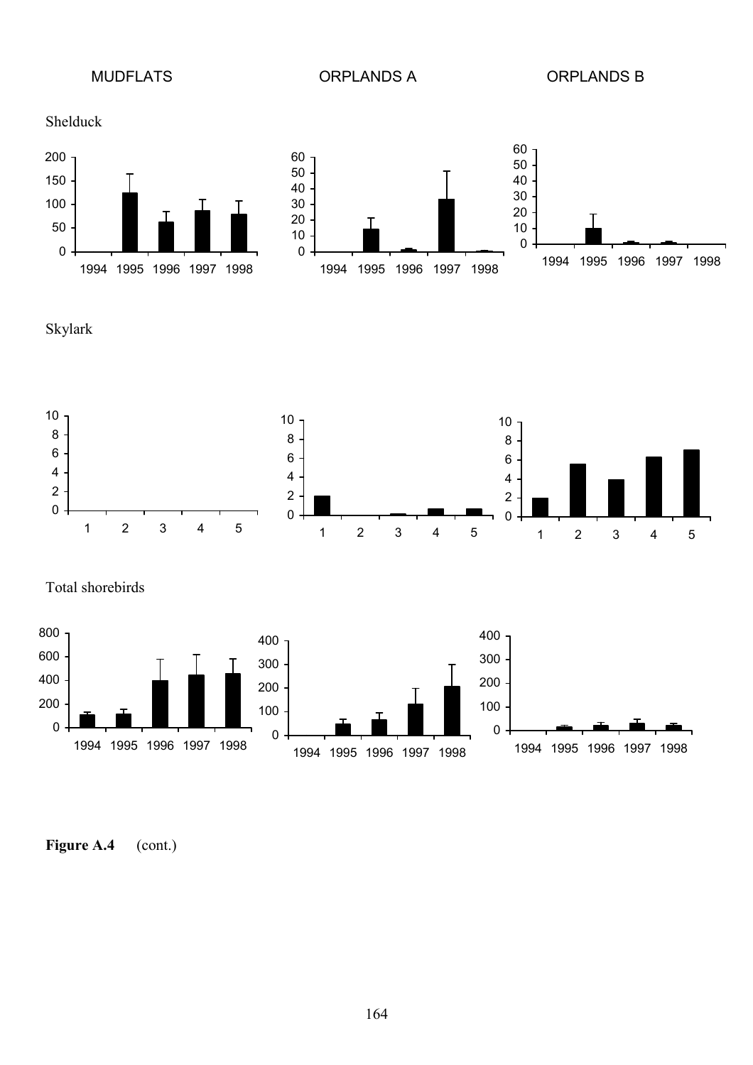MUDFLATS ORPLANDS A ORPLANDS B

Shelduck

Skylark

Total shorebirds

**Figure A.4** (cont.)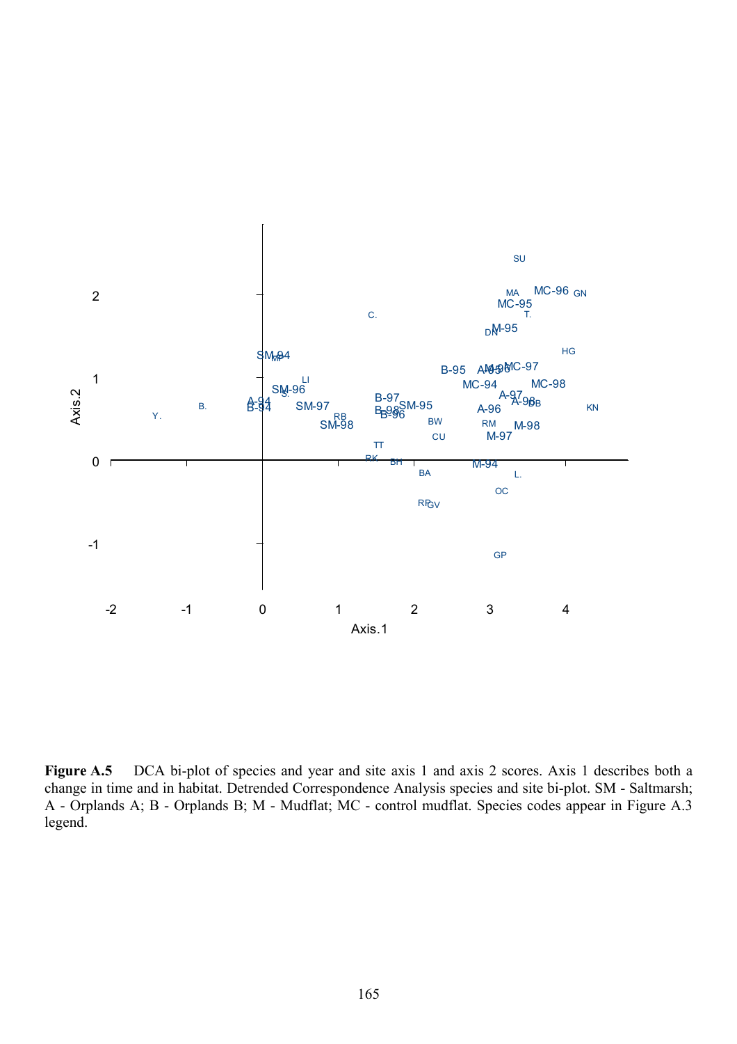**Figure A.5** DCA bi-plot of species and year and site axis 1 and axis 2 scores. Axis 1 describes both a change in time and in habitat. Detrended Correspondence Analysis species and site bi-plot. SM - Saltmarsh; A - Orplands A; B - Orplands B; M - Mudflat; MC - control mudflat. Species codes appear in Figure A.3 legend.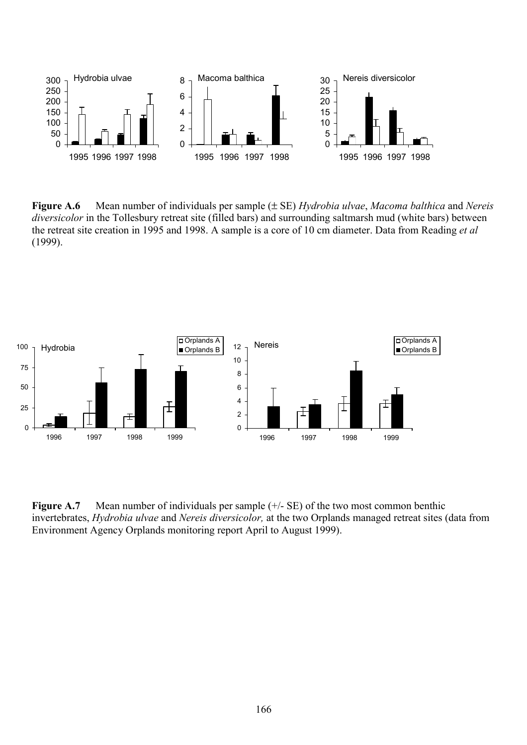Hydrobia ulvae

300
250
200
150
100
50
0

1995 1996 1997 1998

Macoma balthica

8
6
4
2
0

1995 1996 1997 1998

Nereis diversicolor

30
25
20
15
10
5
0

1995 1996 1997 1998

**Figure A.6** Mean number of individuals per sample (± SE) *Hydrobia ulvae*, *Macoma balthica* and *Nereis diversicolor* in the Tollesbury retreat site (filled bars) and surrounding saltmarsh mud (white bars) between the retreat site creation in 1995 and 1998. A sample is a core of 10 cm diameter. Data from Reading *et al* (1999).

Hydrobia

Orplands A
Orplands B

100
75
50
25
0

1996 1997 1998 1999

Nereis

Orplands A
Orplands B

12
10
8
6
4
2
0

1996 1997 1998 1999

**Figure A.7** Mean number of individuals per sample (+/- SE) of the two most common benthic invertebrates, *Hydrobia ulvae* and *Nereis diversicolor,* at the two Orplands managed retreat sites (data from Environment Agency Orplands monitoring report April to August 1999).